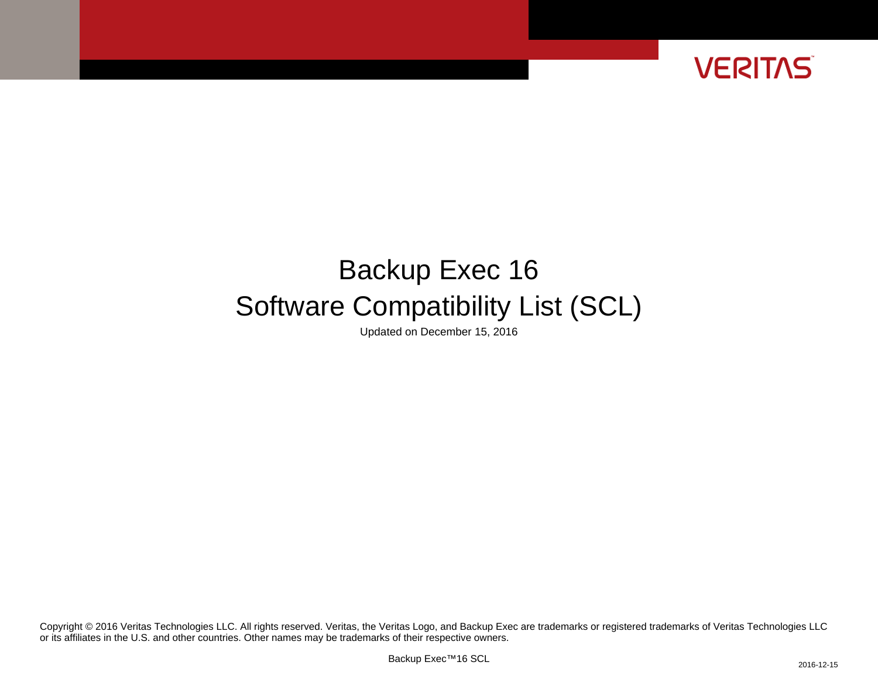# Backup Exec 16

# Software Compatibility List (SCL)

Updated on December 15, 2016

Copyright © 2016 Veritas Technologies LLC. All rights reserved. Veritas, the Veritas Logo, and Backup Exec are trademarks or registered trademarks of Veritas Technologies LLC or its affiliates in the U.S. and other countries. Other names may be trademarks of their respective owners.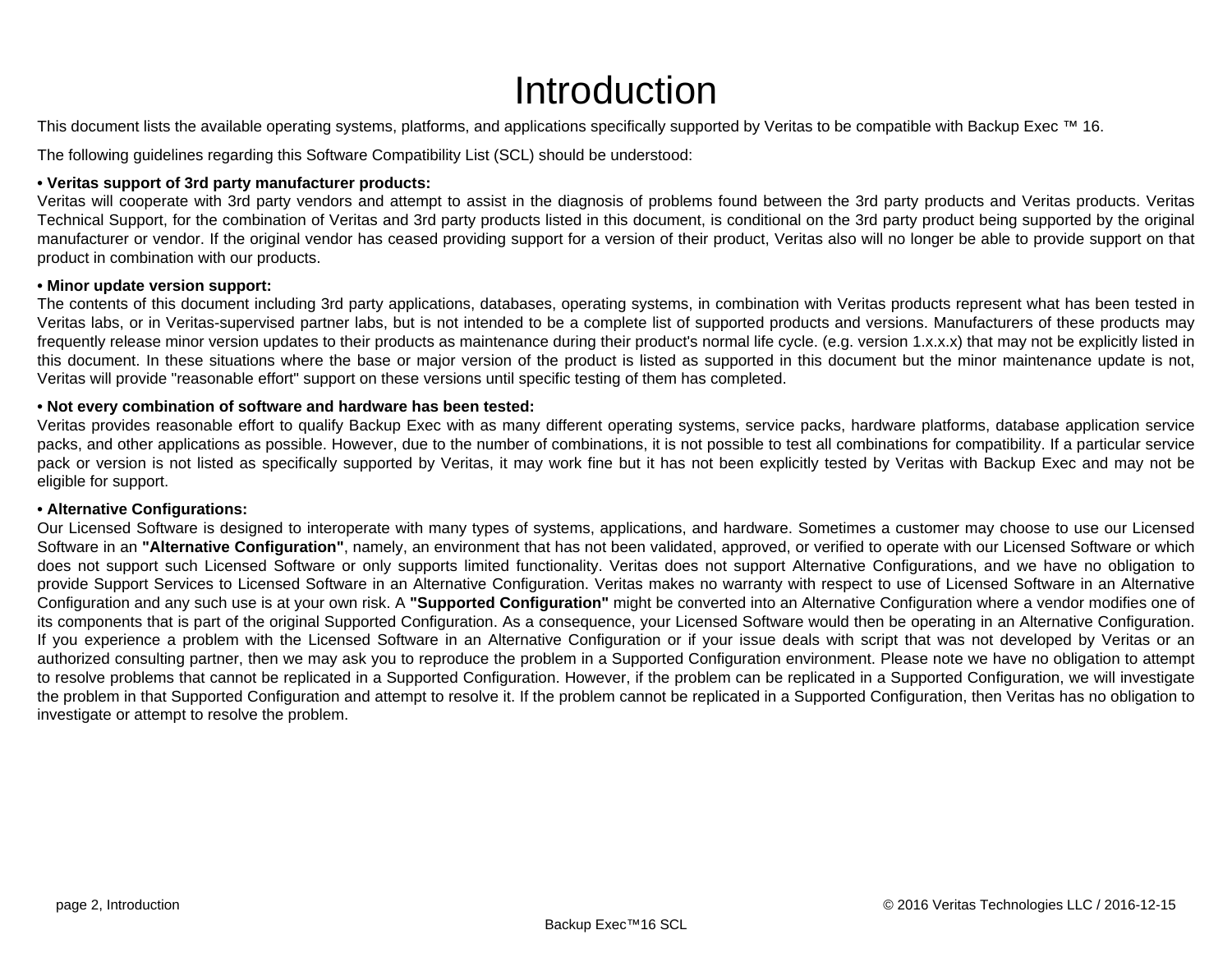# Introduction

This document lists the available operating systems, platforms, and applications specifically supported by Veritas to be compatible with Backup Exec ™ 16.

The following guidelines regarding this Software Compatibility List (SCL) should be understood:

**• Veritas support of 3rd party manufacturer products:**
Veritas will cooperate with 3rd party vendors and attempt to assist in the diagnosis of problems found between the 3rd party products and Veritas products. Veritas Technical Support, for the combination of Veritas and 3rd party products listed in this document, is conditional on the 3rd party product being supported by the original manufacturer or vendor. If the original vendor has ceased providing support for a version of their product, Veritas also will no longer be able to provide support on that product in combination with our products.

**• Minor update version support:**
The contents of this document including 3rd party applications, databases, operating systems, in combination with Veritas products represent what has been tested in Veritas labs, or in Veritas-supervised partner labs, but is not intended to be a complete list of supported products and versions. Manufacturers of these products may frequently release minor version updates to their products as maintenance during their product's normal life cycle. (e.g. version 1.x.x.x) that may not be explicitly listed in this document. In these situations where the base or major version of the product is listed as supported in this document but the minor maintenance update is not, Veritas will provide "reasonable effort" support on these versions until specific testing of them has completed.

**• Not every combination of software and hardware has been tested:**
Veritas provides reasonable effort to qualify Backup Exec with as many different operating systems, service packs, hardware platforms, database application service packs, and other applications as possible. However, due to the number of combinations, it is not possible to test all combinations for compatibility. If a particular service pack or version is not listed as specifically supported by Veritas, it may work fine but it has not been explicitly tested by Veritas with Backup Exec and may not be eligible for support.

**• Alternative Configurations:**
Our Licensed Software is designed to interoperate with many types of systems, applications, and hardware. Sometimes a customer may choose to use our Licensed Software in an **"Alternative Configuration"**, namely, an environment that has not been validated, approved, or verified to operate with our Licensed Software or which does not support such Licensed Software or only supports limited functionality. Veritas does not support Alternative Configurations, and we have no obligation to provide Support Services to Licensed Software in an Alternative Configuration. Veritas makes no warranty with respect to use of Licensed Software in an Alternative Configuration and any such use is at your own risk. A **"Supported Configuration"** might be converted into an Alternative Configuration where a vendor modifies one of its components that is part of the original Supported Configuration. As a consequence, your Licensed Software would then be operating in an Alternative Configuration. If you experience a problem with the Licensed Software in an Alternative Configuration or if your issue deals with script that was not developed by Veritas or an authorized consulting partner, then we may ask you to reproduce the problem in a Supported Configuration environment. Please note we have no obligation to attempt to resolve problems that cannot be replicated in a Supported Configuration. However, if the problem can be replicated in a Supported Configuration, we will investigate the problem in that Supported Configuration and attempt to resolve it. If the problem cannot be replicated in a Supported Configuration, then Veritas has no obligation to investigate or attempt to resolve the problem.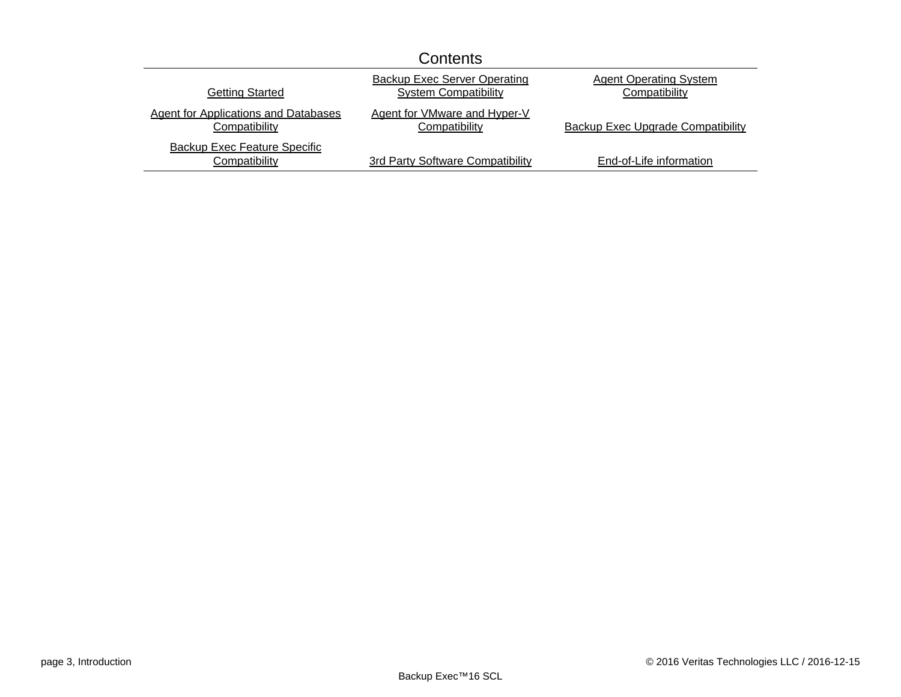## Contents

| | | |
|---|---|---|
| Getting Started | Backup Exec Server Operating System Compatibility | Agent Operating System Compatibility |
| Agent for Applications and Databases Compatibility | Agent for VMware and Hyper-V Compatibility | Backup Exec Upgrade Compatibility |
| Backup Exec Feature Specific Compatibility | 3rd Party Software Compatibility | End-of-Life information |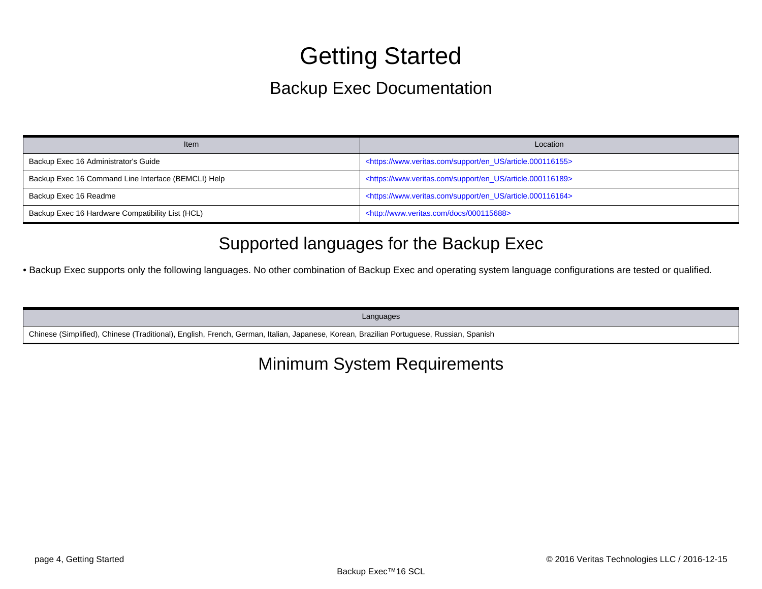# Getting Started

## Backup Exec Documentation

| Item | Location |
|---|---|
| Backup Exec 16 Administrator's Guide | <https://www.veritas.com/support/en_US/article.000116155> |
| Backup Exec 16 Command Line Interface (BEMCLI) Help | <https://www.veritas.com/support/en_US/article.000116189> |
| Backup Exec 16 Readme | <https://www.veritas.com/support/en_US/article.000116164> |
| Backup Exec 16 Hardware Compatibility List (HCL) | <http://www.veritas.com/docs/000115688> |

## Supported languages for the Backup Exec

- Backup Exec supports only the following languages. No other combination of Backup Exec and operating system language configurations are tested or qualified.

| Languages |
|---|
| Chinese (Simplified), Chinese (Traditional), English, French, German, Italian, Japanese, Korean, Brazilian Portuguese, Russian, Spanish |

## Minimum System Requirements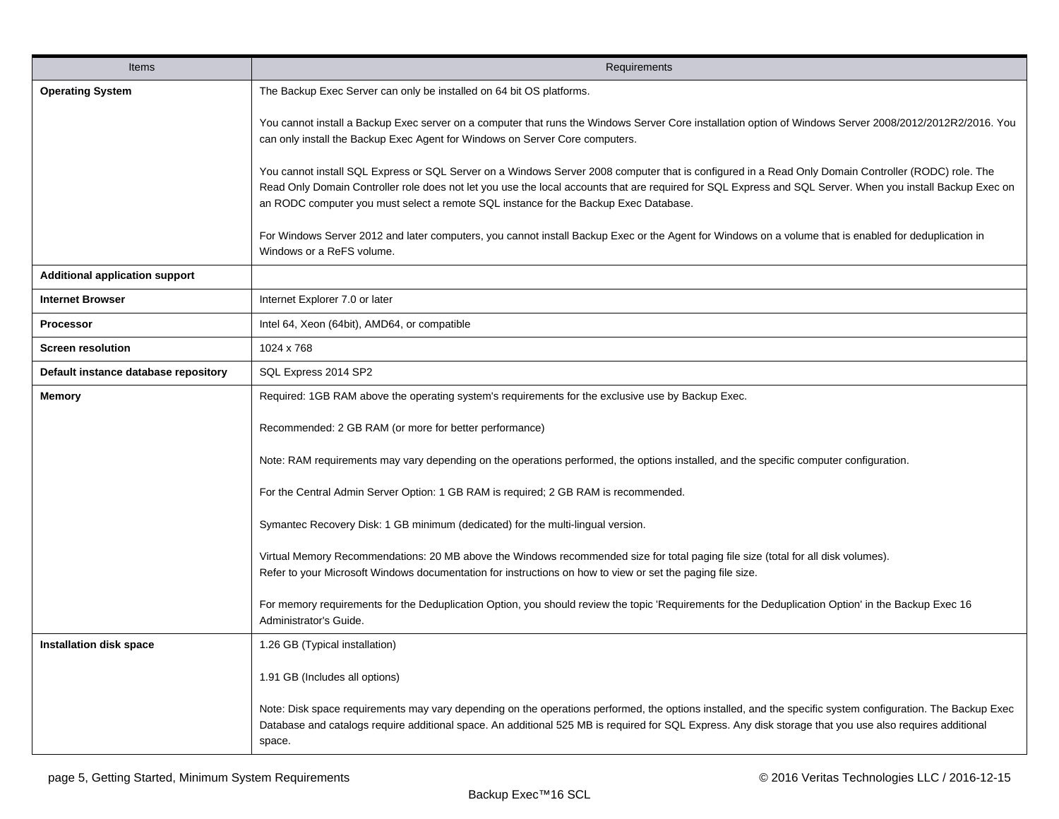| Items | Requirements |
| --- | --- |
| **Operating System** | The Backup Exec Server can only be installed on 64 bit OS platforms.<br><br>You cannot install a Backup Exec server on a computer that runs the Windows Server Core installation option of Windows Server 2008/2012/2012R2/2016. You can only install the Backup Exec Agent for Windows on Server Core computers.<br><br>You cannot install SQL Express or SQL Server on a Windows Server 2008 computer that is configured in a Read Only Domain Controller (RODC) role. The Read Only Domain Controller role does not let you use the local accounts that are required for SQL Express and SQL Server. When you install Backup Exec on an RODC computer you must select a remote SQL instance for the Backup Exec Database.<br><br>For Windows Server 2012 and later computers, you cannot install Backup Exec or the Agent for Windows on a volume that is enabled for deduplication in Windows or a ReFS volume. |
| **Additional application support** | |
| **Internet Browser** | Internet Explorer 7.0 or later |
| **Processor** | Intel 64, Xeon (64bit), AMD64, or compatible |
| **Screen resolution** | 1024 x 768 |
| **Default instance database repository** | SQL Express 2014 SP2 |
| **Memory** | Required: 1GB RAM above the operating system's requirements for the exclusive use by Backup Exec.<br><br>Recommended: 2 GB RAM (or more for better performance)<br><br>Note: RAM requirements may vary depending on the operations performed, the options installed, and the specific computer configuration.<br><br>For the Central Admin Server Option: 1 GB RAM is required; 2 GB RAM is recommended.<br><br>Symantec Recovery Disk: 1 GB minimum (dedicated) for the multi-lingual version.<br><br>Virtual Memory Recommendations: 20 MB above the Windows recommended size for total paging file size (total for all disk volumes).<br>Refer to your Microsoft Windows documentation for instructions on how to view or set the paging file size.<br><br>For memory requirements for the Deduplication Option, you should review the topic 'Requirements for the Deduplication Option' in the Backup Exec 16 Administrator's Guide. |
| **Installation disk space** | 1.26 GB (Typical installation)<br><br>1.91 GB (Includes all options)<br><br>Note: Disk space requirements may vary depending on the operations performed, the options installed, and the specific system configuration. The Backup Exec Database and catalogs require additional space. An additional 525 MB is required for SQL Express. Any disk storage that you use also requires additional space. |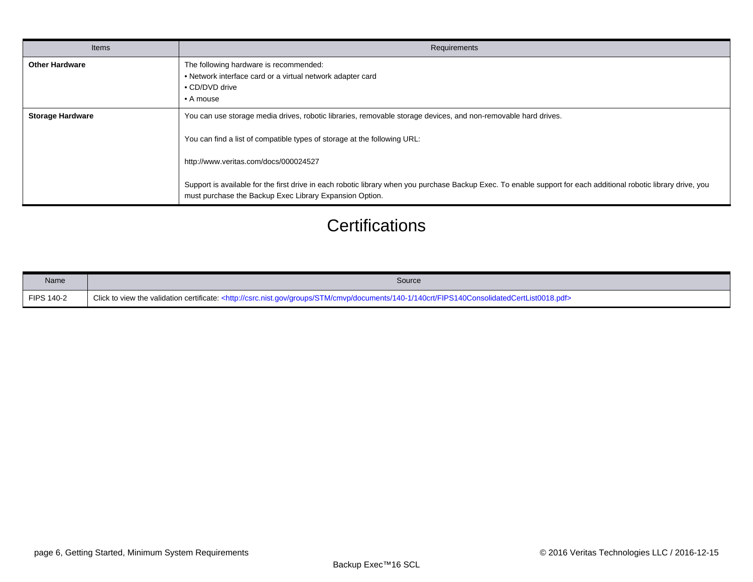| Items | Requirements |
|---|---|
| **Other Hardware** | The following hardware is recommended:<br>• Network interface card or a virtual network adapter card<br>• CD/DVD drive<br>• A mouse |
| **Storage Hardware** | You can use storage media drives, robotic libraries, removable storage devices, and non-removable hard drives.<br><br>You can find a list of compatible types of storage at the following URL:<br><br>http://www.veritas.com/docs/000024527<br><br>Support is available for the first drive in each robotic library when you purchase Backup Exec. To enable support for each additional robotic library drive, you must purchase the Backup Exec Library Expansion Option. |

# Certifications

| Name | Source |
|---|---|
| FIPS 140-2 | Click to view the validation certificate: <http://csrc.nist.gov/groups/STM/cmvp/documents/140-1/140crt/FIPS140ConsolidatedCertList0018.pdf> |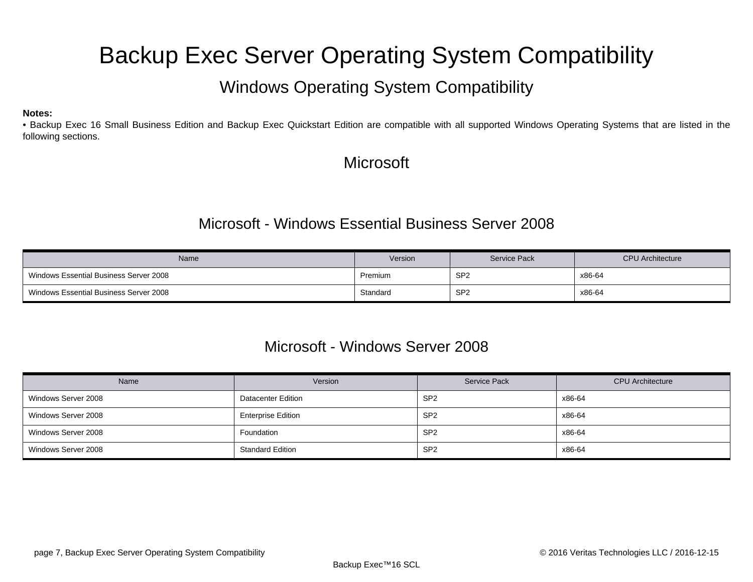# Backup Exec Server Operating System Compatibility

## Windows Operating System Compatibility

**Notes:**
• Backup Exec 16 Small Business Edition and Backup Exec Quickstart Edition are compatible with all supported Windows Operating Systems that are listed in the following sections.

## Microsoft

### Microsoft - Windows Essential Business Server 2008

| Name | Version | Service Pack | CPU Architecture |
|---|---|---|---|
| Windows Essential Business Server 2008 | Premium | SP2 | x86-64 |
| Windows Essential Business Server 2008 | Standard | SP2 | x86-64 |

### Microsoft - Windows Server 2008

| Name | Version | Service Pack | CPU Architecture |
|---|---|---|---|
| Windows Server 2008 | Datacenter Edition | SP2 | x86-64 |
| Windows Server 2008 | Enterprise Edition | SP2 | x86-64 |
| Windows Server 2008 | Foundation | SP2 | x86-64 |
| Windows Server 2008 | Standard Edition | SP2 | x86-64 |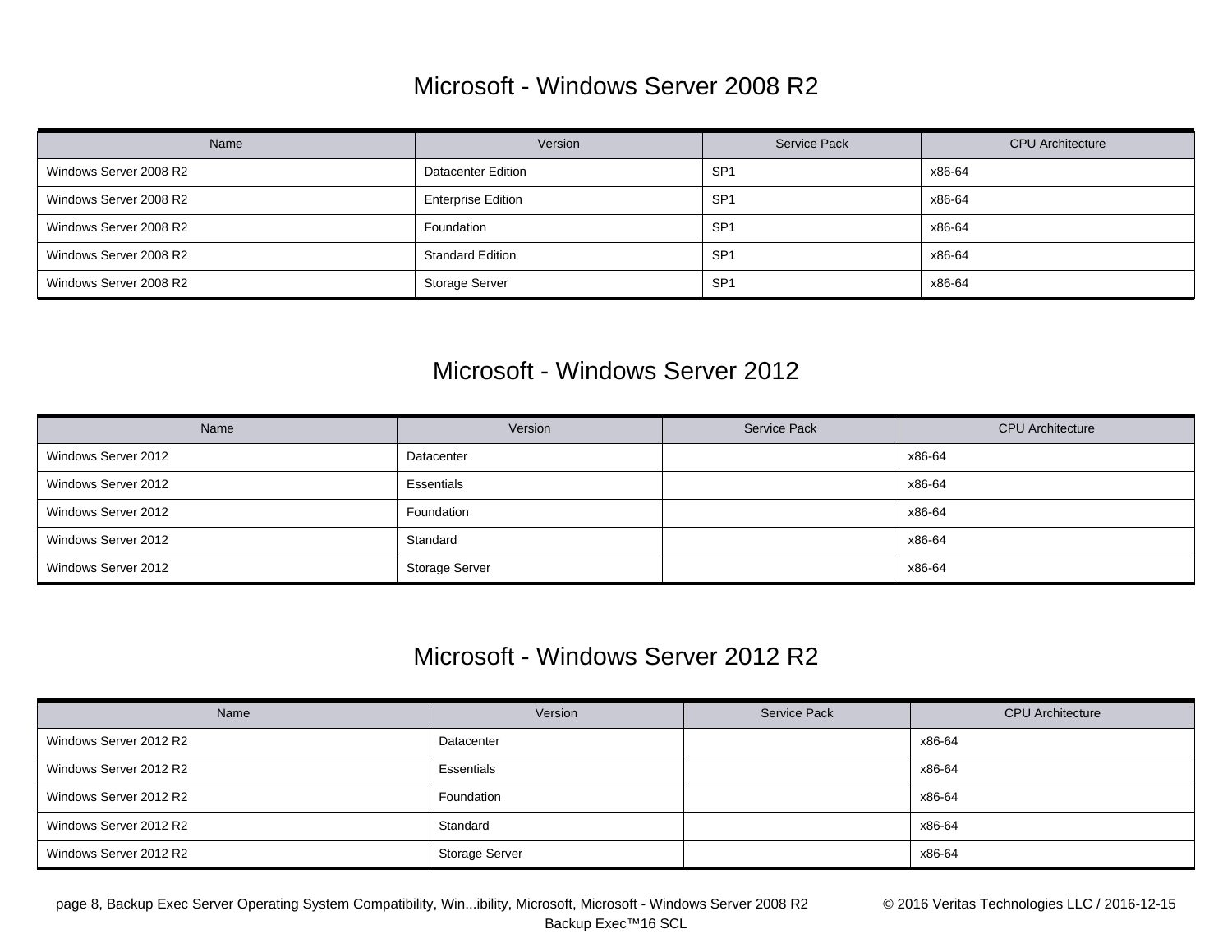## Microsoft - Windows Server 2008 R2

| Name | Version | Service Pack | CPU Architecture |
|---|---|---|---|
| Windows Server 2008 R2 | Datacenter Edition | SP1 | x86-64 |
| Windows Server 2008 R2 | Enterprise Edition | SP1 | x86-64 |
| Windows Server 2008 R2 | Foundation | SP1 | x86-64 |
| Windows Server 2008 R2 | Standard Edition | SP1 | x86-64 |
| Windows Server 2008 R2 | Storage Server | SP1 | x86-64 |

## Microsoft - Windows Server 2012

| Name | Version | Service Pack | CPU Architecture |
|---|---|---|---|
| Windows Server 2012 | Datacenter | | x86-64 |
| Windows Server 2012 | Essentials | | x86-64 |
| Windows Server 2012 | Foundation | | x86-64 |
| Windows Server 2012 | Standard | | x86-64 |
| Windows Server 2012 | Storage Server | | x86-64 |

## Microsoft - Windows Server 2012 R2

| Name | Version | Service Pack | CPU Architecture |
|---|---|---|---|
| Windows Server 2012 R2 | Datacenter | | x86-64 |
| Windows Server 2012 R2 | Essentials | | x86-64 |
| Windows Server 2012 R2 | Foundation | | x86-64 |
| Windows Server 2012 R2 | Standard | | x86-64 |
| Windows Server 2012 R2 | Storage Server | | x86-64 |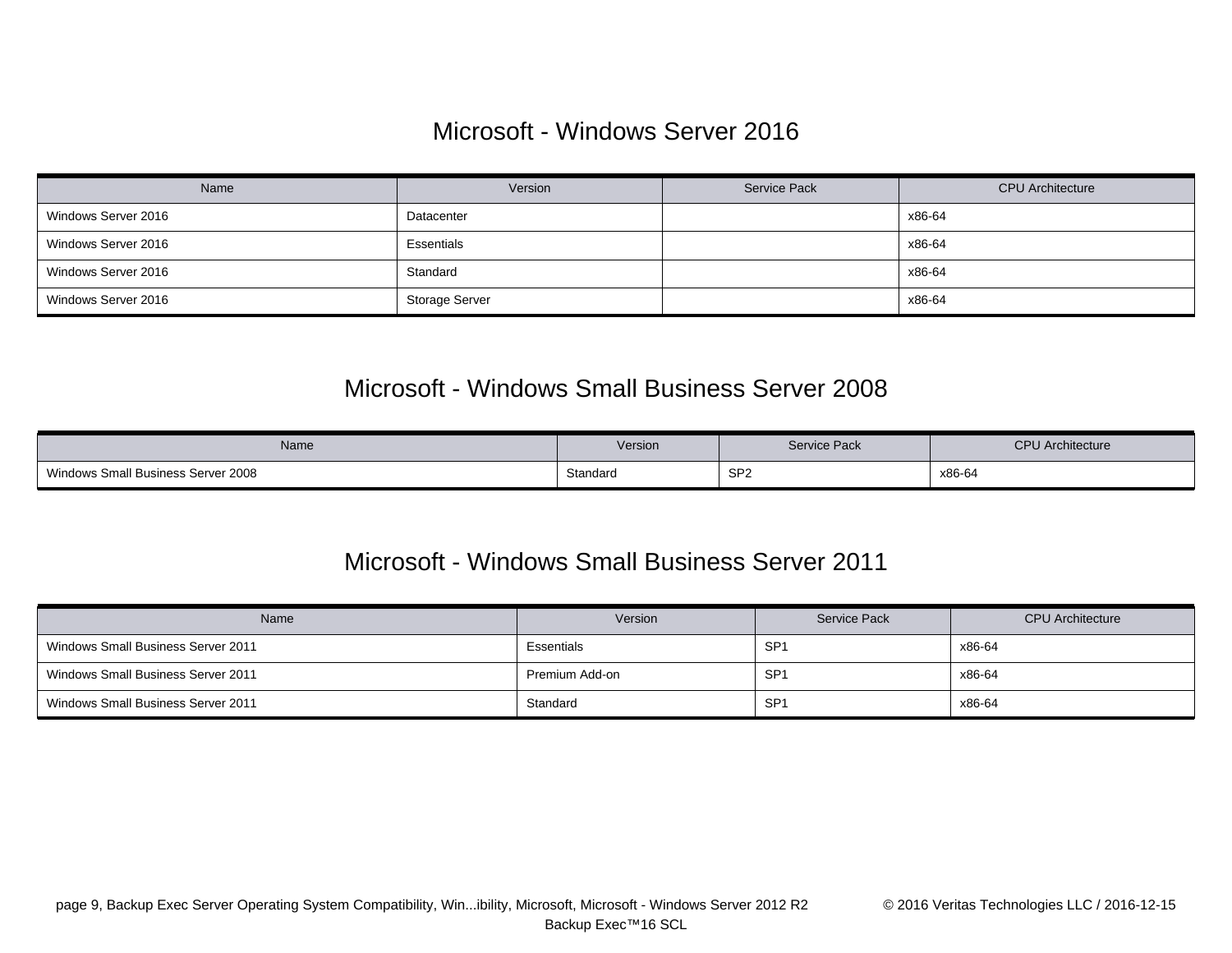## Microsoft - Windows Server 2016

| Name | Version | Service Pack | CPU Architecture |
| --- | --- | --- | --- |
| Windows Server 2016 | Datacenter | | x86-64 |
| Windows Server 2016 | Essentials | | x86-64 |
| Windows Server 2016 | Standard | | x86-64 |
| Windows Server 2016 | Storage Server | | x86-64 |

## Microsoft - Windows Small Business Server 2008

| Name | Version | Service Pack | CPU Architecture |
| --- | --- | --- | --- |
| Windows Small Business Server 2008 | Standard | SP2 | x86-64 |

## Microsoft - Windows Small Business Server 2011

| Name | Version | Service Pack | CPU Architecture |
| --- | --- | --- | --- |
| Windows Small Business Server 2011 | Essentials | SP1 | x86-64 |
| Windows Small Business Server 2011 | Premium Add-on | SP1 | x86-64 |
| Windows Small Business Server 2011 | Standard | SP1 | x86-64 |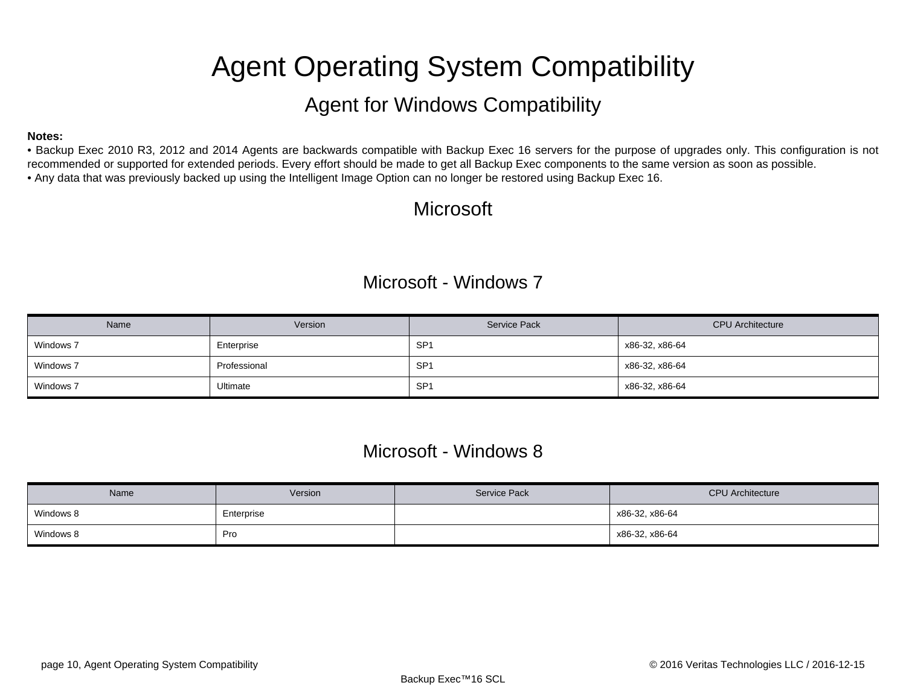# Agent Operating System Compatibility

## Agent for Windows Compatibility

**Notes:**

• Backup Exec 2010 R3, 2012 and 2014 Agents are backwards compatible with Backup Exec 16 servers for the purpose of upgrades only. This configuration is not recommended or supported for extended periods. Every effort should be made to get all Backup Exec components to the same version as soon as possible.

• Any data that was previously backed up using the Intelligent Image Option can no longer be restored using Backup Exec 16.

## Microsoft

### Microsoft - Windows 7

| Name | Version | Service Pack | CPU Architecture |
|---|---|---|---|
| Windows 7 | Enterprise | SP1 | x86-32, x86-64 |
| Windows 7 | Professional | SP1 | x86-32, x86-64 |
| Windows 7 | Ultimate | SP1 | x86-32, x86-64 |

### Microsoft - Windows 8

| Name | Version | Service Pack | CPU Architecture |
|---|---|---|---|
| Windows 8 | Enterprise | | x86-32, x86-64 |
| Windows 8 | Pro | | x86-32, x86-64 |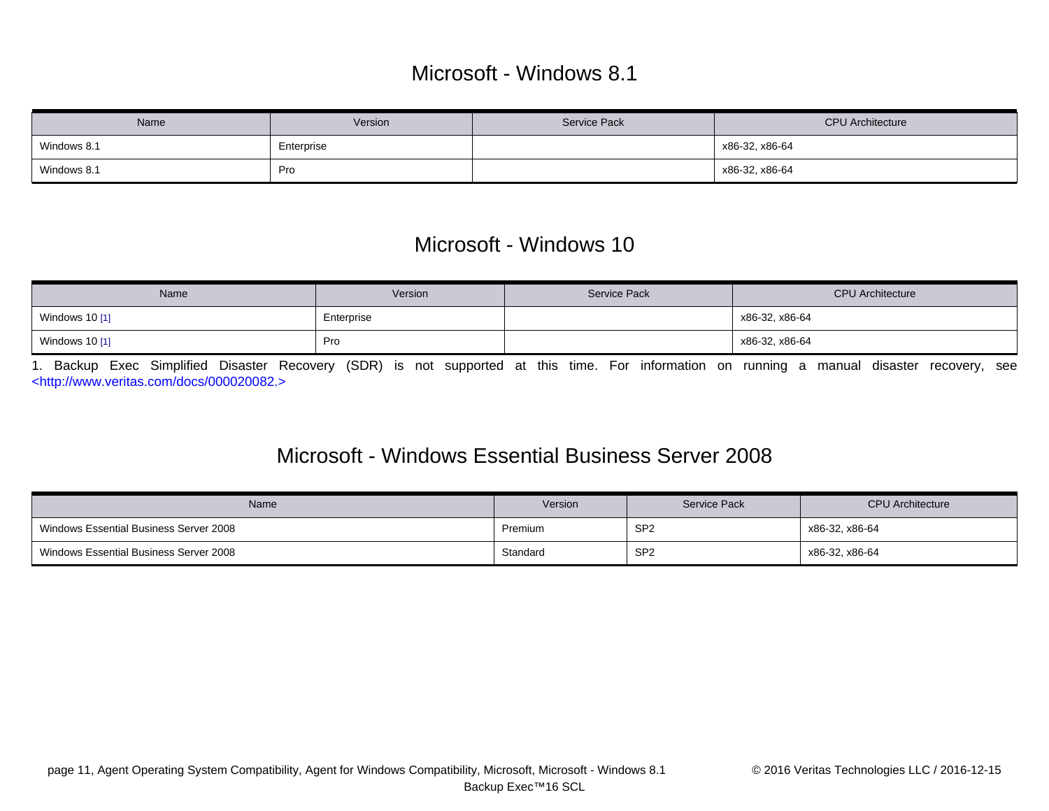## Microsoft - Windows 8.1

| Name | Version | Service Pack | CPU Architecture |
| --- | --- | --- | --- |
| Windows 8.1 | Enterprise | | x86-32, x86-64 |
| Windows 8.1 | Pro | | x86-32, x86-64 |

## Microsoft - Windows 10

| Name | Version | Service Pack | CPU Architecture |
| --- | --- | --- | --- |
| Windows 10 [1] | Enterprise | | x86-32, x86-64 |
| Windows 10 [1] | Pro | | x86-32, x86-64 |

1. Backup Exec Simplified Disaster Recovery (SDR) is not supported at this time. For information on running a manual disaster recovery, see <http://www.veritas.com/docs/000020082.>

## Microsoft - Windows Essential Business Server 2008

| Name | Version | Service Pack | CPU Architecture |
| --- | --- | --- | --- |
| Windows Essential Business Server 2008 | Premium | SP2 | x86-32, x86-64 |
| Windows Essential Business Server 2008 | Standard | SP2 | x86-32, x86-64 |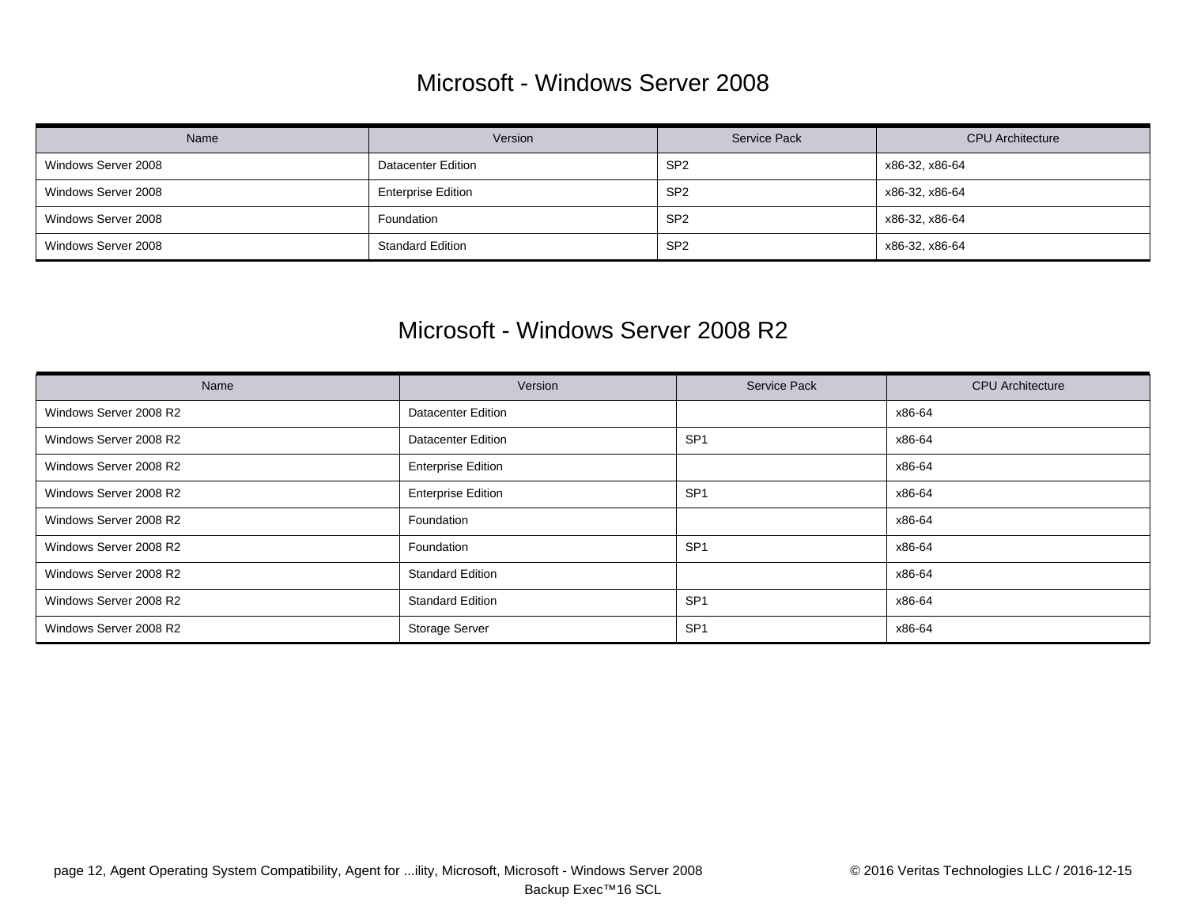## Microsoft - Windows Server 2008

| Name | Version | Service Pack | CPU Architecture |
|---|---|---|---|
| Windows Server 2008 | Datacenter Edition | SP2 | x86-32, x86-64 |
| Windows Server 2008 | Enterprise Edition | SP2 | x86-32, x86-64 |
| Windows Server 2008 | Foundation | SP2 | x86-32, x86-64 |
| Windows Server 2008 | Standard Edition | SP2 | x86-32, x86-64 |

## Microsoft - Windows Server 2008 R2

| Name | Version | Service Pack | CPU Architecture |
|---|---|---|---|
| Windows Server 2008 R2 | Datacenter Edition | | x86-64 |
| Windows Server 2008 R2 | Datacenter Edition | SP1 | x86-64 |
| Windows Server 2008 R2 | Enterprise Edition | | x86-64 |
| Windows Server 2008 R2 | Enterprise Edition | SP1 | x86-64 |
| Windows Server 2008 R2 | Foundation | | x86-64 |
| Windows Server 2008 R2 | Foundation | SP1 | x86-64 |
| Windows Server 2008 R2 | Standard Edition | | x86-64 |
| Windows Server 2008 R2 | Standard Edition | SP1 | x86-64 |
| Windows Server 2008 R2 | Storage Server | SP1 | x86-64 |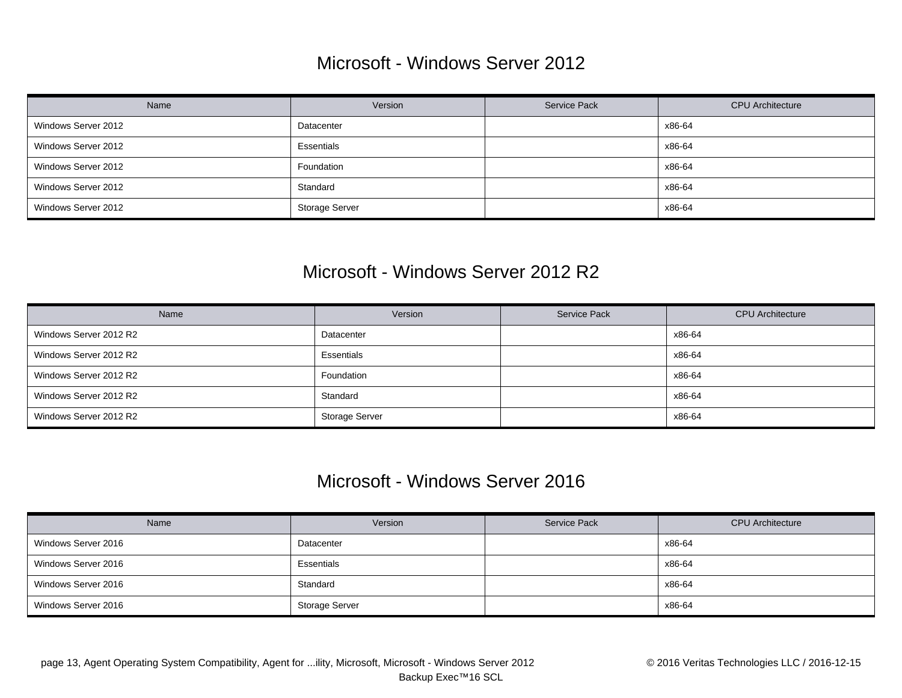## Microsoft - Windows Server 2012

| Name | Version | Service Pack | CPU Architecture |
|---|---|---|---|
| Windows Server 2012 | Datacenter | | x86-64 |
| Windows Server 2012 | Essentials | | x86-64 |
| Windows Server 2012 | Foundation | | x86-64 |
| Windows Server 2012 | Standard | | x86-64 |
| Windows Server 2012 | Storage Server | | x86-64 |

## Microsoft - Windows Server 2012 R2

| Name | Version | Service Pack | CPU Architecture |
|---|---|---|---|
| Windows Server 2012 R2 | Datacenter | | x86-64 |
| Windows Server 2012 R2 | Essentials | | x86-64 |
| Windows Server 2012 R2 | Foundation | | x86-64 |
| Windows Server 2012 R2 | Standard | | x86-64 |
| Windows Server 2012 R2 | Storage Server | | x86-64 |

## Microsoft - Windows Server 2016

| Name | Version | Service Pack | CPU Architecture |
|---|---|---|---|
| Windows Server 2016 | Datacenter | | x86-64 |
| Windows Server 2016 | Essentials | | x86-64 |
| Windows Server 2016 | Standard | | x86-64 |
| Windows Server 2016 | Storage Server | | x86-64 |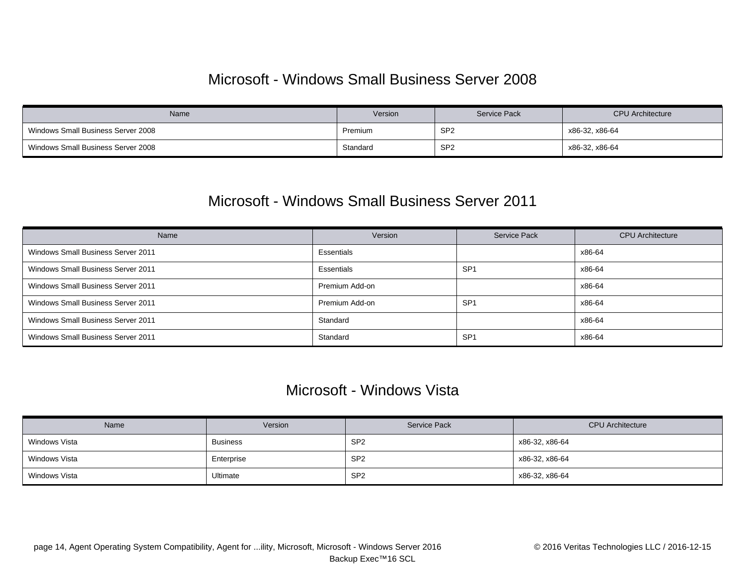## Microsoft - Windows Small Business Server 2008

| Name | Version | Service Pack | CPU Architecture |
|---|---|---|---|
| Windows Small Business Server 2008 | Premium | SP2 | x86-32, x86-64 |
| Windows Small Business Server 2008 | Standard | SP2 | x86-32, x86-64 |

## Microsoft - Windows Small Business Server 2011

| Name | Version | Service Pack | CPU Architecture |
|---|---|---|---|
| Windows Small Business Server 2011 | Essentials | | x86-64 |
| Windows Small Business Server 2011 | Essentials | SP1 | x86-64 |
| Windows Small Business Server 2011 | Premium Add-on | | x86-64 |
| Windows Small Business Server 2011 | Premium Add-on | SP1 | x86-64 |
| Windows Small Business Server 2011 | Standard | | x86-64 |
| Windows Small Business Server 2011 | Standard | SP1 | x86-64 |

## Microsoft - Windows Vista

| Name | Version | Service Pack | CPU Architecture |
|---|---|---|---|
| Windows Vista | Business | SP2 | x86-32, x86-64 |
| Windows Vista | Enterprise | SP2 | x86-32, x86-64 |
| Windows Vista | Ultimate | SP2 | x86-32, x86-64 |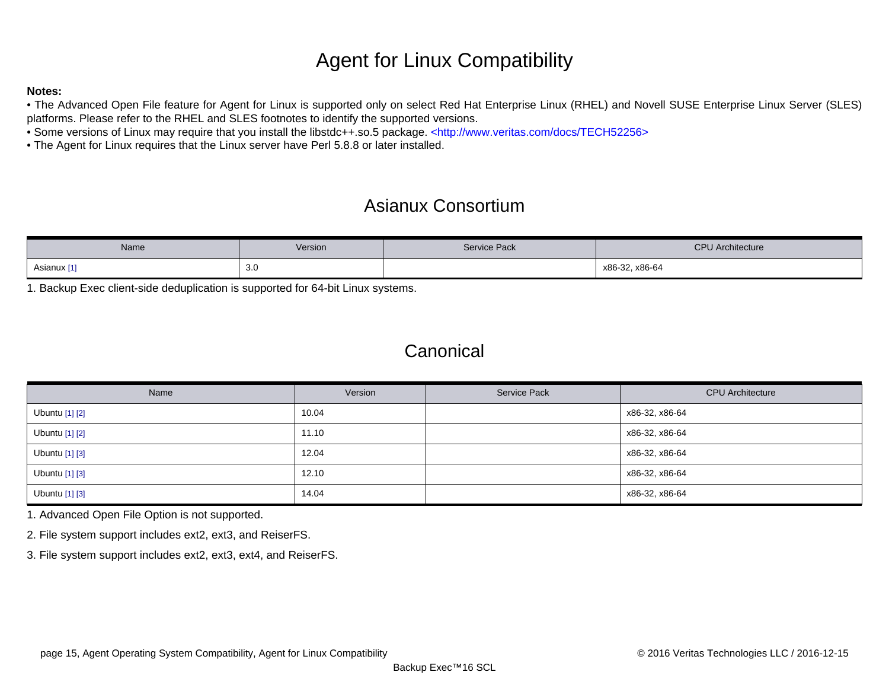# Agent for Linux Compatibility

**Notes:**

- The Advanced Open File feature for Agent for Linux is supported only on select Red Hat Enterprise Linux (RHEL) and Novell SUSE Enterprise Linux Server (SLES) platforms. Please refer to the RHEL and SLES footnotes to identify the supported versions.
- Some versions of Linux may require that you install the libstdc++.so.5 package. <http://www.veritas.com/docs/TECH52256>
- The Agent for Linux requires that the Linux server have Perl 5.8.8 or later installed.

## Asianux Consortium

| Name | Version | Service Pack | CPU Architecture |
|---|---|---|---|
| Asianux [1] | 3.0 | | x86-32, x86-64 |

1. Backup Exec client-side deduplication is supported for 64-bit Linux systems.

## Canonical

| Name | Version | Service Pack | CPU Architecture |
|---|---|---|---|
| Ubuntu [1] [2] | 10.04 | | x86-32, x86-64 |
| Ubuntu [1] [2] | 11.10 | | x86-32, x86-64 |
| Ubuntu [1] [3] | 12.04 | | x86-32, x86-64 |
| Ubuntu [1] [3] | 12.10 | | x86-32, x86-64 |
| Ubuntu [1] [3] | 14.04 | | x86-32, x86-64 |

1. Advanced Open File Option is not supported.
2. File system support includes ext2, ext3, and ReiserFS.
3. File system support includes ext2, ext3, ext4, and ReiserFS.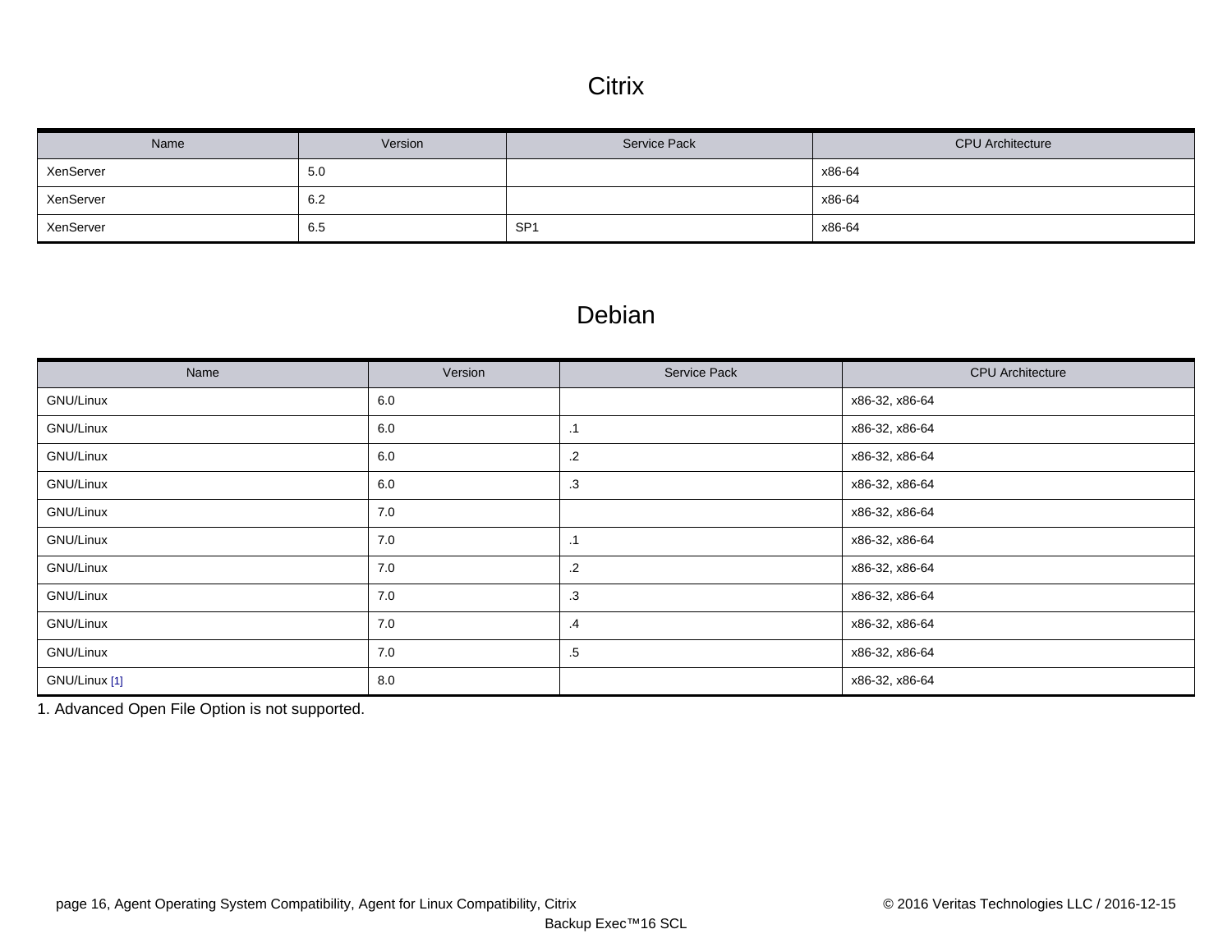# Citrix

| Name | Version | Service Pack | CPU Architecture |
|---|---|---|---|
| XenServer | 5.0 | | x86-64 |
| XenServer | 6.2 | | x86-64 |
| XenServer | 6.5 | SP1 | x86-64 |

# Debian

| Name | Version | Service Pack | CPU Architecture |
|---|---|---|---|
| GNU/Linux | 6.0 | | x86-32, x86-64 |
| GNU/Linux | 6.0 | .1 | x86-32, x86-64 |
| GNU/Linux | 6.0 | .2 | x86-32, x86-64 |
| GNU/Linux | 6.0 | .3 | x86-32, x86-64 |
| GNU/Linux | 7.0 | | x86-32, x86-64 |
| GNU/Linux | 7.0 | .1 | x86-32, x86-64 |
| GNU/Linux | 7.0 | .2 | x86-32, x86-64 |
| GNU/Linux | 7.0 | .3 | x86-32, x86-64 |
| GNU/Linux | 7.0 | .4 | x86-32, x86-64 |
| GNU/Linux | 7.0 | .5 | x86-32, x86-64 |
| GNU/Linux [1] | 8.0 | | x86-32, x86-64 |

1. Advanced Open File Option is not supported.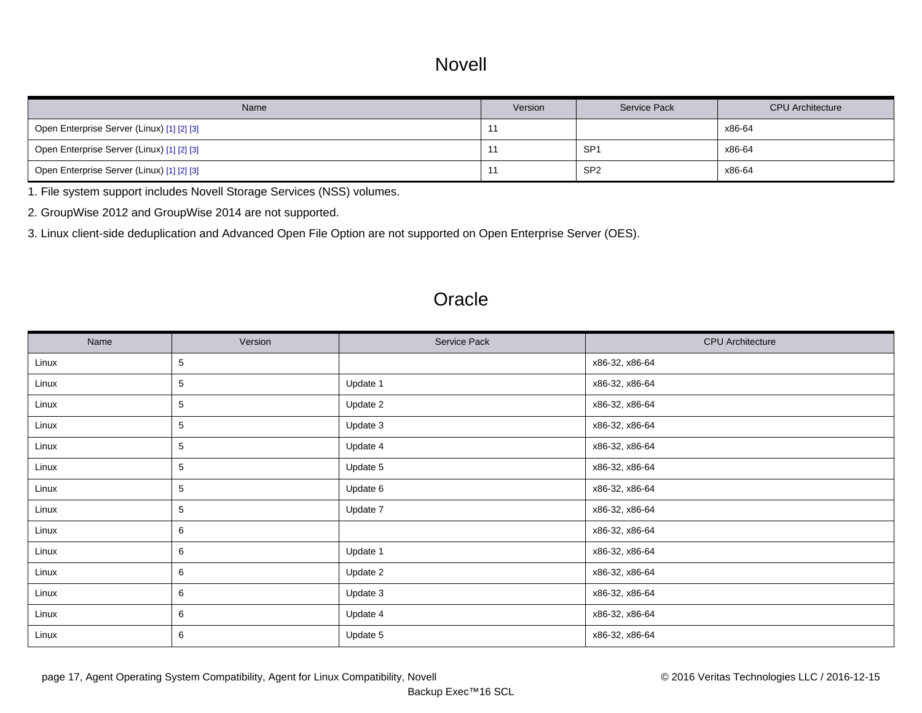## Novell

| Name | Version | Service Pack | CPU Architecture |
|---|---|---|---|
| Open Enterprise Server (Linux) [1] [2] [3] | 11 | | x86-64 |
| Open Enterprise Server (Linux) [1] [2] [3] | 11 | SP1 | x86-64 |
| Open Enterprise Server (Linux) [1] [2] [3] | 11 | SP2 | x86-64 |

1. File system support includes Novell Storage Services (NSS) volumes.
2. GroupWise 2012 and GroupWise 2014 are not supported.
3. Linux client-side deduplication and Advanced Open File Option are not supported on Open Enterprise Server (OES).

## Oracle

| Name | Version | Service Pack | CPU Architecture |
|---|---|---|---|
| Linux | 5 | | x86-32, x86-64 |
| Linux | 5 | Update 1 | x86-32, x86-64 |
| Linux | 5 | Update 2 | x86-32, x86-64 |
| Linux | 5 | Update 3 | x86-32, x86-64 |
| Linux | 5 | Update 4 | x86-32, x86-64 |
| Linux | 5 | Update 5 | x86-32, x86-64 |
| Linux | 5 | Update 6 | x86-32, x86-64 |
| Linux | 5 | Update 7 | x86-32, x86-64 |
| Linux | 6 | | x86-32, x86-64 |
| Linux | 6 | Update 1 | x86-32, x86-64 |
| Linux | 6 | Update 2 | x86-32, x86-64 |
| Linux | 6 | Update 3 | x86-32, x86-64 |
| Linux | 6 | Update 4 | x86-32, x86-64 |
| Linux | 6 | Update 5 | x86-32, x86-64 |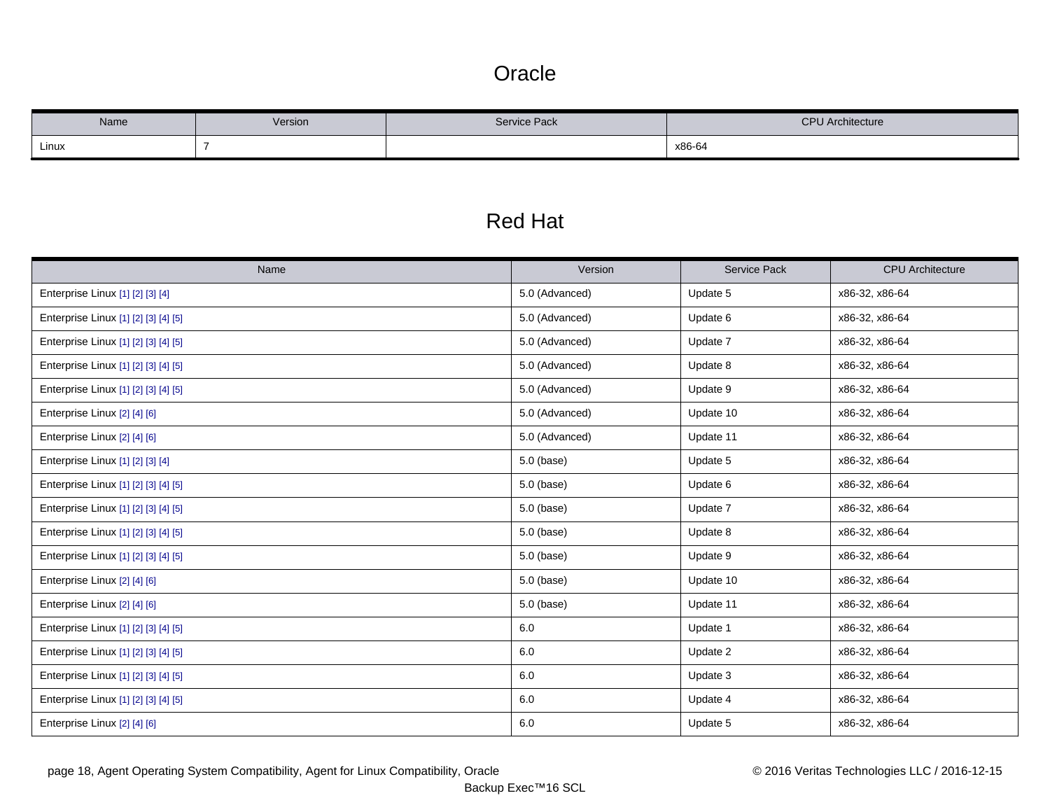# Oracle

| Name | Version | Service Pack | CPU Architecture |
|---|---|---|---|
| Linux | 7 | | x86-64 |

# Red Hat

| Name | Version | Service Pack | CPU Architecture |
|---|---|---|---|
| Enterprise Linux [1] [2] [3] [4] | 5.0 (Advanced) | Update 5 | x86-32, x86-64 |
| Enterprise Linux [1] [2] [3] [4] [5] | 5.0 (Advanced) | Update 6 | x86-32, x86-64 |
| Enterprise Linux [1] [2] [3] [4] [5] | 5.0 (Advanced) | Update 7 | x86-32, x86-64 |
| Enterprise Linux [1] [2] [3] [4] [5] | 5.0 (Advanced) | Update 8 | x86-32, x86-64 |
| Enterprise Linux [1] [2] [3] [4] [5] | 5.0 (Advanced) | Update 9 | x86-32, x86-64 |
| Enterprise Linux [2] [4] [6] | 5.0 (Advanced) | Update 10 | x86-32, x86-64 |
| Enterprise Linux [2] [4] [6] | 5.0 (Advanced) | Update 11 | x86-32, x86-64 |
| Enterprise Linux [1] [2] [3] [4] | 5.0 (base) | Update 5 | x86-32, x86-64 |
| Enterprise Linux [1] [2] [3] [4] [5] | 5.0 (base) | Update 6 | x86-32, x86-64 |
| Enterprise Linux [1] [2] [3] [4] [5] | 5.0 (base) | Update 7 | x86-32, x86-64 |
| Enterprise Linux [1] [2] [3] [4] [5] | 5.0 (base) | Update 8 | x86-32, x86-64 |
| Enterprise Linux [1] [2] [3] [4] [5] | 5.0 (base) | Update 9 | x86-32, x86-64 |
| Enterprise Linux [2] [4] [6] | 5.0 (base) | Update 10 | x86-32, x86-64 |
| Enterprise Linux [2] [4] [6] | 5.0 (base) | Update 11 | x86-32, x86-64 |
| Enterprise Linux [1] [2] [3] [4] [5] | 6.0 | Update 1 | x86-32, x86-64 |
| Enterprise Linux [1] [2] [3] [4] [5] | 6.0 | Update 2 | x86-32, x86-64 |
| Enterprise Linux [1] [2] [3] [4] [5] | 6.0 | Update 3 | x86-32, x86-64 |
| Enterprise Linux [1] [2] [3] [4] [5] | 6.0 | Update 4 | x86-32, x86-64 |
| Enterprise Linux [2] [4] [6] | 6.0 | Update 5 | x86-32, x86-64 |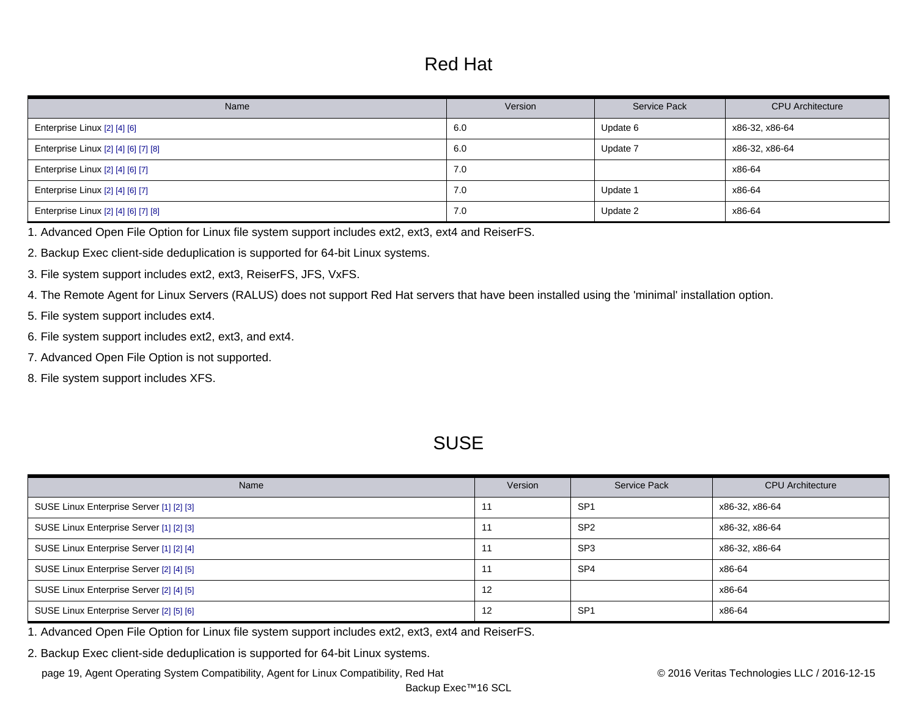# Red Hat

| Name | Version | Service Pack | CPU Architecture |
|---|---|---|---|
| Enterprise Linux [2] [4] [6] | 6.0 | Update 6 | x86-32, x86-64 |
| Enterprise Linux [2] [4] [6] [7] [8] | 6.0 | Update 7 | x86-32, x86-64 |
| Enterprise Linux [2] [4] [6] [7] | 7.0 | | x86-64 |
| Enterprise Linux [2] [4] [6] [7] | 7.0 | Update 1 | x86-64 |
| Enterprise Linux [2] [4] [6] [7] [8] | 7.0 | Update 2 | x86-64 |

1. Advanced Open File Option for Linux file system support includes ext2, ext3, ext4 and ReiserFS.
2. Backup Exec client-side deduplication is supported for 64-bit Linux systems.
3. File system support includes ext2, ext3, ReiserFS, JFS, VxFS.
4. The Remote Agent for Linux Servers (RALUS) does not support Red Hat servers that have been installed using the 'minimal' installation option.
5. File system support includes ext4.
6. File system support includes ext2, ext3, and ext4.
7. Advanced Open File Option is not supported.
8. File system support includes XFS.

# SUSE

| Name | Version | Service Pack | CPU Architecture |
|---|---|---|---|
| SUSE Linux Enterprise Server [1] [2] [3] | 11 | SP1 | x86-32, x86-64 |
| SUSE Linux Enterprise Server [1] [2] [3] | 11 | SP2 | x86-32, x86-64 |
| SUSE Linux Enterprise Server [1] [2] [4] | 11 | SP3 | x86-32, x86-64 |
| SUSE Linux Enterprise Server [2] [4] [5] | 11 | SP4 | x86-64 |
| SUSE Linux Enterprise Server [2] [4] [5] | 12 | | x86-64 |
| SUSE Linux Enterprise Server [2] [5] [6] | 12 | SP1 | x86-64 |

1. Advanced Open File Option for Linux file system support includes ext2, ext3, ext4 and ReiserFS.
2. Backup Exec client-side deduplication is supported for 64-bit Linux systems.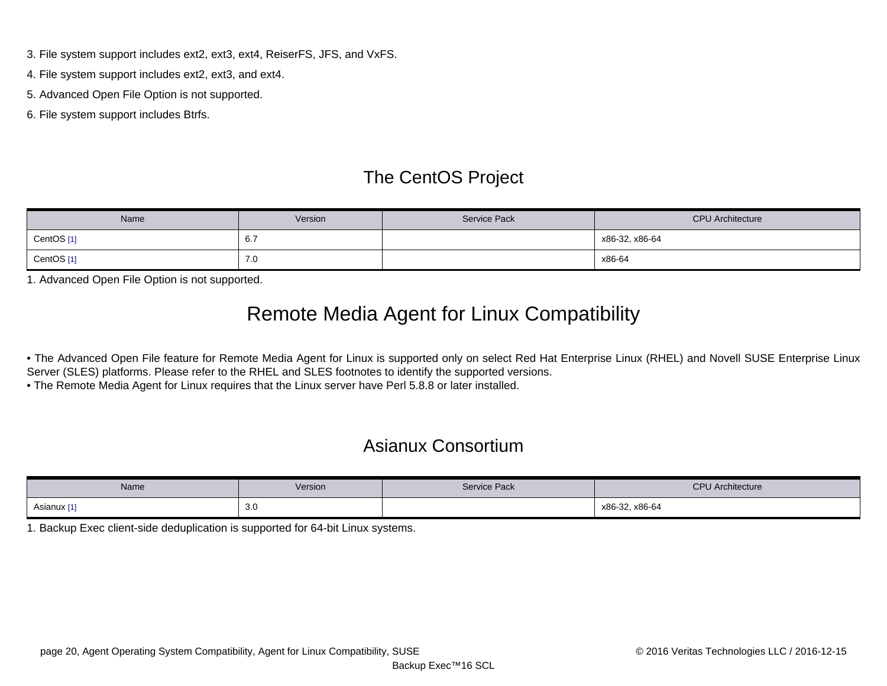3. File system support includes ext2, ext3, ext4, ReiserFS, JFS, and VxFS.

4. File system support includes ext2, ext3, and ext4.

5. Advanced Open File Option is not supported.

6. File system support includes Btrfs.

## The CentOS Project

| Name | Version | Service Pack | CPU Architecture |
|---|---|---|---|
| CentOS [1] | 6.7 | | x86-32, x86-64 |
| CentOS [1] | 7.0 | | x86-64 |

1. Advanced Open File Option is not supported.

# Remote Media Agent for Linux Compatibility

• The Advanced Open File feature for Remote Media Agent for Linux is supported only on select Red Hat Enterprise Linux (RHEL) and Novell SUSE Enterprise Linux Server (SLES) platforms. Please refer to the RHEL and SLES footnotes to identify the supported versions.
• The Remote Media Agent for Linux requires that the Linux server have Perl 5.8.8 or later installed.

## Asianux Consortium

| Name | Version | Service Pack | CPU Architecture |
|---|---|---|---|
| Asianux [1] | 3.0 | | x86-32, x86-64 |

1. Backup Exec client-side deduplication is supported for 64-bit Linux systems.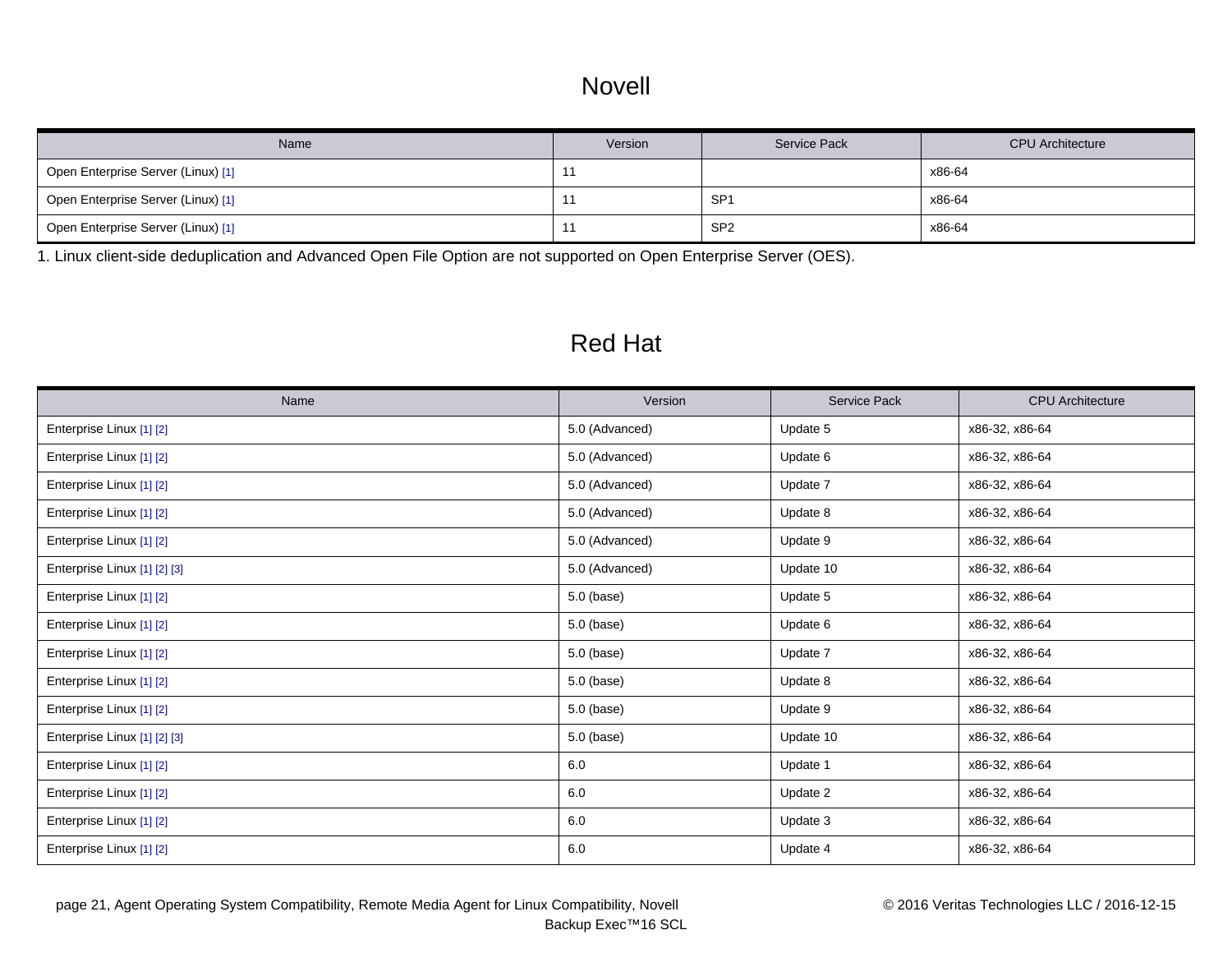# Novell

| Name | Version | Service Pack | CPU Architecture |
| --- | --- | --- | --- |
| Open Enterprise Server (Linux) [1] | 11 | | x86-64 |
| Open Enterprise Server (Linux) [1] | 11 | SP1 | x86-64 |
| Open Enterprise Server (Linux) [1] | 11 | SP2 | x86-64 |

1. Linux client-side deduplication and Advanced Open File Option are not supported on Open Enterprise Server (OES).

# Red Hat

| Name | Version | Service Pack | CPU Architecture |
| --- | --- | --- | --- |
| Enterprise Linux [1] [2] | 5.0 (Advanced) | Update 5 | x86-32, x86-64 |
| Enterprise Linux [1] [2] | 5.0 (Advanced) | Update 6 | x86-32, x86-64 |
| Enterprise Linux [1] [2] | 5.0 (Advanced) | Update 7 | x86-32, x86-64 |
| Enterprise Linux [1] [2] | 5.0 (Advanced) | Update 8 | x86-32, x86-64 |
| Enterprise Linux [1] [2] | 5.0 (Advanced) | Update 9 | x86-32, x86-64 |
| Enterprise Linux [1] [2] [3] | 5.0 (Advanced) | Update 10 | x86-32, x86-64 |
| Enterprise Linux [1] [2] | 5.0 (base) | Update 5 | x86-32, x86-64 |
| Enterprise Linux [1] [2] | 5.0 (base) | Update 6 | x86-32, x86-64 |
| Enterprise Linux [1] [2] | 5.0 (base) | Update 7 | x86-32, x86-64 |
| Enterprise Linux [1] [2] | 5.0 (base) | Update 8 | x86-32, x86-64 |
| Enterprise Linux [1] [2] | 5.0 (base) | Update 9 | x86-32, x86-64 |
| Enterprise Linux [1] [2] [3] | 5.0 (base) | Update 10 | x86-32, x86-64 |
| Enterprise Linux [1] [2] | 6.0 | Update 1 | x86-32, x86-64 |
| Enterprise Linux [1] [2] | 6.0 | Update 2 | x86-32, x86-64 |
| Enterprise Linux [1] [2] | 6.0 | Update 3 | x86-32, x86-64 |
| Enterprise Linux [1] [2] | 6.0 | Update 4 | x86-32, x86-64 |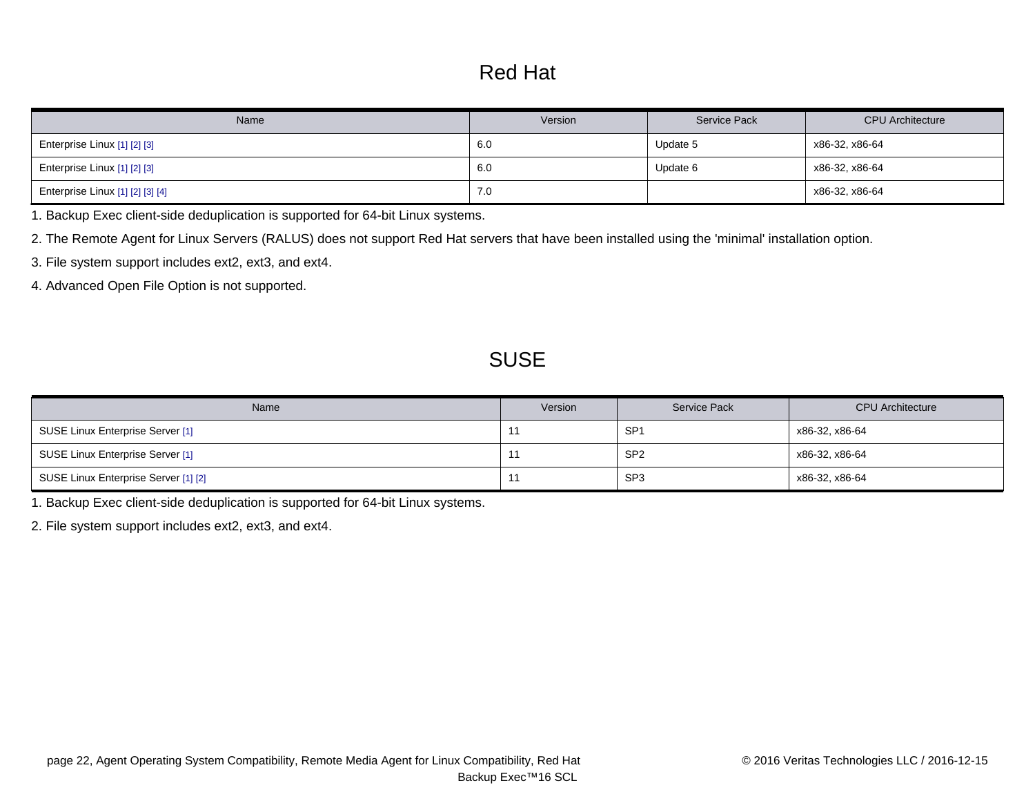# Red Hat

| Name | Version | Service Pack | CPU Architecture |
| --- | --- | --- | --- |
| Enterprise Linux [1] [2] [3] | 6.0 | Update 5 | x86-32, x86-64 |
| Enterprise Linux [1] [2] [3] | 6.0 | Update 6 | x86-32, x86-64 |
| Enterprise Linux [1] [2] [3] [4] | 7.0 | | x86-32, x86-64 |

1. Backup Exec client-side deduplication is supported for 64-bit Linux systems.
2. The Remote Agent for Linux Servers (RALUS) does not support Red Hat servers that have been installed using the 'minimal' installation option.
3. File system support includes ext2, ext3, and ext4.
4. Advanced Open File Option is not supported.

# SUSE

| Name | Version | Service Pack | CPU Architecture |
| --- | --- | --- | --- |
| SUSE Linux Enterprise Server [1] | 11 | SP1 | x86-32, x86-64 |
| SUSE Linux Enterprise Server [1] | 11 | SP2 | x86-32, x86-64 |
| SUSE Linux Enterprise Server [1] [2] | 11 | SP3 | x86-32, x86-64 |

1. Backup Exec client-side deduplication is supported for 64-bit Linux systems.
2. File system support includes ext2, ext3, and ext4.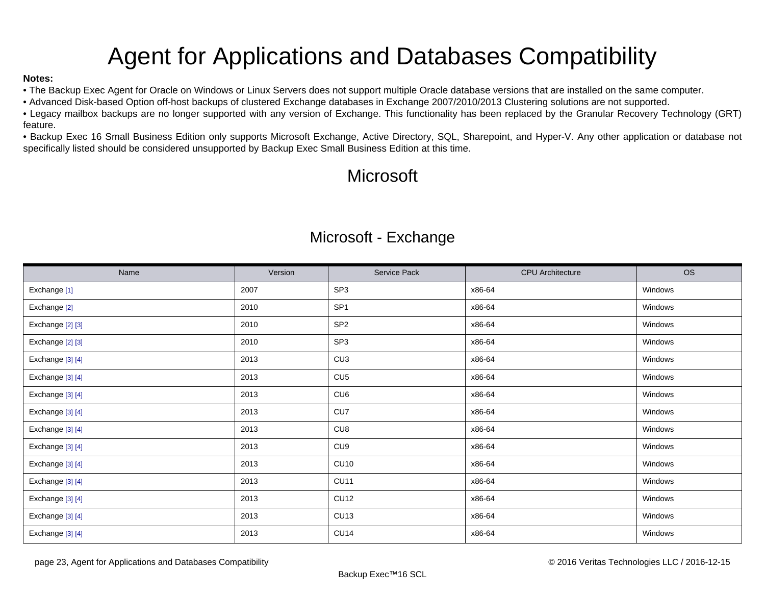# Agent for Applications and Databases Compatibility

**Notes:**

- The Backup Exec Agent for Oracle on Windows or Linux Servers does not support multiple Oracle database versions that are installed on the same computer.
- Advanced Disk-based Option off-host backups of clustered Exchange databases in Exchange 2007/2010/2013 Clustering solutions are not supported.
- Legacy mailbox backups are no longer supported with any version of Exchange. This functionality has been replaced by the Granular Recovery Technology (GRT) feature.
- Backup Exec 16 Small Business Edition only supports Microsoft Exchange, Active Directory, SQL, Sharepoint, and Hyper-V. Any other application or database not specifically listed should be considered unsupported by Backup Exec Small Business Edition at this time.

## Microsoft

### Microsoft - Exchange

| Name | Version | Service Pack | CPU Architecture | OS |
|---|---|---|---|---|
| Exchange [1] | 2007 | SP3 | x86-64 | Windows |
| Exchange [2] | 2010 | SP1 | x86-64 | Windows |
| Exchange [2] [3] | 2010 | SP2 | x86-64 | Windows |
| Exchange [2] [3] | 2010 | SP3 | x86-64 | Windows |
| Exchange [3] [4] | 2013 | CU3 | x86-64 | Windows |
| Exchange [3] [4] | 2013 | CU5 | x86-64 | Windows |
| Exchange [3] [4] | 2013 | CU6 | x86-64 | Windows |
| Exchange [3] [4] | 2013 | CU7 | x86-64 | Windows |
| Exchange [3] [4] | 2013 | CU8 | x86-64 | Windows |
| Exchange [3] [4] | 2013 | CU9 | x86-64 | Windows |
| Exchange [3] [4] | 2013 | CU10 | x86-64 | Windows |
| Exchange [3] [4] | 2013 | CU11 | x86-64 | Windows |
| Exchange [3] [4] | 2013 | CU12 | x86-64 | Windows |
| Exchange [3] [4] | 2013 | CU13 | x86-64 | Windows |
| Exchange [3] [4] | 2013 | CU14 | x86-64 | Windows |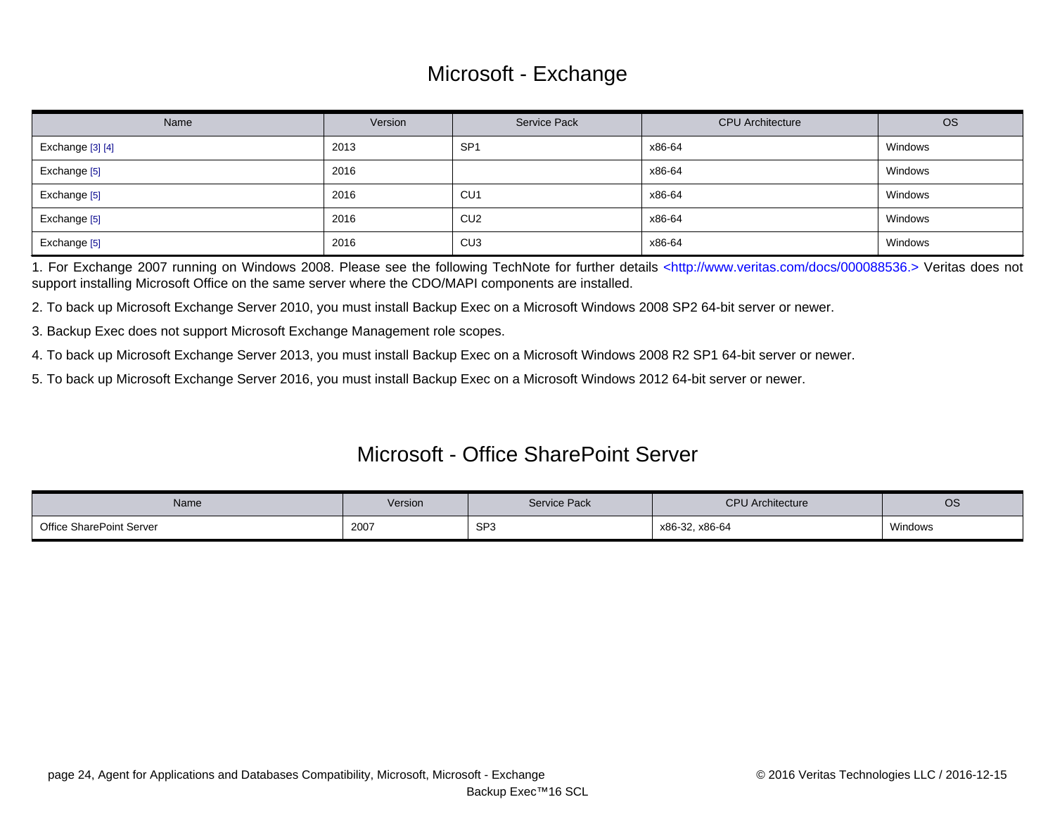## Microsoft - Exchange

| Name | Version | Service Pack | CPU Architecture | OS |
|---|---|---|---|---|
| Exchange [3] [4] | 2013 | SP1 | x86-64 | Windows |
| Exchange [5] | 2016 | | x86-64 | Windows |
| Exchange [5] | 2016 | CU1 | x86-64 | Windows |
| Exchange [5] | 2016 | CU2 | x86-64 | Windows |
| Exchange [5] | 2016 | CU3 | x86-64 | Windows |

1. For Exchange 2007 running on Windows 2008. Please see the following TechNote for further details <http://www.veritas.com/docs/000088536.> Veritas does not support installing Microsoft Office on the same server where the CDO/MAPI components are installed.

2. To back up Microsoft Exchange Server 2010, you must install Backup Exec on a Microsoft Windows 2008 SP2 64-bit server or newer.

3. Backup Exec does not support Microsoft Exchange Management role scopes.

4. To back up Microsoft Exchange Server 2013, you must install Backup Exec on a Microsoft Windows 2008 R2 SP1 64-bit server or newer.

5. To back up Microsoft Exchange Server 2016, you must install Backup Exec on a Microsoft Windows 2012 64-bit server or newer.

## Microsoft - Office SharePoint Server

| Name | Version | Service Pack | CPU Architecture | OS |
|---|---|---|---|---|
| Office SharePoint Server | 2007 | SP3 | x86-32, x86-64 | Windows |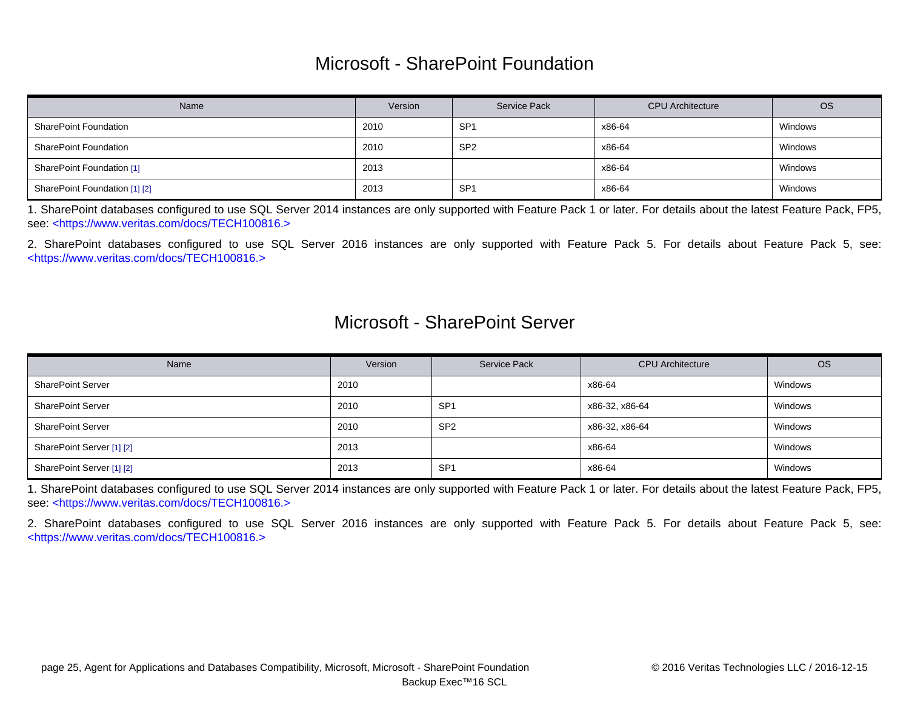# Microsoft - SharePoint Foundation

| Name | Version | Service Pack | CPU Architecture | OS |
|---|---|---|---|---|
| SharePoint Foundation | 2010 | SP1 | x86-64 | Windows |
| SharePoint Foundation | 2010 | SP2 | x86-64 | Windows |
| SharePoint Foundation [1] | 2013 | | x86-64 | Windows |
| SharePoint Foundation [1] [2] | 2013 | SP1 | x86-64 | Windows |

1. SharePoint databases configured to use SQL Server 2014 instances are only supported with Feature Pack 1 or later. For details about the latest Feature Pack, FP5, see: <https://www.veritas.com/docs/TECH100816.>

2. SharePoint databases configured to use SQL Server 2016 instances are only supported with Feature Pack 5. For details about Feature Pack 5, see: <https://www.veritas.com/docs/TECH100816.>

# Microsoft - SharePoint Server

| Name | Version | Service Pack | CPU Architecture | OS |
|---|---|---|---|---|
| SharePoint Server | 2010 | | x86-64 | Windows |
| SharePoint Server | 2010 | SP1 | x86-32, x86-64 | Windows |
| SharePoint Server | 2010 | SP2 | x86-32, x86-64 | Windows |
| SharePoint Server [1] [2] | 2013 | | x86-64 | Windows |
| SharePoint Server [1] [2] | 2013 | SP1 | x86-64 | Windows |

1. SharePoint databases configured to use SQL Server 2014 instances are only supported with Feature Pack 1 or later. For details about the latest Feature Pack, FP5, see: <https://www.veritas.com/docs/TECH100816.>

2. SharePoint databases configured to use SQL Server 2016 instances are only supported with Feature Pack 5. For details about Feature Pack 5, see: <https://www.veritas.com/docs/TECH100816.>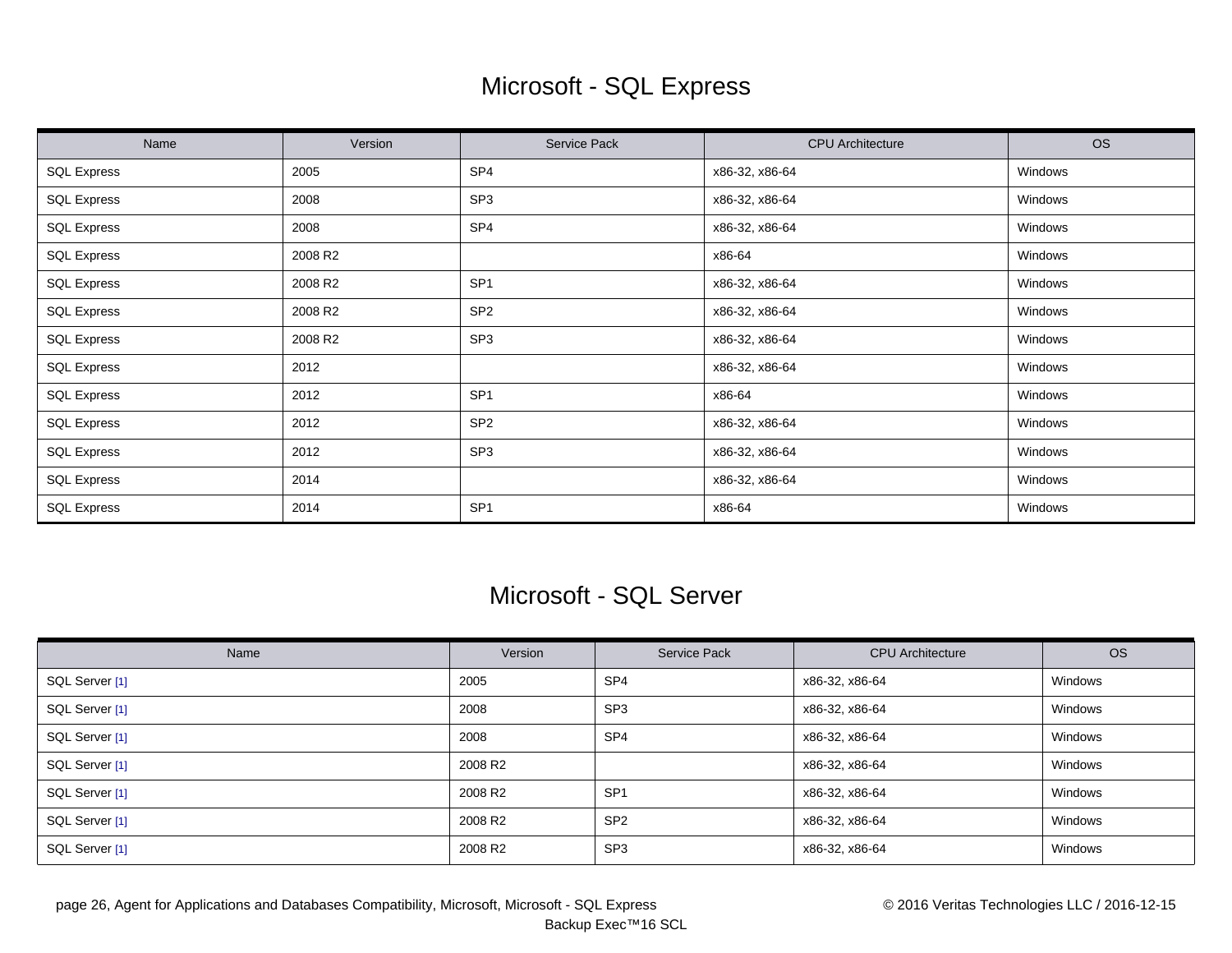# Microsoft - SQL Express

| Name | Version | Service Pack | CPU Architecture | OS |
|---|---|---|---|---|
| SQL Express | 2005 | SP4 | x86-32, x86-64 | Windows |
| SQL Express | 2008 | SP3 | x86-32, x86-64 | Windows |
| SQL Express | 2008 | SP4 | x86-32, x86-64 | Windows |
| SQL Express | 2008 R2 | | x86-64 | Windows |
| SQL Express | 2008 R2 | SP1 | x86-32, x86-64 | Windows |
| SQL Express | 2008 R2 | SP2 | x86-32, x86-64 | Windows |
| SQL Express | 2008 R2 | SP3 | x86-32, x86-64 | Windows |
| SQL Express | 2012 | | x86-32, x86-64 | Windows |
| SQL Express | 2012 | SP1 | x86-64 | Windows |
| SQL Express | 2012 | SP2 | x86-32, x86-64 | Windows |
| SQL Express | 2012 | SP3 | x86-32, x86-64 | Windows |
| SQL Express | 2014 | | x86-32, x86-64 | Windows |
| SQL Express | 2014 | SP1 | x86-64 | Windows |

# Microsoft - SQL Server

| Name | Version | Service Pack | CPU Architecture | OS |
|---|---|---|---|---|
| SQL Server [1] | 2005 | SP4 | x86-32, x86-64 | Windows |
| SQL Server [1] | 2008 | SP3 | x86-32, x86-64 | Windows |
| SQL Server [1] | 2008 | SP4 | x86-32, x86-64 | Windows |
| SQL Server [1] | 2008 R2 | | x86-32, x86-64 | Windows |
| SQL Server [1] | 2008 R2 | SP1 | x86-32, x86-64 | Windows |
| SQL Server [1] | 2008 R2 | SP2 | x86-32, x86-64 | Windows |
| SQL Server [1] | 2008 R2 | SP3 | x86-32, x86-64 | Windows |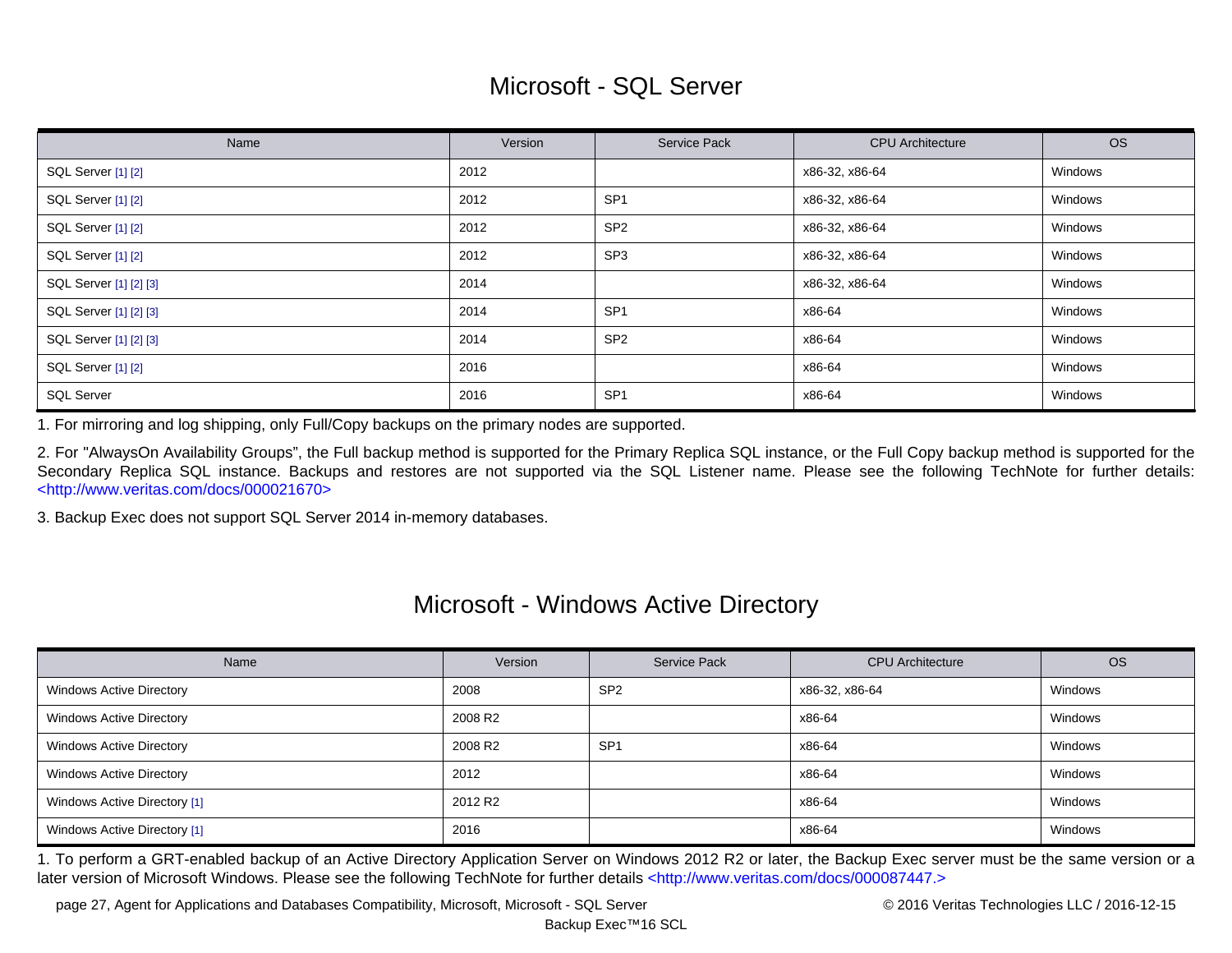# Microsoft - SQL Server

| Name | Version | Service Pack | CPU Architecture | OS |
|---|---|---|---|---|
| SQL Server [1] [2] | 2012 | | x86-32, x86-64 | Windows |
| SQL Server [1] [2] | 2012 | SP1 | x86-32, x86-64 | Windows |
| SQL Server [1] [2] | 2012 | SP2 | x86-32, x86-64 | Windows |
| SQL Server [1] [2] | 2012 | SP3 | x86-32, x86-64 | Windows |
| SQL Server [1] [2] [3] | 2014 | | x86-32, x86-64 | Windows |
| SQL Server [1] [2] [3] | 2014 | SP1 | x86-64 | Windows |
| SQL Server [1] [2] [3] | 2014 | SP2 | x86-64 | Windows |
| SQL Server [1] [2] | 2016 | | x86-64 | Windows |
| SQL Server | 2016 | SP1 | x86-64 | Windows |

1. For mirroring and log shipping, only Full/Copy backups on the primary nodes are supported.

2. For "AlwaysOn Availability Groups", the Full backup method is supported for the Primary Replica SQL instance, or the Full Copy backup method is supported for the Secondary Replica SQL instance. Backups and restores are not supported via the SQL Listener name. Please see the following TechNote for further details: <http://www.veritas.com/docs/000021670>

3. Backup Exec does not support SQL Server 2014 in-memory databases.

# Microsoft - Windows Active Directory

| Name | Version | Service Pack | CPU Architecture | OS |
|---|---|---|---|---|
| Windows Active Directory | 2008 | SP2 | x86-32, x86-64 | Windows |
| Windows Active Directory | 2008 R2 | | x86-64 | Windows |
| Windows Active Directory | 2008 R2 | SP1 | x86-64 | Windows |
| Windows Active Directory | 2012 | | x86-64 | Windows |
| Windows Active Directory [1] | 2012 R2 | | x86-64 | Windows |
| Windows Active Directory [1] | 2016 | | x86-64 | Windows |

1. To perform a GRT-enabled backup of an Active Directory Application Server on Windows 2012 R2 or later, the Backup Exec server must be the same version or a later version of Microsoft Windows. Please see the following TechNote for further details <http://www.veritas.com/docs/000087447.>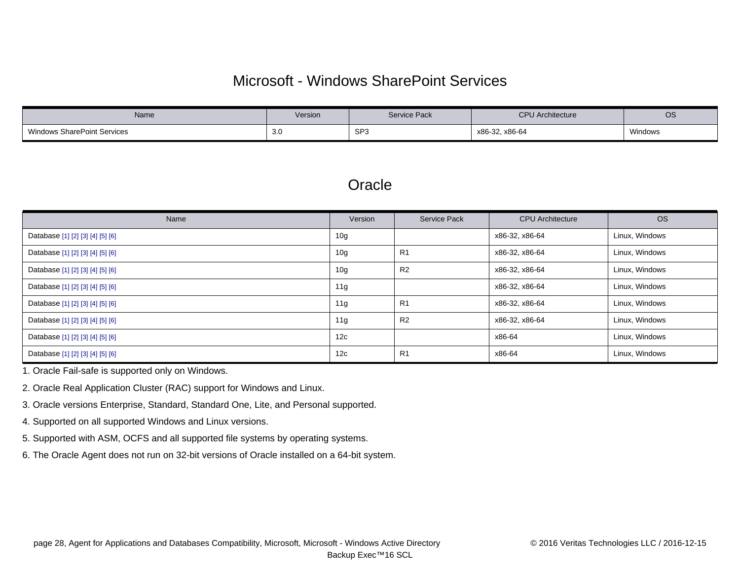## Microsoft - Windows SharePoint Services

| Name | Version | Service Pack | CPU Architecture | OS |
| --- | --- | --- | --- | --- |
| Windows SharePoint Services | 3.0 | SP3 | x86-32, x86-64 | Windows |

## Oracle

| Name | Version | Service Pack | CPU Architecture | OS |
| --- | --- | --- | --- | --- |
| Database [1] [2] [3] [4] [5] [6] | 10g | | x86-32, x86-64 | Linux, Windows |
| Database [1] [2] [3] [4] [5] [6] | 10g | R1 | x86-32, x86-64 | Linux, Windows |
| Database [1] [2] [3] [4] [5] [6] | 10g | R2 | x86-32, x86-64 | Linux, Windows |
| Database [1] [2] [3] [4] [5] [6] | 11g | | x86-32, x86-64 | Linux, Windows |
| Database [1] [2] [3] [4] [5] [6] | 11g | R1 | x86-32, x86-64 | Linux, Windows |
| Database [1] [2] [3] [4] [5] [6] | 11g | R2 | x86-32, x86-64 | Linux, Windows |
| Database [1] [2] [3] [4] [5] [6] | 12c | | x86-64 | Linux, Windows |
| Database [1] [2] [3] [4] [5] [6] | 12c | R1 | x86-64 | Linux, Windows |

1. Oracle Fail-safe is supported only on Windows.
2. Oracle Real Application Cluster (RAC) support for Windows and Linux.
3. Oracle versions Enterprise, Standard, Standard One, Lite, and Personal supported.
4. Supported on all supported Windows and Linux versions.
5. Supported with ASM, OCFS and all supported file systems by operating systems.
6. The Oracle Agent does not run on 32-bit versions of Oracle installed on a 64-bit system.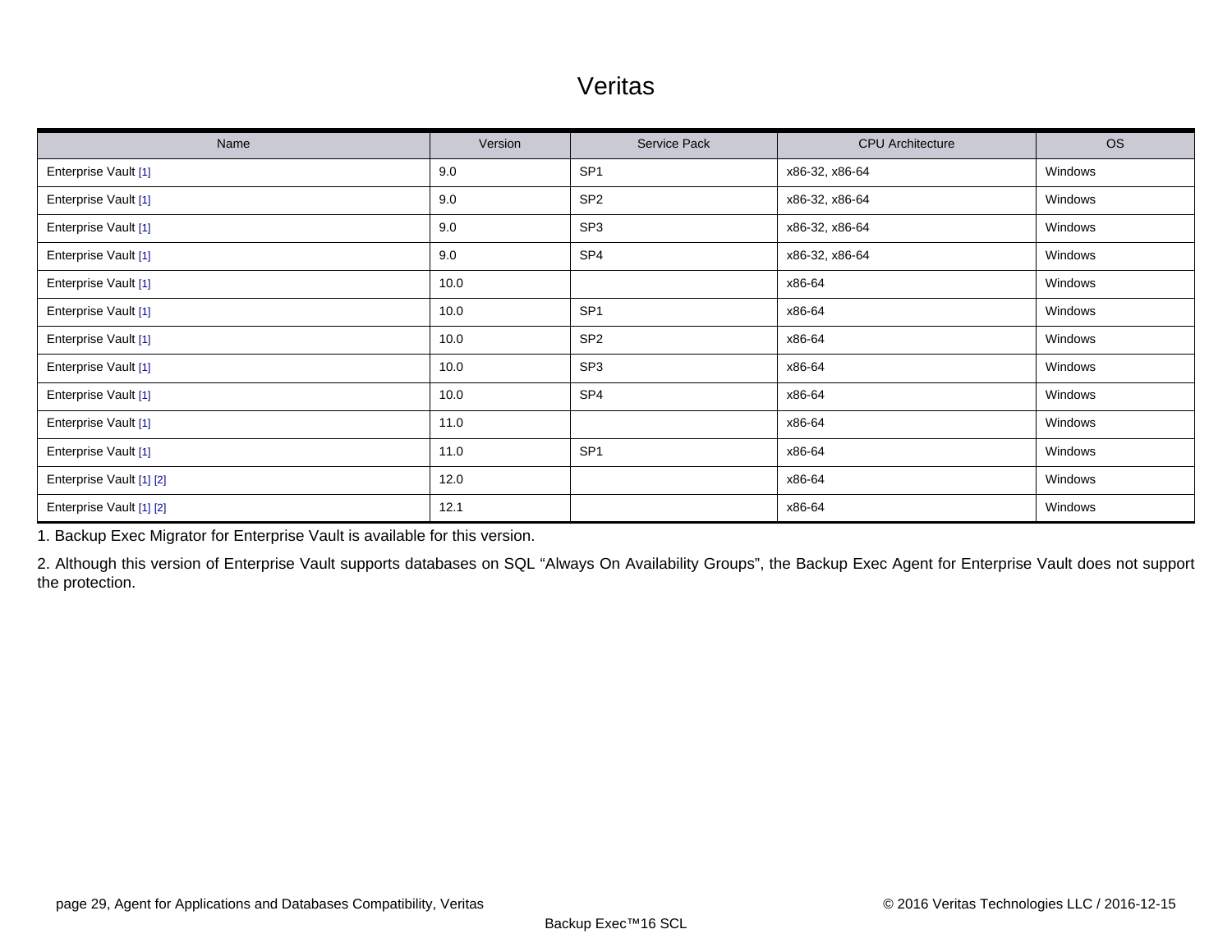# Veritas

| Name | Version | Service Pack | CPU Architecture | OS |
|---|---|---|---|---|
| Enterprise Vault [1] | 9.0 | SP1 | x86-32, x86-64 | Windows |
| Enterprise Vault [1] | 9.0 | SP2 | x86-32, x86-64 | Windows |
| Enterprise Vault [1] | 9.0 | SP3 | x86-32, x86-64 | Windows |
| Enterprise Vault [1] | 9.0 | SP4 | x86-32, x86-64 | Windows |
| Enterprise Vault [1] | 10.0 | | x86-64 | Windows |
| Enterprise Vault [1] | 10.0 | SP1 | x86-64 | Windows |
| Enterprise Vault [1] | 10.0 | SP2 | x86-64 | Windows |
| Enterprise Vault [1] | 10.0 | SP3 | x86-64 | Windows |
| Enterprise Vault [1] | 10.0 | SP4 | x86-64 | Windows |
| Enterprise Vault [1] | 11.0 | | x86-64 | Windows |
| Enterprise Vault [1] | 11.0 | SP1 | x86-64 | Windows |
| Enterprise Vault [1] [2] | 12.0 | | x86-64 | Windows |
| Enterprise Vault [1] [2] | 12.1 | | x86-64 | Windows |

1. Backup Exec Migrator for Enterprise Vault is available for this version.

2. Although this version of Enterprise Vault supports databases on SQL “Always On Availability Groups”, the Backup Exec Agent for Enterprise Vault does not support the protection.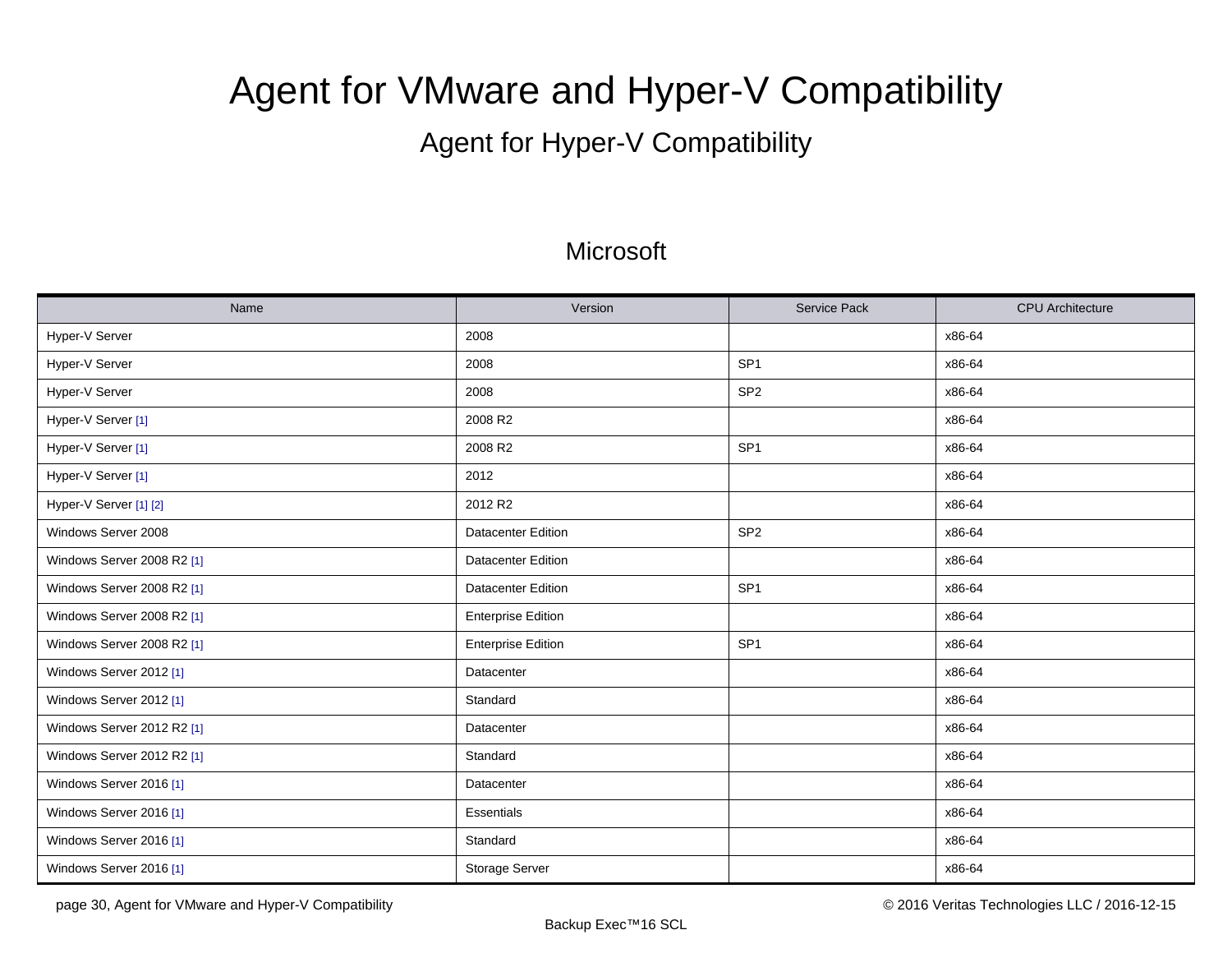# Agent for VMware and Hyper-V Compatibility

## Agent for Hyper-V Compatibility

### Microsoft

| Name | Version | Service Pack | CPU Architecture |
|---|---|---|---|
| Hyper-V Server | 2008 | | x86-64 |
| Hyper-V Server | 2008 | SP1 | x86-64 |
| Hyper-V Server | 2008 | SP2 | x86-64 |
| Hyper-V Server [1] | 2008 R2 | | x86-64 |
| Hyper-V Server [1] | 2008 R2 | SP1 | x86-64 |
| Hyper-V Server [1] | 2012 | | x86-64 |
| Hyper-V Server [1] [2] | 2012 R2 | | x86-64 |
| Windows Server 2008 | Datacenter Edition | SP2 | x86-64 |
| Windows Server 2008 R2 [1] | Datacenter Edition | | x86-64 |
| Windows Server 2008 R2 [1] | Datacenter Edition | SP1 | x86-64 |
| Windows Server 2008 R2 [1] | Enterprise Edition | | x86-64 |
| Windows Server 2008 R2 [1] | Enterprise Edition | SP1 | x86-64 |
| Windows Server 2012 [1] | Datacenter | | x86-64 |
| Windows Server 2012 [1] | Standard | | x86-64 |
| Windows Server 2012 R2 [1] | Datacenter | | x86-64 |
| Windows Server 2012 R2 [1] | Standard | | x86-64 |
| Windows Server 2016 [1] | Datacenter | | x86-64 |
| Windows Server 2016 [1] | Essentials | | x86-64 |
| Windows Server 2016 [1] | Standard | | x86-64 |
| Windows Server 2016 [1] | Storage Server | | x86-64 |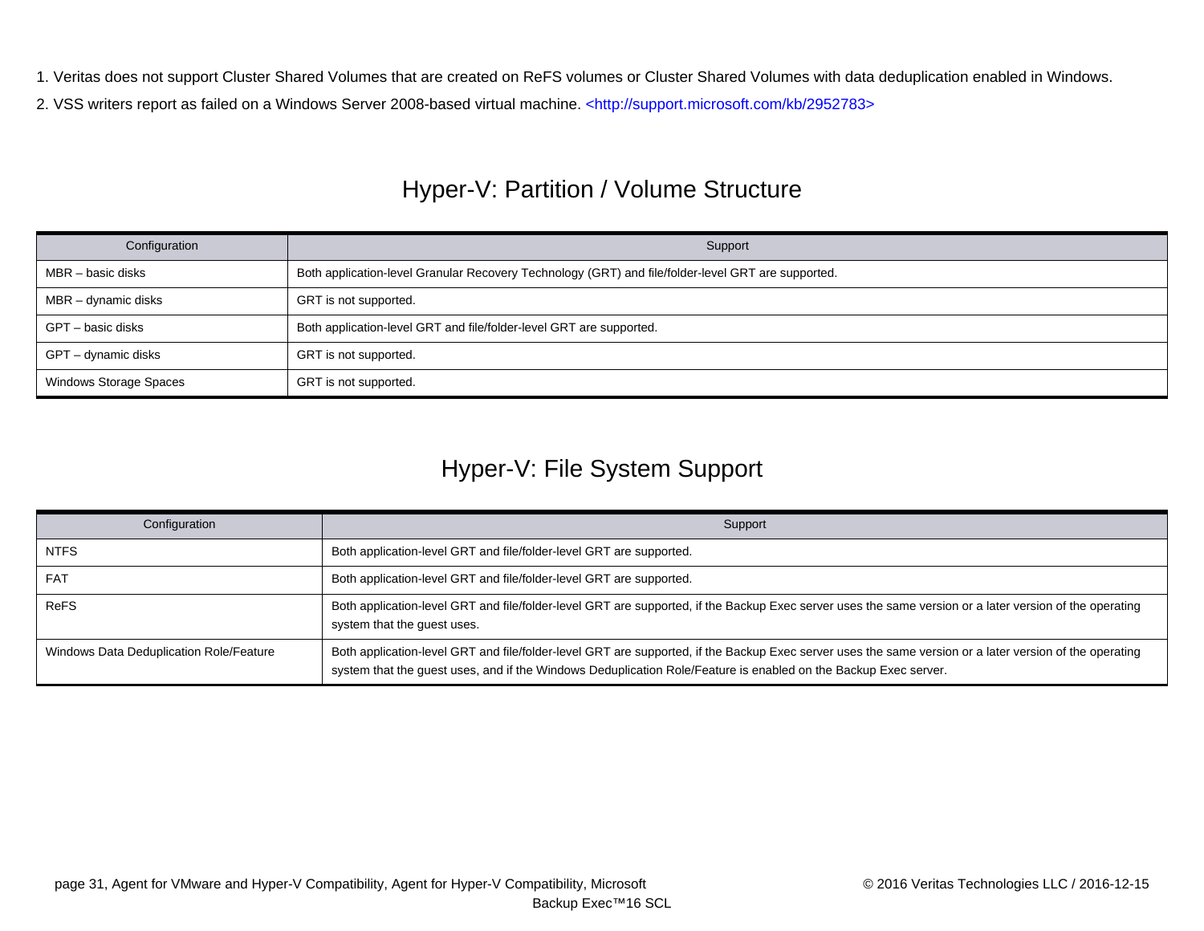1. Veritas does not support Cluster Shared Volumes that are created on ReFS volumes or Cluster Shared Volumes with data deduplication enabled in Windows.
2. VSS writers report as failed on a Windows Server 2008-based virtual machine. <http://support.microsoft.com/kb/2952783>

## Hyper-V: Partition / Volume Structure

| Configuration | Support |
|---|---|
| MBR – basic disks | Both application-level Granular Recovery Technology (GRT) and file/folder-level GRT are supported. |
| MBR – dynamic disks | GRT is not supported. |
| GPT – basic disks | Both application-level GRT and file/folder-level GRT are supported. |
| GPT – dynamic disks | GRT is not supported. |
| Windows Storage Spaces | GRT is not supported. |

## Hyper-V: File System Support

| Configuration | Support |
|---|---|
| NTFS | Both application-level GRT and file/folder-level GRT are supported. |
| FAT | Both application-level GRT and file/folder-level GRT are supported. |
| ReFS | Both application-level GRT and file/folder-level GRT are supported, if the Backup Exec server uses the same version or a later version of the operating system that the guest uses. |
| Windows Data Deduplication Role/Feature | Both application-level GRT and file/folder-level GRT are supported, if the Backup Exec server uses the same version or a later version of the operating system that the guest uses, and if the Windows Deduplication Role/Feature is enabled on the Backup Exec server. |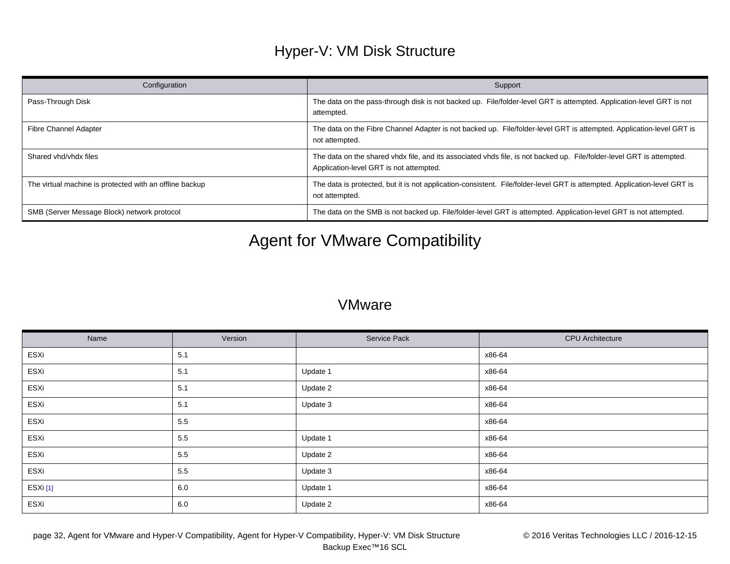## Hyper-V: VM Disk Structure

| Configuration | Support |
|---|---|
| Pass-Through Disk | The data on the pass-through disk is not backed up. File/folder-level GRT is attempted. Application-level GRT is not attempted. |
| Fibre Channel Adapter | The data on the Fibre Channel Adapter is not backed up. File/folder-level GRT is attempted. Application-level GRT is not attempted. |
| Shared vhd/vhdx files | The data on the shared vhdx file, and its associated vhds file, is not backed up. File/folder-level GRT is attempted. Application-level GRT is not attempted. |
| The virtual machine is protected with an offline backup | The data is protected, but it is not application-consistent. File/folder-level GRT is attempted. Application-level GRT is not attempted. |
| SMB (Server Message Block) network protocol | The data on the SMB is not backed up. File/folder-level GRT is attempted. Application-level GRT is not attempted. |

# Agent for VMware Compatibility

## VMware

| Name | Version | Service Pack | CPU Architecture |
|---|---|---|---|
| ESXi | 5.1 | | x86-64 |
| ESXi | 5.1 | Update 1 | x86-64 |
| ESXi | 5.1 | Update 2 | x86-64 |
| ESXi | 5.1 | Update 3 | x86-64 |
| ESXi | 5.5 | | x86-64 |
| ESXi | 5.5 | Update 1 | x86-64 |
| ESXi | 5.5 | Update 2 | x86-64 |
| ESXi | 5.5 | Update 3 | x86-64 |
| ESXi [1] | 6.0 | Update 1 | x86-64 |
| ESXi | 6.0 | Update 2 | x86-64 |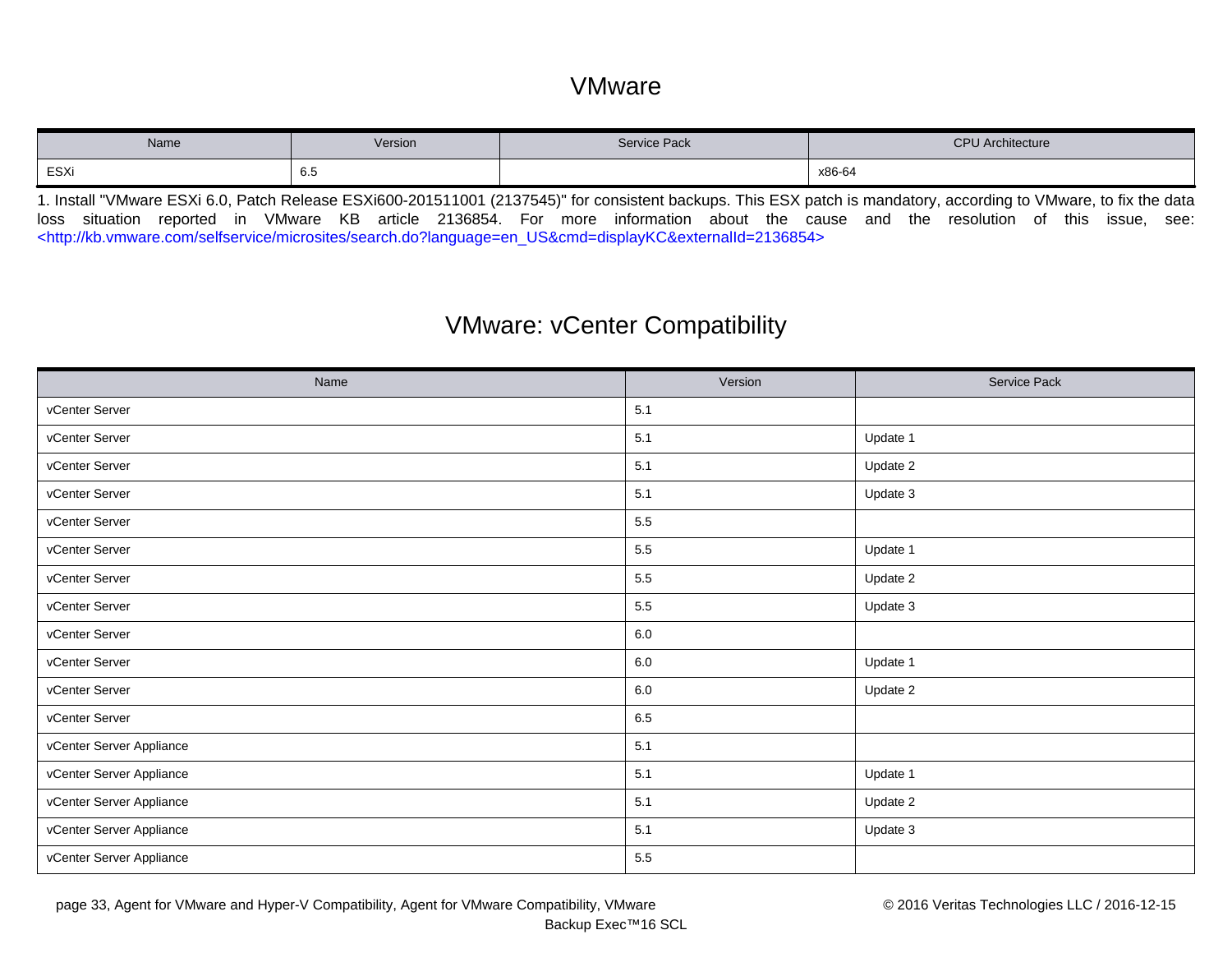# VMware

| Name | Version | Service Pack | CPU Architecture |
|---|---|---|---|
| ESXi | 6.5 | | x86-64 |

1. Install "VMware ESXi 6.0, Patch Release ESXi600-201511001 (2137545)" for consistent backups. This ESX patch is mandatory, according to VMware, to fix the data loss situation reported in VMware KB article 2136854. For more information about the cause and the resolution of this issue, see: <http://kb.vmware.com/selfservice/microsites/search.do?language=en_US&cmd=displayKC&externalId=2136854>

# VMware: vCenter Compatibility

| Name | Version | Service Pack |
|---|---|---|
| vCenter Server | 5.1 | |
| vCenter Server | 5.1 | Update 1 |
| vCenter Server | 5.1 | Update 2 |
| vCenter Server | 5.1 | Update 3 |
| vCenter Server | 5.5 | |
| vCenter Server | 5.5 | Update 1 |
| vCenter Server | 5.5 | Update 2 |
| vCenter Server | 5.5 | Update 3 |
| vCenter Server | 6.0 | |
| vCenter Server | 6.0 | Update 1 |
| vCenter Server | 6.0 | Update 2 |
| vCenter Server | 6.5 | |
| vCenter Server Appliance | 5.1 | |
| vCenter Server Appliance | 5.1 | Update 1 |
| vCenter Server Appliance | 5.1 | Update 2 |
| vCenter Server Appliance | 5.1 | Update 3 |
| vCenter Server Appliance | 5.5 | |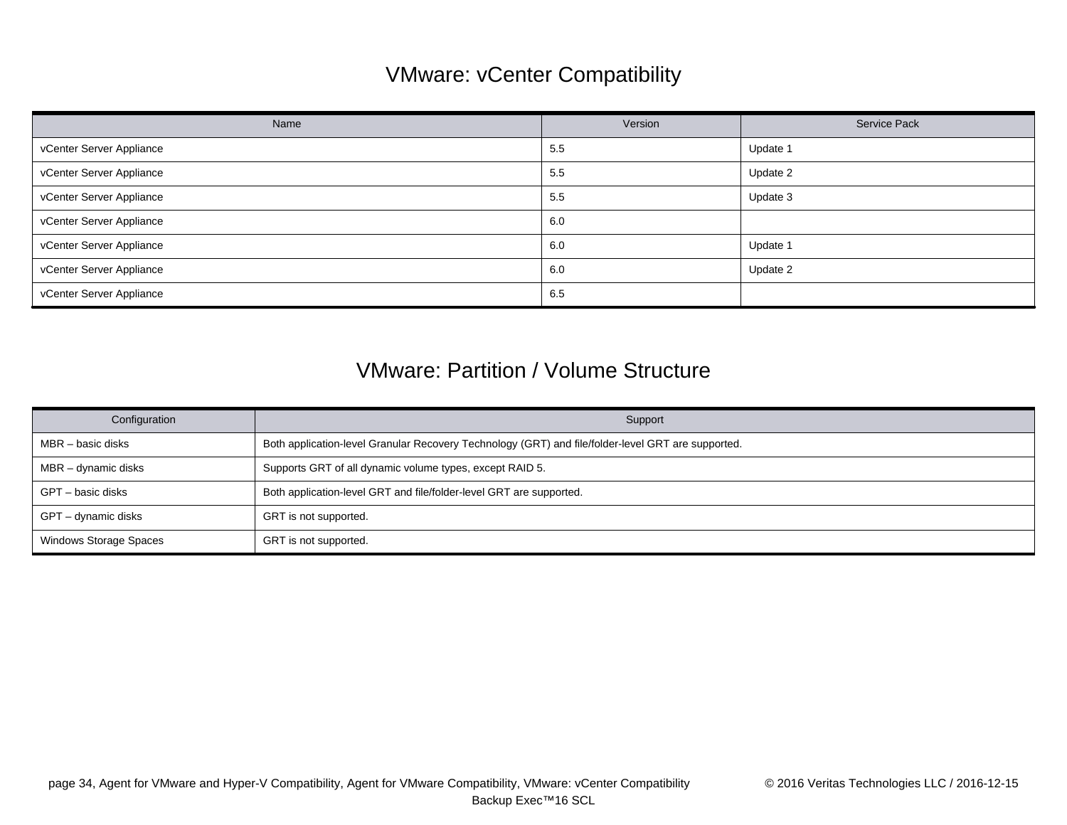## VMware: vCenter Compatibility

| Name | Version | Service Pack |
| --- | --- | --- |
| vCenter Server Appliance | 5.5 | Update 1 |
| vCenter Server Appliance | 5.5 | Update 2 |
| vCenter Server Appliance | 5.5 | Update 3 |
| vCenter Server Appliance | 6.0 | |
| vCenter Server Appliance | 6.0 | Update 1 |
| vCenter Server Appliance | 6.0 | Update 2 |
| vCenter Server Appliance | 6.5 | |

## VMware: Partition / Volume Structure

| Configuration | Support |
| --- | --- |
| MBR – basic disks | Both application-level Granular Recovery Technology (GRT) and file/folder-level GRT are supported. |
| MBR – dynamic disks | Supports GRT of all dynamic volume types, except RAID 5. |
| GPT – basic disks | Both application-level GRT and file/folder-level GRT are supported. |
| GPT – dynamic disks | GRT is not supported. |
| Windows Storage Spaces | GRT is not supported. |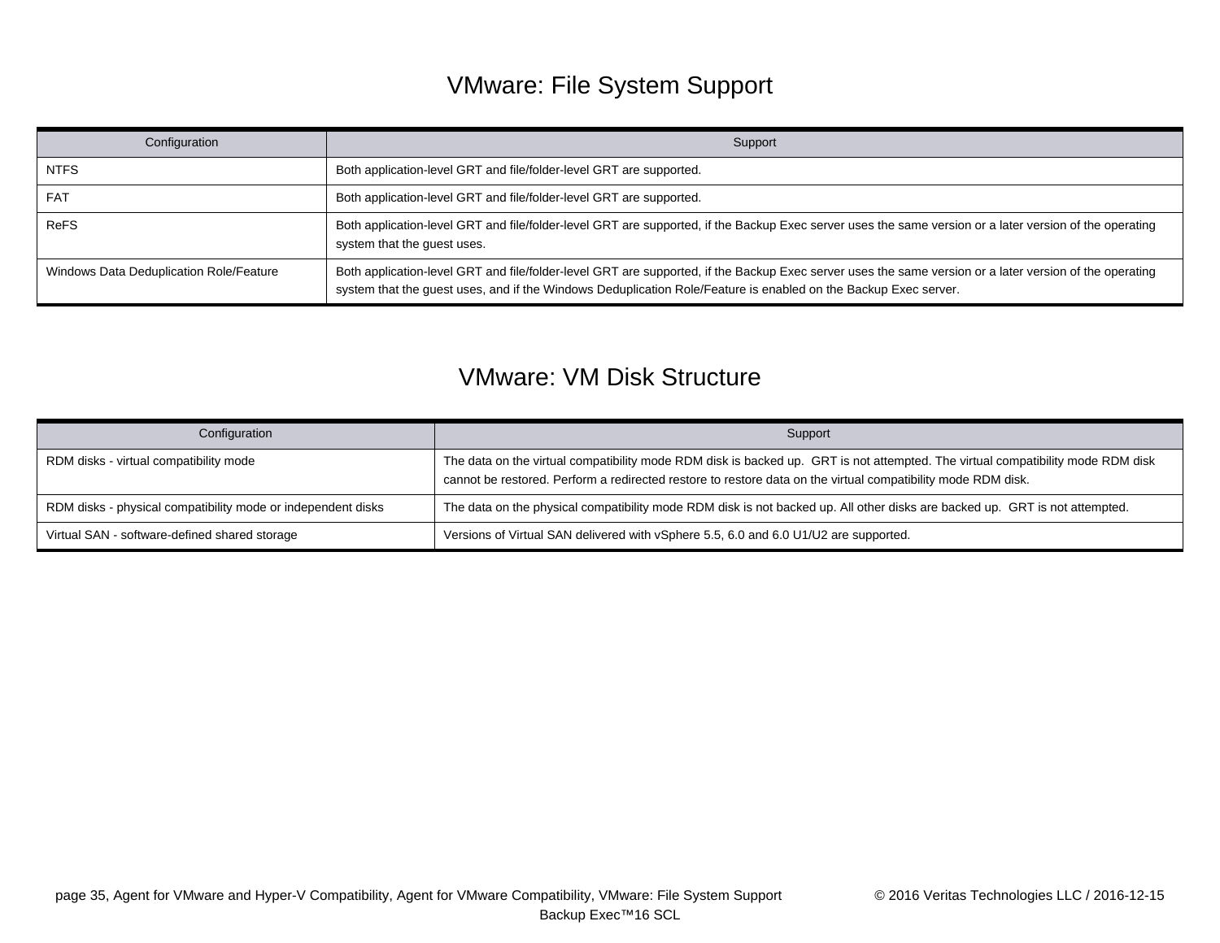# VMware: File System Support

| Configuration | Support |
|---|---|
| NTFS | Both application-level GRT and file/folder-level GRT are supported. |
| FAT | Both application-level GRT and file/folder-level GRT are supported. |
| ReFS | Both application-level GRT and file/folder-level GRT are supported, if the Backup Exec server uses the same version or a later version of the operating system that the guest uses. |
| Windows Data Deduplication Role/Feature | Both application-level GRT and file/folder-level GRT are supported, if the Backup Exec server uses the same version or a later version of the operating system that the guest uses, and if the Windows Deduplication Role/Feature is enabled on the Backup Exec server. |

# VMware: VM Disk Structure

| Configuration | Support |
|---|---|
| RDM disks - virtual compatibility mode | The data on the virtual compatibility mode RDM disk is backed up. GRT is not attempted. The virtual compatibility mode RDM disk cannot be restored. Perform a redirected restore to restore data on the virtual compatibility mode RDM disk. |
| RDM disks - physical compatibility mode or independent disks | The data on the physical compatibility mode RDM disk is not backed up. All other disks are backed up. GRT is not attempted. |
| Virtual SAN - software-defined shared storage | Versions of Virtual SAN delivered with vSphere 5.5, 6.0 and 6.0 U1/U2 are supported. |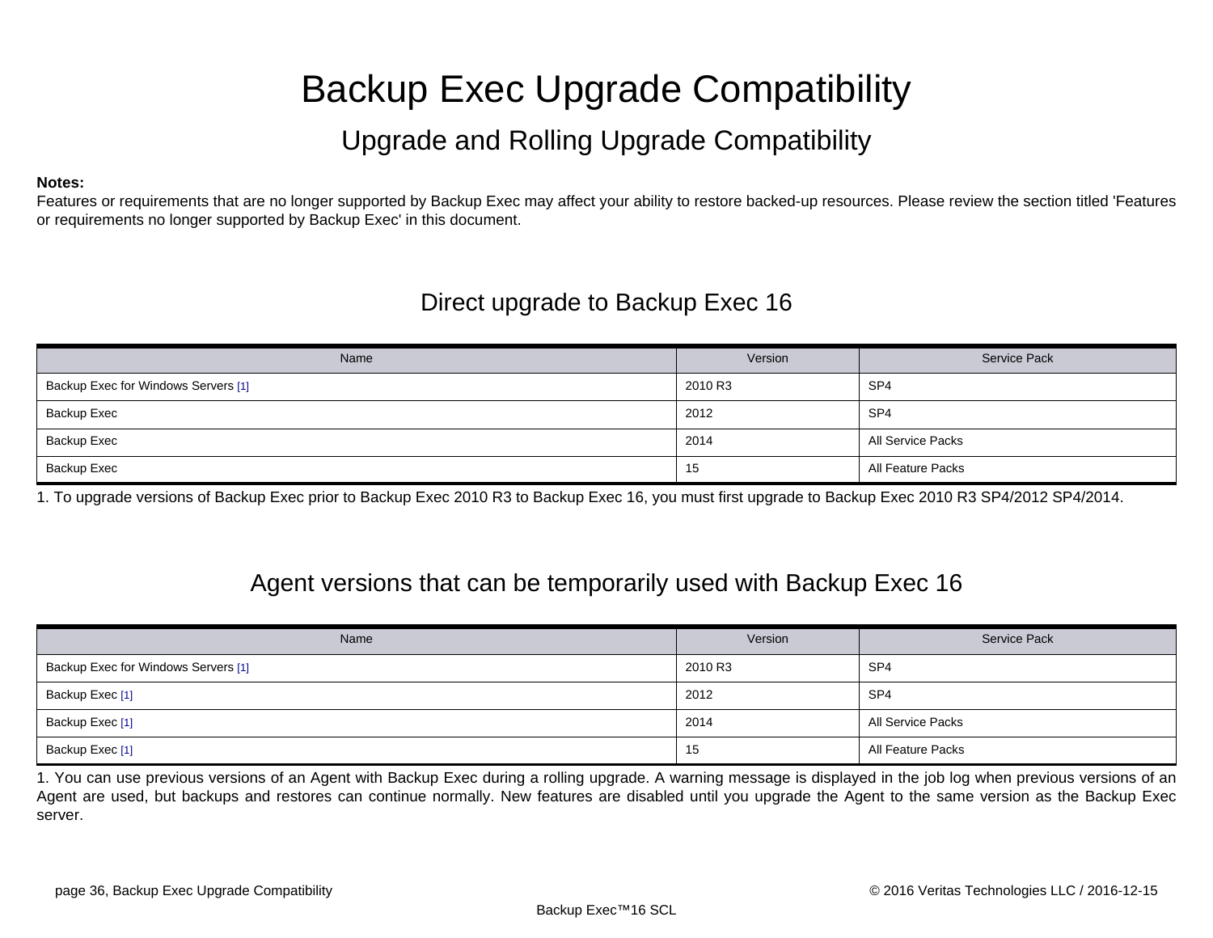# Backup Exec Upgrade Compatibility

## Upgrade and Rolling Upgrade Compatibility

**Notes:**
Features or requirements that are no longer supported by Backup Exec may affect your ability to restore backed-up resources. Please review the section titled 'Features or requirements no longer supported by Backup Exec' in this document.

### Direct upgrade to Backup Exec 16

| Name | Version | Service Pack |
|---|---|---|
| Backup Exec for Windows Servers [1] | 2010 R3 | SP4 |
| Backup Exec | 2012 | SP4 |
| Backup Exec | 2014 | All Service Packs |
| Backup Exec | 15 | All Feature Packs |

1. To upgrade versions of Backup Exec prior to Backup Exec 2010 R3 to Backup Exec 16, you must first upgrade to Backup Exec 2010 R3 SP4/2012 SP4/2014.

### Agent versions that can be temporarily used with Backup Exec 16

| Name | Version | Service Pack |
|---|---|---|
| Backup Exec for Windows Servers [1] | 2010 R3 | SP4 |
| Backup Exec [1] | 2012 | SP4 |
| Backup Exec [1] | 2014 | All Service Packs |
| Backup Exec [1] | 15 | All Feature Packs |

1. You can use previous versions of an Agent with Backup Exec during a rolling upgrade. A warning message is displayed in the job log when previous versions of an Agent are used, but backups and restores can continue normally. New features are disabled until you upgrade the Agent to the same version as the Backup Exec server.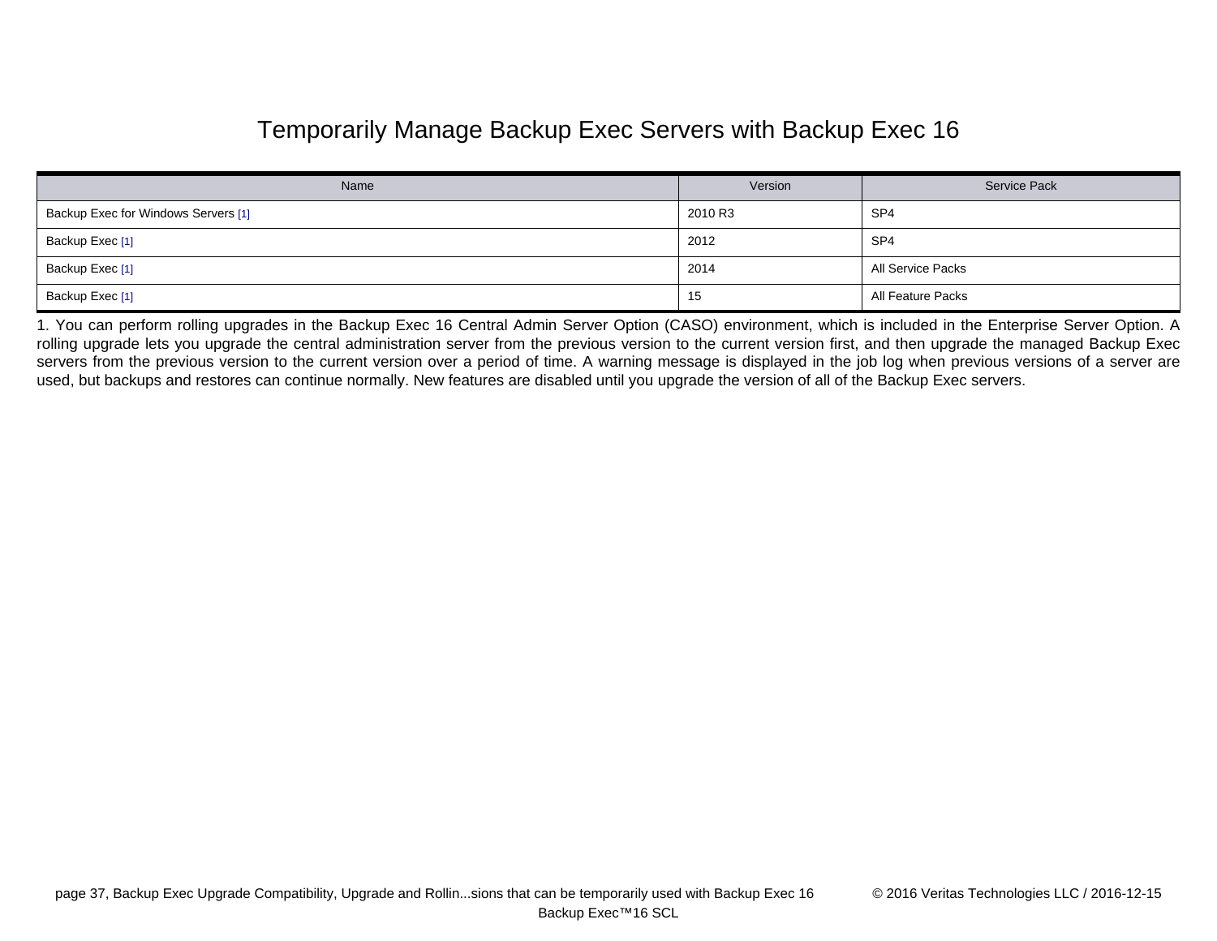# Temporarily Manage Backup Exec Servers with Backup Exec 16

| Name | Version | Service Pack |
| --- | --- | --- |
| Backup Exec for Windows Servers [1] | 2010 R3 | SP4 |
| Backup Exec [1] | 2012 | SP4 |
| Backup Exec [1] | 2014 | All Service Packs |
| Backup Exec [1] | 15 | All Feature Packs |

1. You can perform rolling upgrades in the Backup Exec 16 Central Admin Server Option (CASO) environment, which is included in the Enterprise Server Option. A rolling upgrade lets you upgrade the central administration server from the previous version to the current version first, and then upgrade the managed Backup Exec servers from the previous version to the current version over a period of time. A warning message is displayed in the job log when previous versions of a server are used, but backups and restores can continue normally. New features are disabled until you upgrade the version of all of the Backup Exec servers.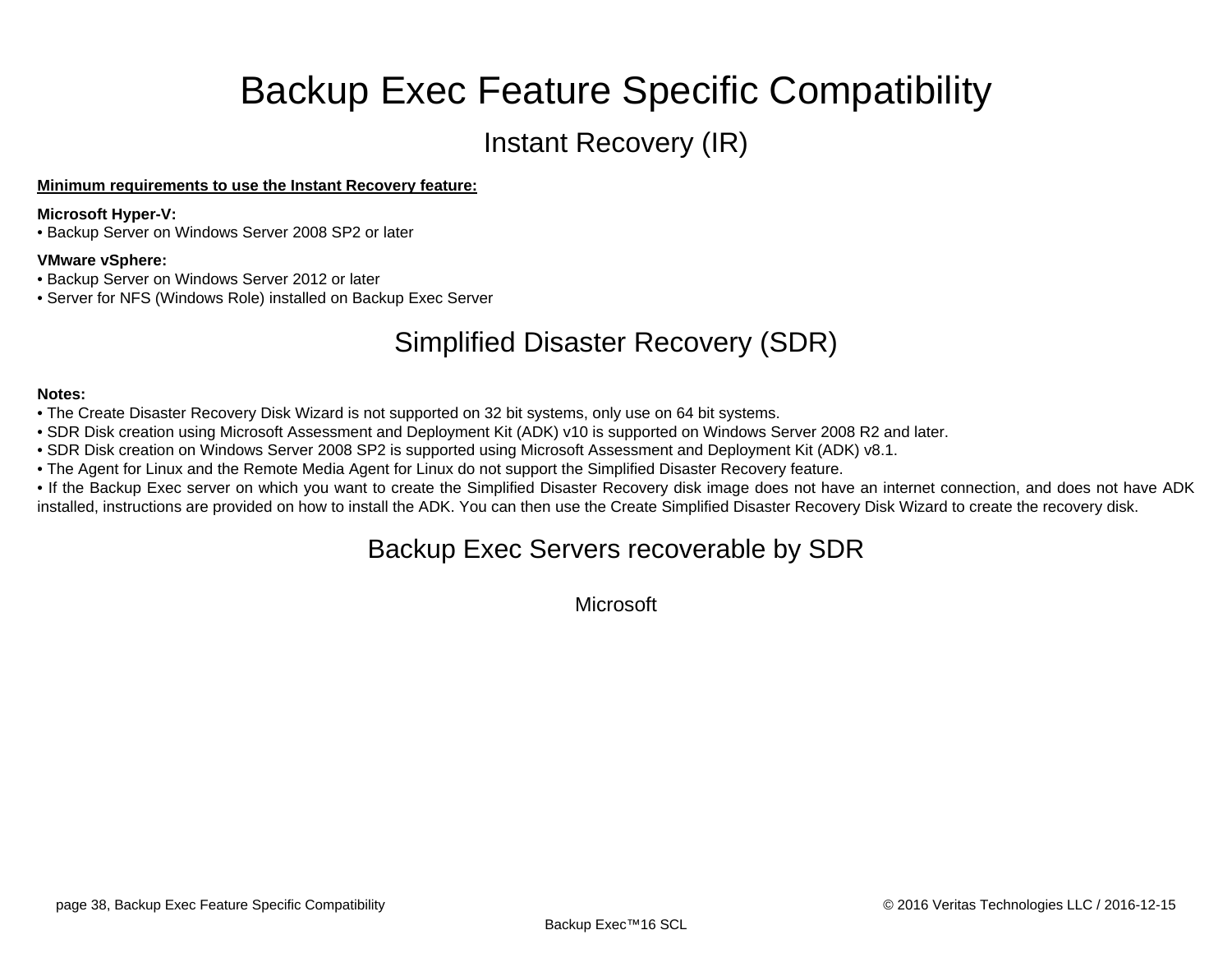# Backup Exec Feature Specific Compatibility

## Instant Recovery (IR)

**Minimum requirements to use the Instant Recovery feature:**

**Microsoft Hyper-V:**
- Backup Server on Windows Server 2008 SP2 or later

**VMware vSphere:**
- Backup Server on Windows Server 2012 or later
- Server for NFS (Windows Role) installed on Backup Exec Server

## Simplified Disaster Recovery (SDR)

**Notes:**
- The Create Disaster Recovery Disk Wizard is not supported on 32 bit systems, only use on 64 bit systems.
- SDR Disk creation using Microsoft Assessment and Deployment Kit (ADK) v10 is supported on Windows Server 2008 R2 and later.
- SDR Disk creation on Windows Server 2008 SP2 is supported using Microsoft Assessment and Deployment Kit (ADK) v8.1.
- The Agent for Linux and the Remote Media Agent for Linux do not support the Simplified Disaster Recovery feature.
- If the Backup Exec server on which you want to create the Simplified Disaster Recovery disk image does not have an internet connection, and does not have ADK installed, instructions are provided on how to install the ADK. You can then use the Create Simplified Disaster Recovery Disk Wizard to create the recovery disk.

## Backup Exec Servers recoverable by SDR

Microsoft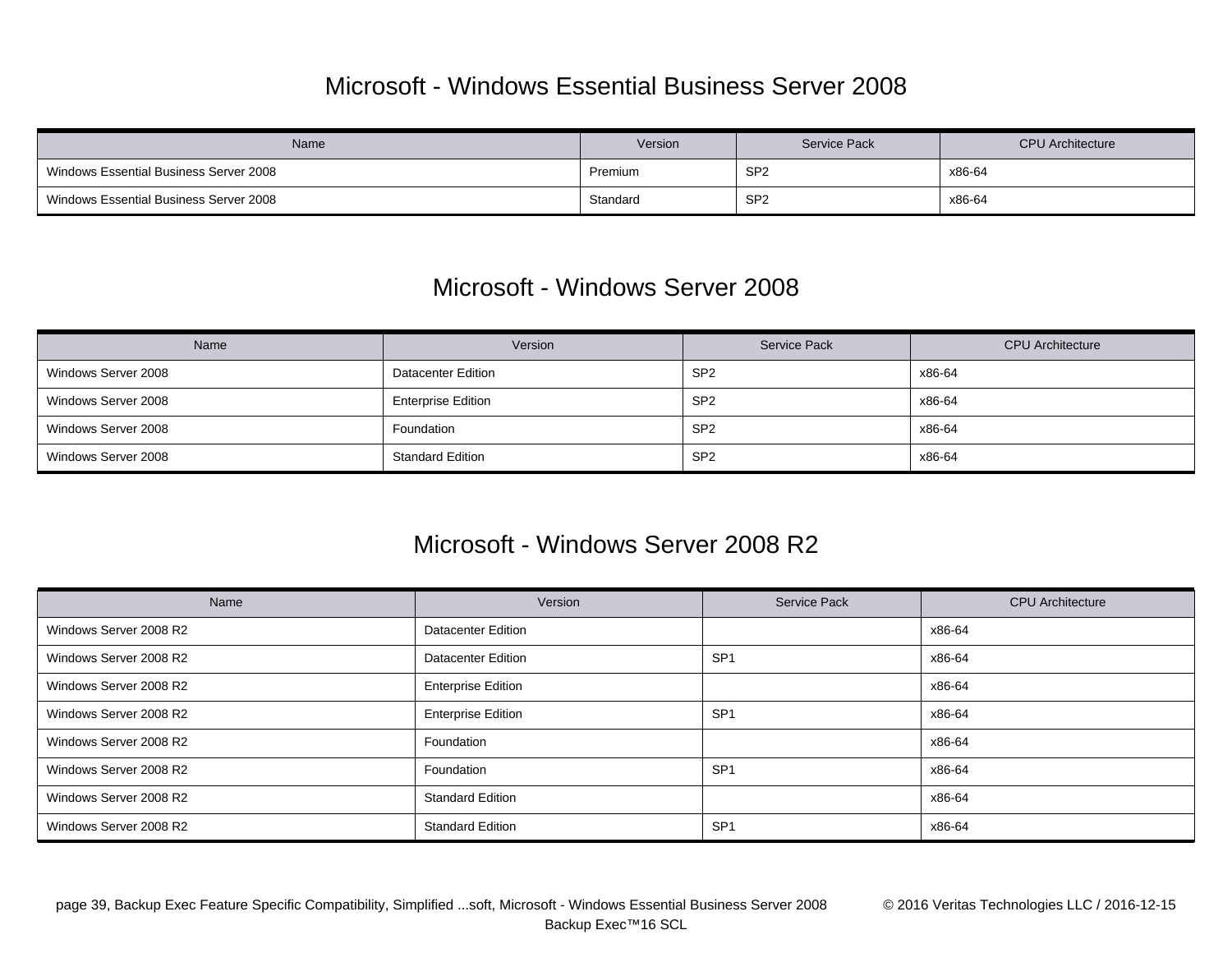## Microsoft - Windows Essential Business Server 2008

| Name | Version | Service Pack | CPU Architecture |
|---|---|---|---|
| Windows Essential Business Server 2008 | Premium | SP2 | x86-64 |
| Windows Essential Business Server 2008 | Standard | SP2 | x86-64 |

## Microsoft - Windows Server 2008

| Name | Version | Service Pack | CPU Architecture |
|---|---|---|---|
| Windows Server 2008 | Datacenter Edition | SP2 | x86-64 |
| Windows Server 2008 | Enterprise Edition | SP2 | x86-64 |
| Windows Server 2008 | Foundation | SP2 | x86-64 |
| Windows Server 2008 | Standard Edition | SP2 | x86-64 |

## Microsoft - Windows Server 2008 R2

| Name | Version | Service Pack | CPU Architecture |
|---|---|---|---|
| Windows Server 2008 R2 | Datacenter Edition | | x86-64 |
| Windows Server 2008 R2 | Datacenter Edition | SP1 | x86-64 |
| Windows Server 2008 R2 | Enterprise Edition | | x86-64 |
| Windows Server 2008 R2 | Enterprise Edition | SP1 | x86-64 |
| Windows Server 2008 R2 | Foundation | | x86-64 |
| Windows Server 2008 R2 | Foundation | SP1 | x86-64 |
| Windows Server 2008 R2 | Standard Edition | | x86-64 |
| Windows Server 2008 R2 | Standard Edition | SP1 | x86-64 |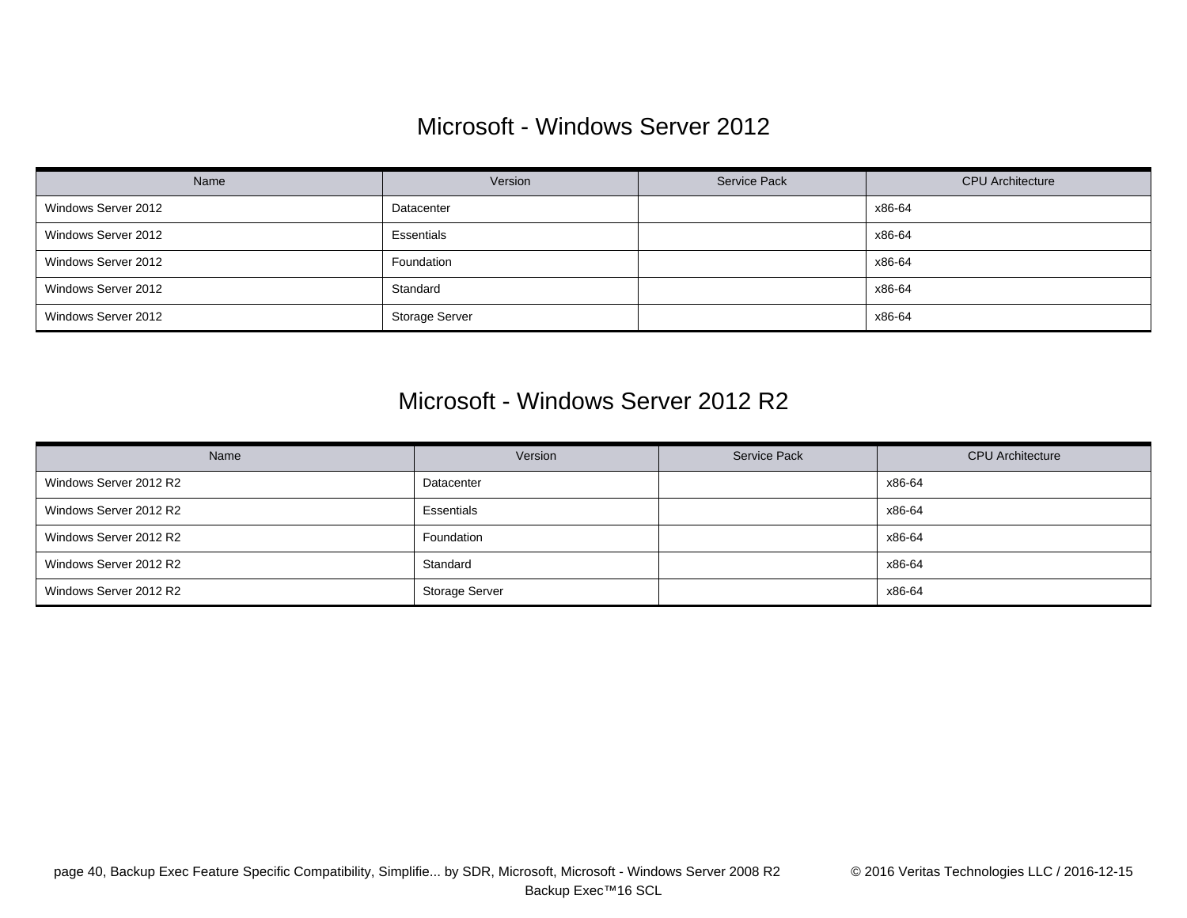## Microsoft - Windows Server 2012

| Name | Version | Service Pack | CPU Architecture |
|---|---|---|---|
| Windows Server 2012 | Datacenter | | x86-64 |
| Windows Server 2012 | Essentials | | x86-64 |
| Windows Server 2012 | Foundation | | x86-64 |
| Windows Server 2012 | Standard | | x86-64 |
| Windows Server 2012 | Storage Server | | x86-64 |

## Microsoft - Windows Server 2012 R2

| Name | Version | Service Pack | CPU Architecture |
|---|---|---|---|
| Windows Server 2012 R2 | Datacenter | | x86-64 |
| Windows Server 2012 R2 | Essentials | | x86-64 |
| Windows Server 2012 R2 | Foundation | | x86-64 |
| Windows Server 2012 R2 | Standard | | x86-64 |
| Windows Server 2012 R2 | Storage Server | | x86-64 |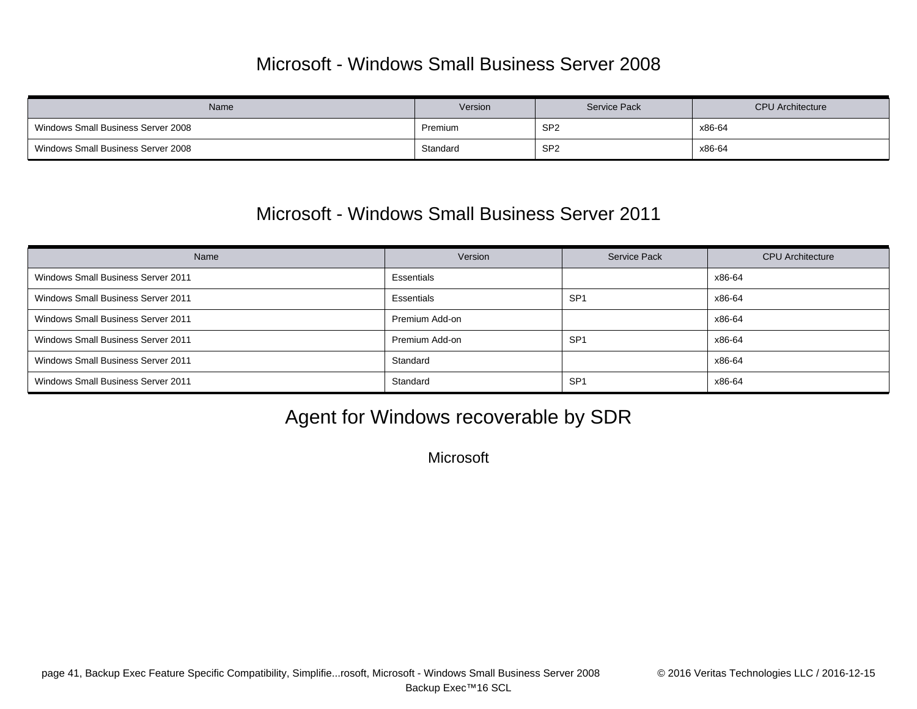# Microsoft - Windows Small Business Server 2008

| Name | Version | Service Pack | CPU Architecture |
|---|---|---|---|
| Windows Small Business Server 2008 | Premium | SP2 | x86-64 |
| Windows Small Business Server 2008 | Standard | SP2 | x86-64 |

# Microsoft - Windows Small Business Server 2011

| Name | Version | Service Pack | CPU Architecture |
|---|---|---|---|
| Windows Small Business Server 2011 | Essentials | | x86-64 |
| Windows Small Business Server 2011 | Essentials | SP1 | x86-64 |
| Windows Small Business Server 2011 | Premium Add-on | | x86-64 |
| Windows Small Business Server 2011 | Premium Add-on | SP1 | x86-64 |
| Windows Small Business Server 2011 | Standard | | x86-64 |
| Windows Small Business Server 2011 | Standard | SP1 | x86-64 |

# Agent for Windows recoverable by SDR

## Microsoft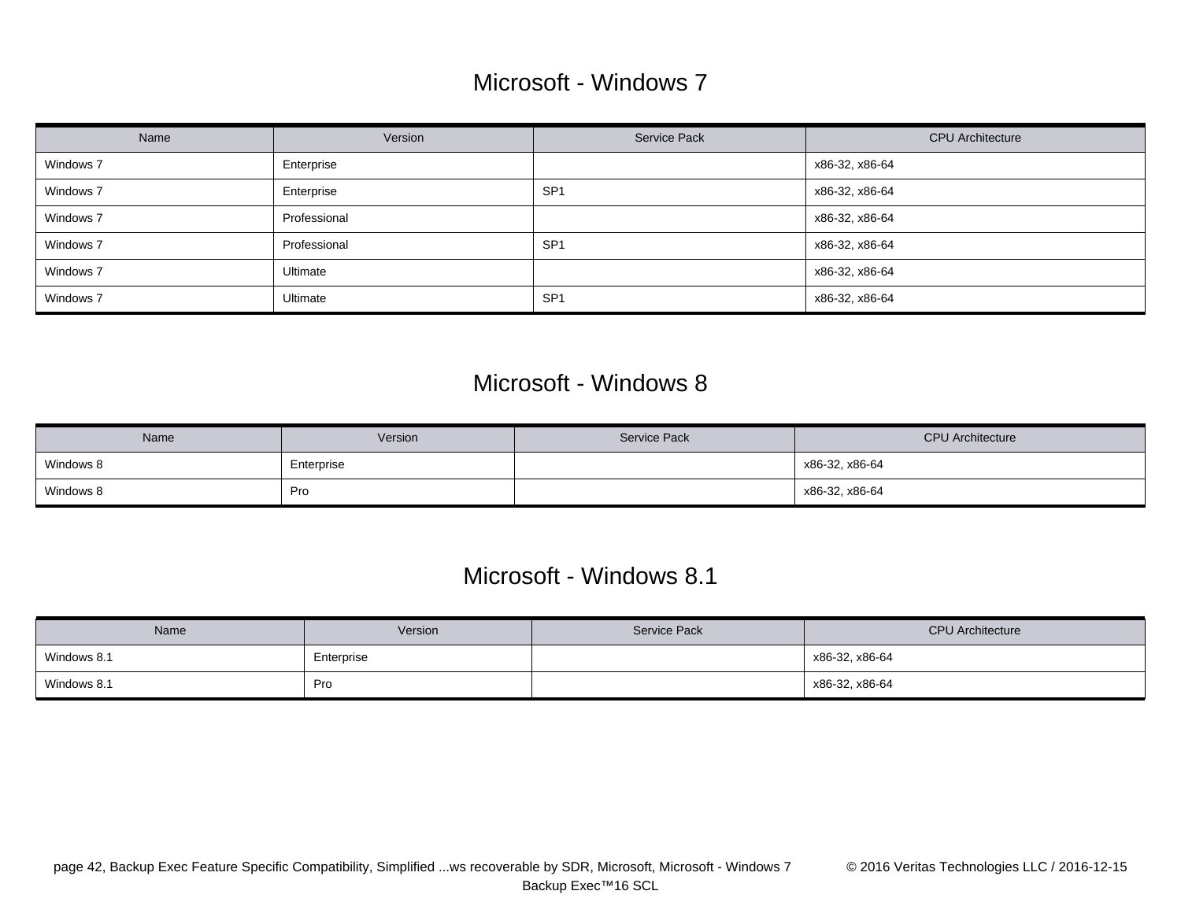# Microsoft - Windows 7

| Name | Version | Service Pack | CPU Architecture |
|---|---|---|---|
| Windows 7 | Enterprise | | x86-32, x86-64 |
| Windows 7 | Enterprise | SP1 | x86-32, x86-64 |
| Windows 7 | Professional | | x86-32, x86-64 |
| Windows 7 | Professional | SP1 | x86-32, x86-64 |
| Windows 7 | Ultimate | | x86-32, x86-64 |
| Windows 7 | Ultimate | SP1 | x86-32, x86-64 |

# Microsoft - Windows 8

| Name | Version | Service Pack | CPU Architecture |
|---|---|---|---|
| Windows 8 | Enterprise | | x86-32, x86-64 |
| Windows 8 | Pro | | x86-32, x86-64 |

# Microsoft - Windows 8.1

| Name | Version | Service Pack | CPU Architecture |
|---|---|---|---|
| Windows 8.1 | Enterprise | | x86-32, x86-64 |
| Windows 8.1 | Pro | | x86-32, x86-64 |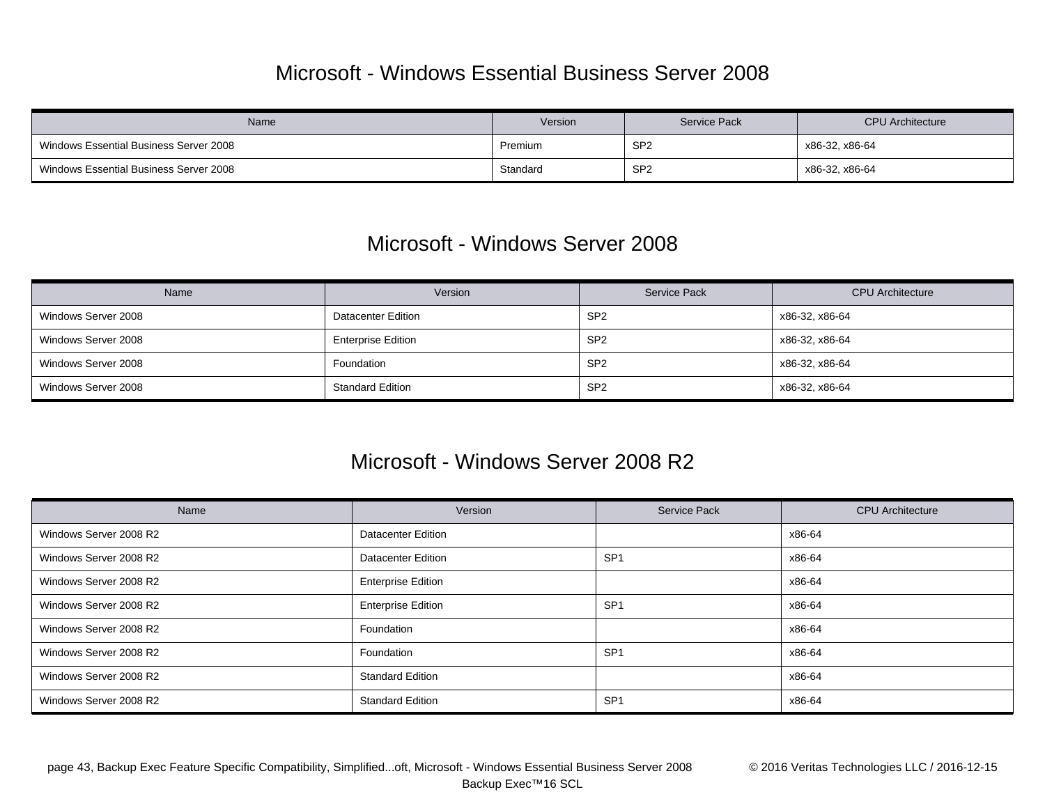## Microsoft - Windows Essential Business Server 2008

| Name | Version | Service Pack | CPU Architecture |
|---|---|---|---|
| Windows Essential Business Server 2008 | Premium | SP2 | x86-32, x86-64 |
| Windows Essential Business Server 2008 | Standard | SP2 | x86-32, x86-64 |

## Microsoft - Windows Server 2008

| Name | Version | Service Pack | CPU Architecture |
|---|---|---|---|
| Windows Server 2008 | Datacenter Edition | SP2 | x86-32, x86-64 |
| Windows Server 2008 | Enterprise Edition | SP2 | x86-32, x86-64 |
| Windows Server 2008 | Foundation | SP2 | x86-32, x86-64 |
| Windows Server 2008 | Standard Edition | SP2 | x86-32, x86-64 |

## Microsoft - Windows Server 2008 R2

| Name | Version | Service Pack | CPU Architecture |
|---|---|---|---|
| Windows Server 2008 R2 | Datacenter Edition | | x86-64 |
| Windows Server 2008 R2 | Datacenter Edition | SP1 | x86-64 |
| Windows Server 2008 R2 | Enterprise Edition | | x86-64 |
| Windows Server 2008 R2 | Enterprise Edition | SP1 | x86-64 |
| Windows Server 2008 R2 | Foundation | | x86-64 |
| Windows Server 2008 R2 | Foundation | SP1 | x86-64 |
| Windows Server 2008 R2 | Standard Edition | | x86-64 |
| Windows Server 2008 R2 | Standard Edition | SP1 | x86-64 |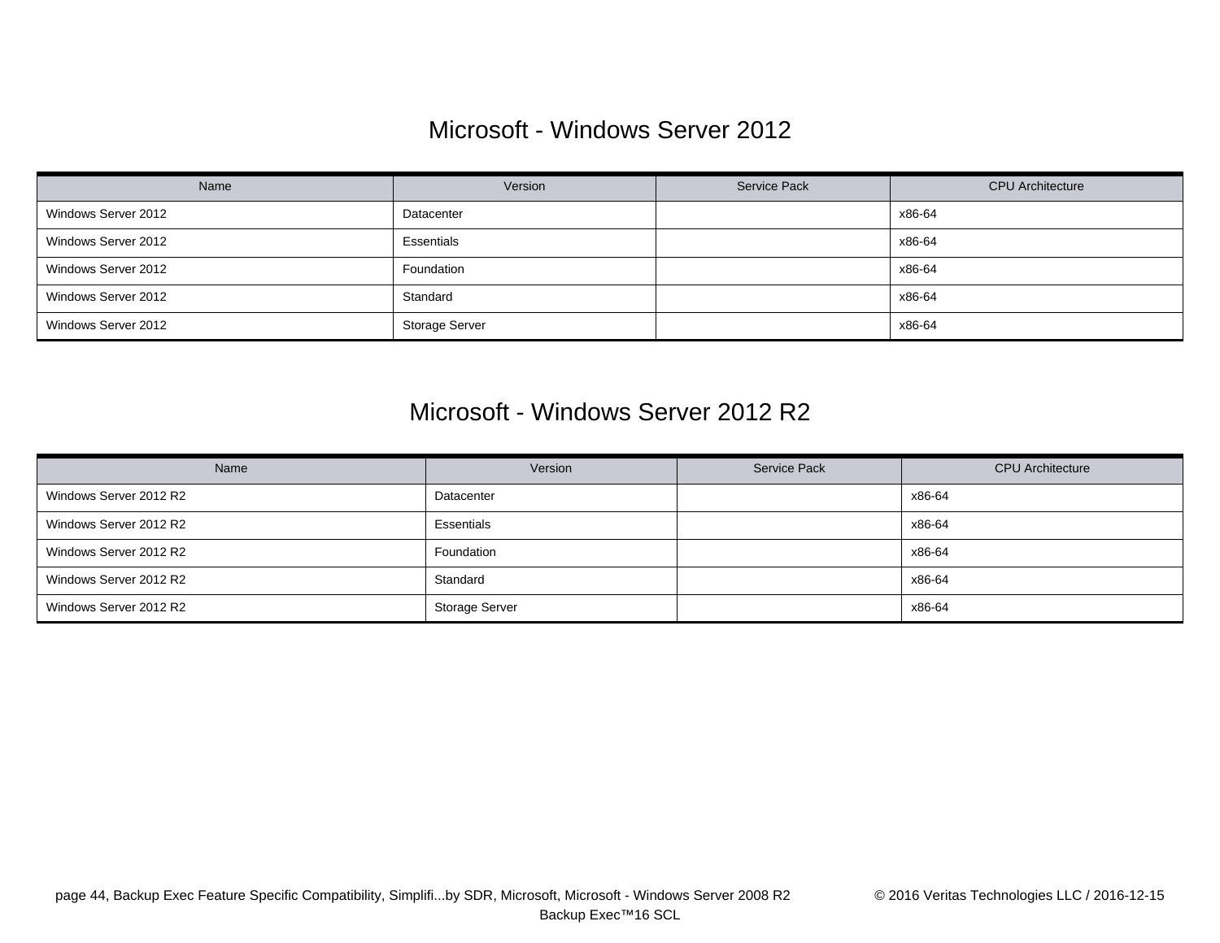## Microsoft - Windows Server 2012

| Name | Version | Service Pack | CPU Architecture |
|---|---|---|---|
| Windows Server 2012 | Datacenter | | x86-64 |
| Windows Server 2012 | Essentials | | x86-64 |
| Windows Server 2012 | Foundation | | x86-64 |
| Windows Server 2012 | Standard | | x86-64 |
| Windows Server 2012 | Storage Server | | x86-64 |

## Microsoft - Windows Server 2012 R2

| Name | Version | Service Pack | CPU Architecture |
|---|---|---|---|
| Windows Server 2012 R2 | Datacenter | | x86-64 |
| Windows Server 2012 R2 | Essentials | | x86-64 |
| Windows Server 2012 R2 | Foundation | | x86-64 |
| Windows Server 2012 R2 | Standard | | x86-64 |
| Windows Server 2012 R2 | Storage Server | | x86-64 |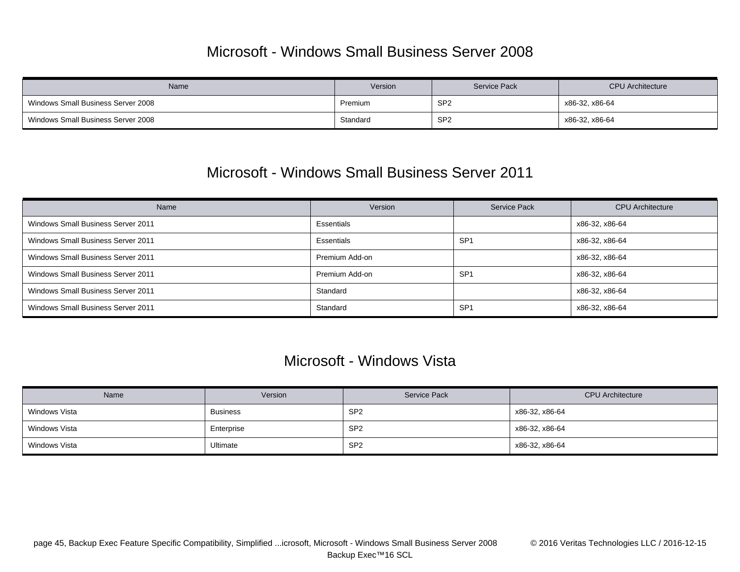## Microsoft - Windows Small Business Server 2008

| Name | Version | Service Pack | CPU Architecture |
|---|---|---|---|
| Windows Small Business Server 2008 | Premium | SP2 | x86-32, x86-64 |
| Windows Small Business Server 2008 | Standard | SP2 | x86-32, x86-64 |

## Microsoft - Windows Small Business Server 2011

| Name | Version | Service Pack | CPU Architecture |
|---|---|---|---|
| Windows Small Business Server 2011 | Essentials | | x86-32, x86-64 |
| Windows Small Business Server 2011 | Essentials | SP1 | x86-32, x86-64 |
| Windows Small Business Server 2011 | Premium Add-on | | x86-32, x86-64 |
| Windows Small Business Server 2011 | Premium Add-on | SP1 | x86-32, x86-64 |
| Windows Small Business Server 2011 | Standard | | x86-32, x86-64 |
| Windows Small Business Server 2011 | Standard | SP1 | x86-32, x86-64 |

## Microsoft - Windows Vista

| Name | Version | Service Pack | CPU Architecture |
|---|---|---|---|
| Windows Vista | Business | SP2 | x86-32, x86-64 |
| Windows Vista | Enterprise | SP2 | x86-32, x86-64 |
| Windows Vista | Ultimate | SP2 | x86-32, x86-64 |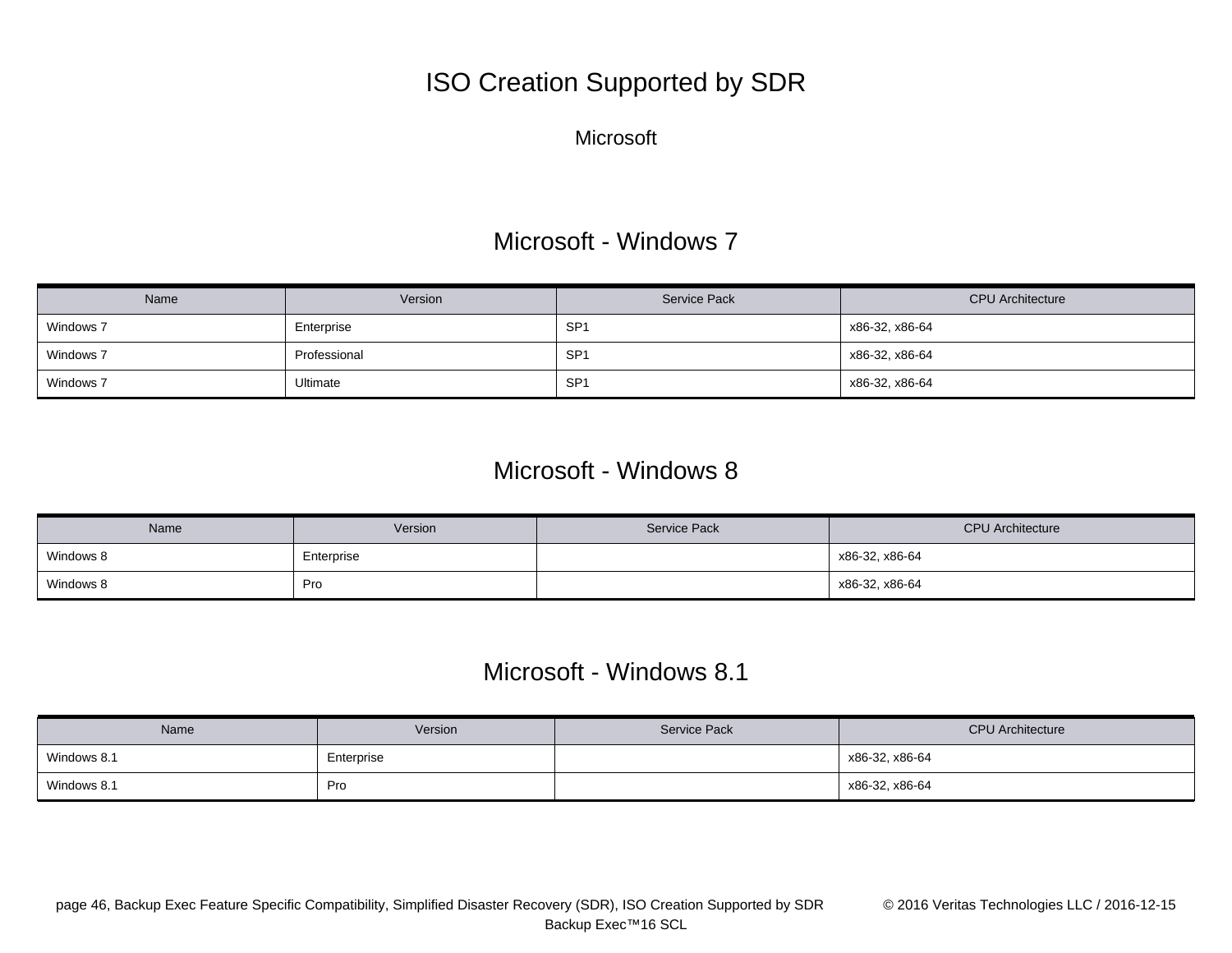# ISO Creation Supported by SDR

Microsoft

## Microsoft - Windows 7

| Name | Version | Service Pack | CPU Architecture |
|---|---|---|---|
| Windows 7 | Enterprise | SP1 | x86-32, x86-64 |
| Windows 7 | Professional | SP1 | x86-32, x86-64 |
| Windows 7 | Ultimate | SP1 | x86-32, x86-64 |

## Microsoft - Windows 8

| Name | Version | Service Pack | CPU Architecture |
|---|---|---|---|
| Windows 8 | Enterprise | | x86-32, x86-64 |
| Windows 8 | Pro | | x86-32, x86-64 |

## Microsoft - Windows 8.1

| Name | Version | Service Pack | CPU Architecture |
|---|---|---|---|
| Windows 8.1 | Enterprise | | x86-32, x86-64 |
| Windows 8.1 | Pro | | x86-32, x86-64 |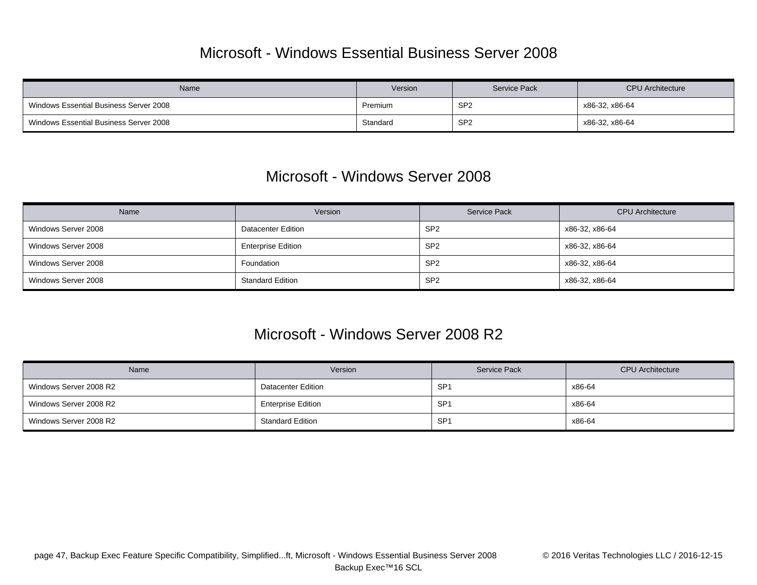## Microsoft - Windows Essential Business Server 2008

| Name | Version | Service Pack | CPU Architecture |
|---|---|---|---|
| Windows Essential Business Server 2008 | Premium | SP2 | x86-32, x86-64 |
| Windows Essential Business Server 2008 | Standard | SP2 | x86-32, x86-64 |

## Microsoft - Windows Server 2008

| Name | Version | Service Pack | CPU Architecture |
|---|---|---|---|
| Windows Server 2008 | Datacenter Edition | SP2 | x86-32, x86-64 |
| Windows Server 2008 | Enterprise Edition | SP2 | x86-32, x86-64 |
| Windows Server 2008 | Foundation | SP2 | x86-32, x86-64 |
| Windows Server 2008 | Standard Edition | SP2 | x86-32, x86-64 |

## Microsoft - Windows Server 2008 R2

| Name | Version | Service Pack | CPU Architecture |
|---|---|---|---|
| Windows Server 2008 R2 | Datacenter Edition | SP1 | x86-64 |
| Windows Server 2008 R2 | Enterprise Edition | SP1 | x86-64 |
| Windows Server 2008 R2 | Standard Edition | SP1 | x86-64 |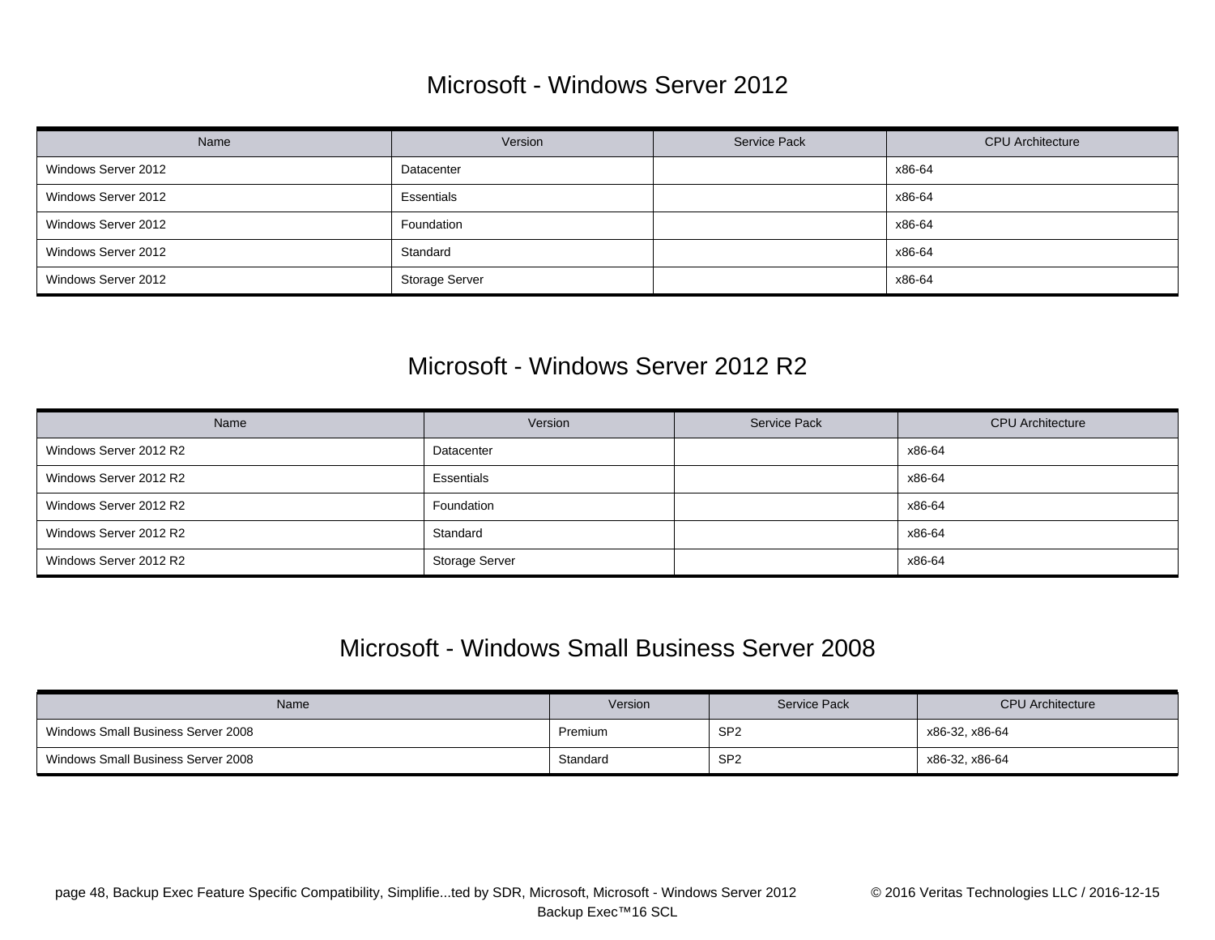## Microsoft - Windows Server 2012

| Name | Version | Service Pack | CPU Architecture |
|---|---|---|---|
| Windows Server 2012 | Datacenter | | x86-64 |
| Windows Server 2012 | Essentials | | x86-64 |
| Windows Server 2012 | Foundation | | x86-64 |
| Windows Server 2012 | Standard | | x86-64 |
| Windows Server 2012 | Storage Server | | x86-64 |

## Microsoft - Windows Server 2012 R2

| Name | Version | Service Pack | CPU Architecture |
|---|---|---|---|
| Windows Server 2012 R2 | Datacenter | | x86-64 |
| Windows Server 2012 R2 | Essentials | | x86-64 |
| Windows Server 2012 R2 | Foundation | | x86-64 |
| Windows Server 2012 R2 | Standard | | x86-64 |
| Windows Server 2012 R2 | Storage Server | | x86-64 |

## Microsoft - Windows Small Business Server 2008

| Name | Version | Service Pack | CPU Architecture |
|---|---|---|---|
| Windows Small Business Server 2008 | Premium | SP2 | x86-32, x86-64 |
| Windows Small Business Server 2008 | Standard | SP2 | x86-32, x86-64 |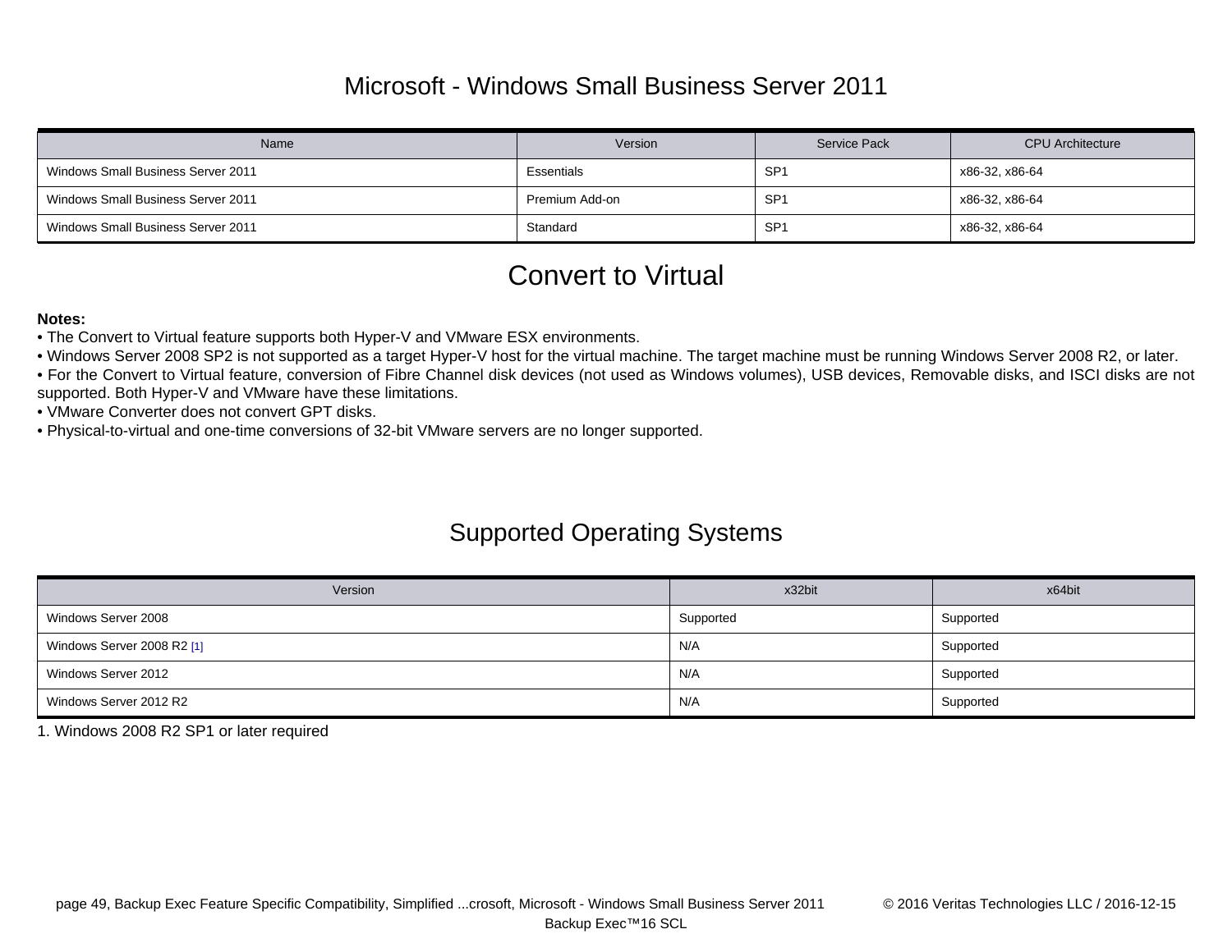## Microsoft - Windows Small Business Server 2011

| Name | Version | Service Pack | CPU Architecture |
|---|---|---|---|
| Windows Small Business Server 2011 | Essentials | SP1 | x86-32, x86-64 |
| Windows Small Business Server 2011 | Premium Add-on | SP1 | x86-32, x86-64 |
| Windows Small Business Server 2011 | Standard | SP1 | x86-32, x86-64 |

# Convert to Virtual

**Notes:**

- The Convert to Virtual feature supports both Hyper-V and VMware ESX environments.
- Windows Server 2008 SP2 is not supported as a target Hyper-V host for the virtual machine. The target machine must be running Windows Server 2008 R2, or later.
- For the Convert to Virtual feature, conversion of Fibre Channel disk devices (not used as Windows volumes), USB devices, Removable disks, and ISCI disks are not supported. Both Hyper-V and VMware have these limitations.
- VMware Converter does not convert GPT disks.
- Physical-to-virtual and one-time conversions of 32-bit VMware servers are no longer supported.

## Supported Operating Systems

| Version | x32bit | x64bit |
|---|---|---|
| Windows Server 2008 | Supported | Supported |
| Windows Server 2008 R2 [1] | N/A | Supported |
| Windows Server 2012 | N/A | Supported |
| Windows Server 2012 R2 | N/A | Supported |

1. Windows 2008 R2 SP1 or later required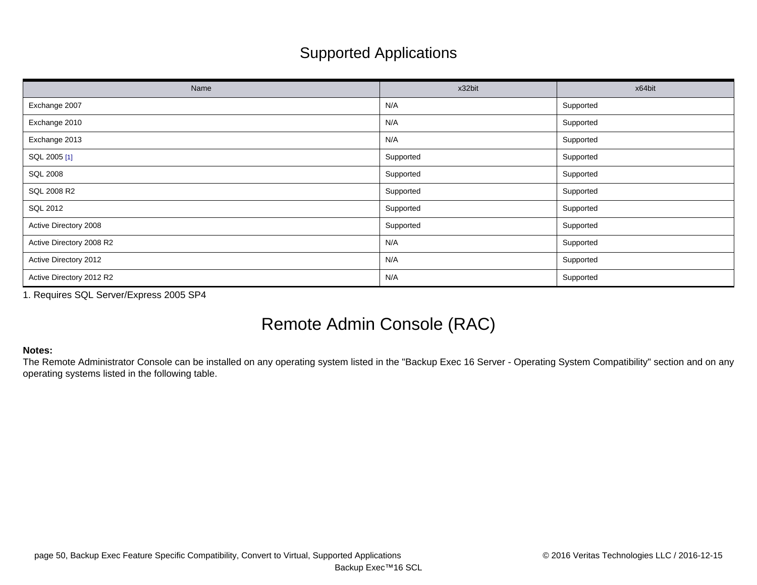## Supported Applications

| Name | x32bit | x64bit |
|---|---|---|
| Exchange 2007 | N/A | Supported |
| Exchange 2010 | N/A | Supported |
| Exchange 2013 | N/A | Supported |
| SQL 2005 [1] | Supported | Supported |
| SQL 2008 | Supported | Supported |
| SQL 2008 R2 | Supported | Supported |
| SQL 2012 | Supported | Supported |
| Active Directory 2008 | Supported | Supported |
| Active Directory 2008 R2 | N/A | Supported |
| Active Directory 2012 | N/A | Supported |
| Active Directory 2012 R2 | N/A | Supported |

1. Requires SQL Server/Express 2005 SP4

# Remote Admin Console (RAC)

**Notes:**
The Remote Administrator Console can be installed on any operating system listed in the "Backup Exec 16 Server - Operating System Compatibility" section and on any operating systems listed in the following table.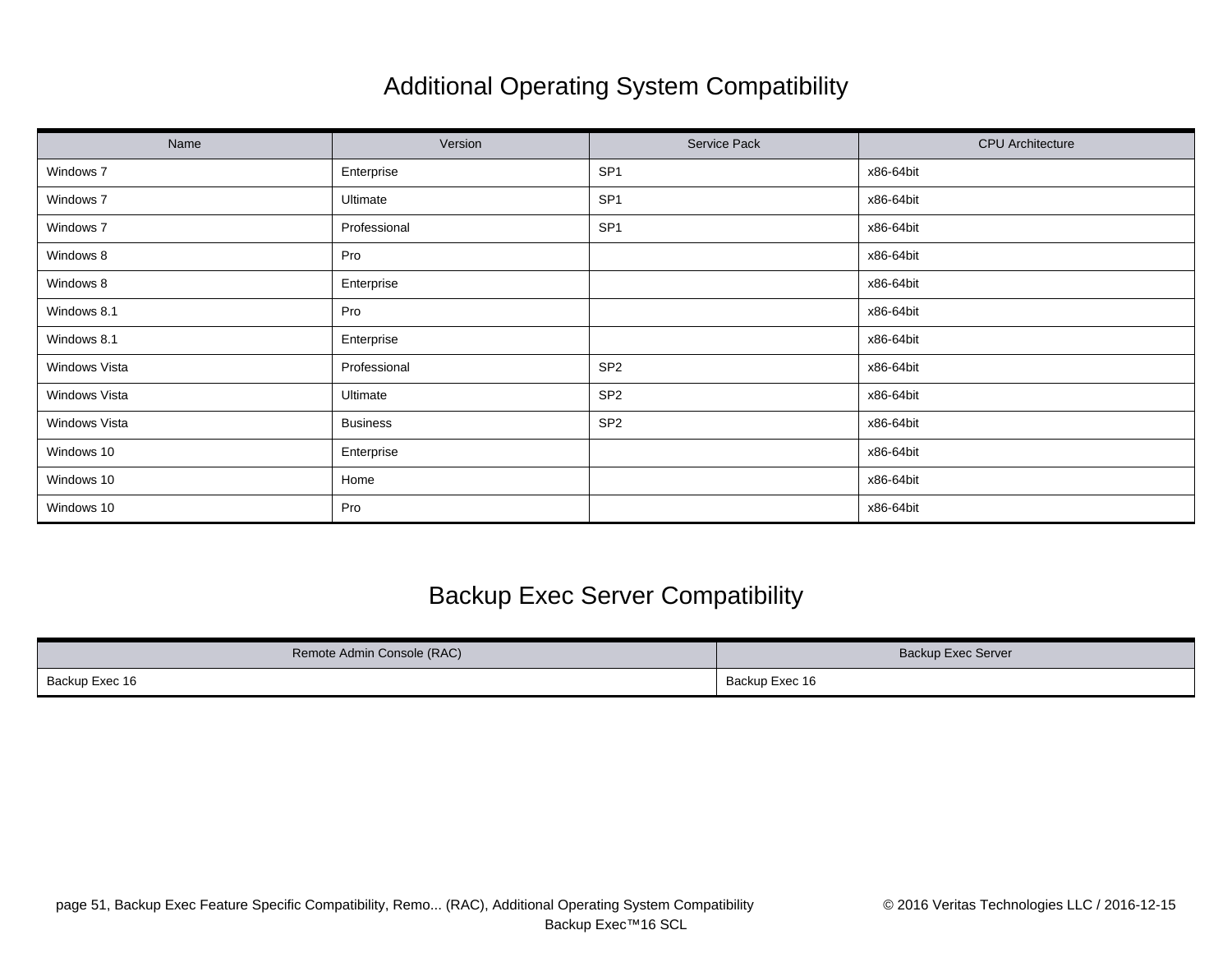## Additional Operating System Compatibility

| Name | Version | Service Pack | CPU Architecture |
|---|---|---|---|
| Windows 7 | Enterprise | SP1 | x86-64bit |
| Windows 7 | Ultimate | SP1 | x86-64bit |
| Windows 7 | Professional | SP1 | x86-64bit |
| Windows 8 | Pro | | x86-64bit |
| Windows 8 | Enterprise | | x86-64bit |
| Windows 8.1 | Pro | | x86-64bit |
| Windows 8.1 | Enterprise | | x86-64bit |
| Windows Vista | Professional | SP2 | x86-64bit |
| Windows Vista | Ultimate | SP2 | x86-64bit |
| Windows Vista | Business | SP2 | x86-64bit |
| Windows 10 | Enterprise | | x86-64bit |
| Windows 10 | Home | | x86-64bit |
| Windows 10 | Pro | | x86-64bit |

## Backup Exec Server Compatibility

| Remote Admin Console (RAC) | Backup Exec Server |
|---|---|
| Backup Exec 16 | Backup Exec 16 |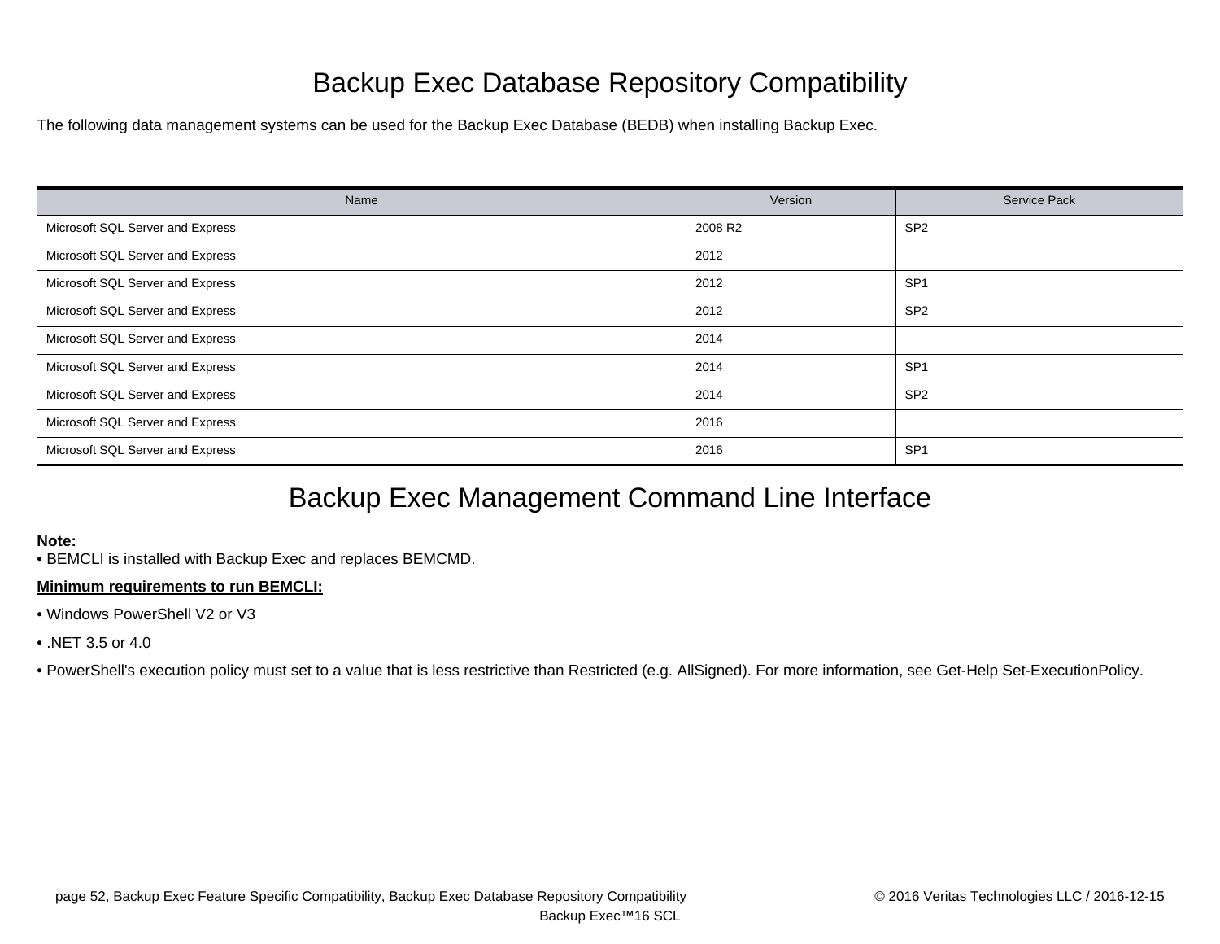# Backup Exec Database Repository Compatibility

The following data management systems can be used for the Backup Exec Database (BEDB) when installing Backup Exec.

| Name | Version | Service Pack |
|---|---|---|
| Microsoft SQL Server and Express | 2008 R2 | SP2 |
| Microsoft SQL Server and Express | 2012 | |
| Microsoft SQL Server and Express | 2012 | SP1 |
| Microsoft SQL Server and Express | 2012 | SP2 |
| Microsoft SQL Server and Express | 2014 | |
| Microsoft SQL Server and Express | 2014 | SP1 |
| Microsoft SQL Server and Express | 2014 | SP2 |
| Microsoft SQL Server and Express | 2016 | |
| Microsoft SQL Server and Express | 2016 | SP1 |

# Backup Exec Management Command Line Interface

**Note:**
• BEMCLI is installed with Backup Exec and replaces BEMCMD.

**Minimum requirements to run BEMCLI:**

• Windows PowerShell V2 or V3

• .NET 3.5 or 4.0

• PowerShell's execution policy must set to a value that is less restrictive than Restricted (e.g. AllSigned). For more information, see Get-Help Set-ExecutionPolicy.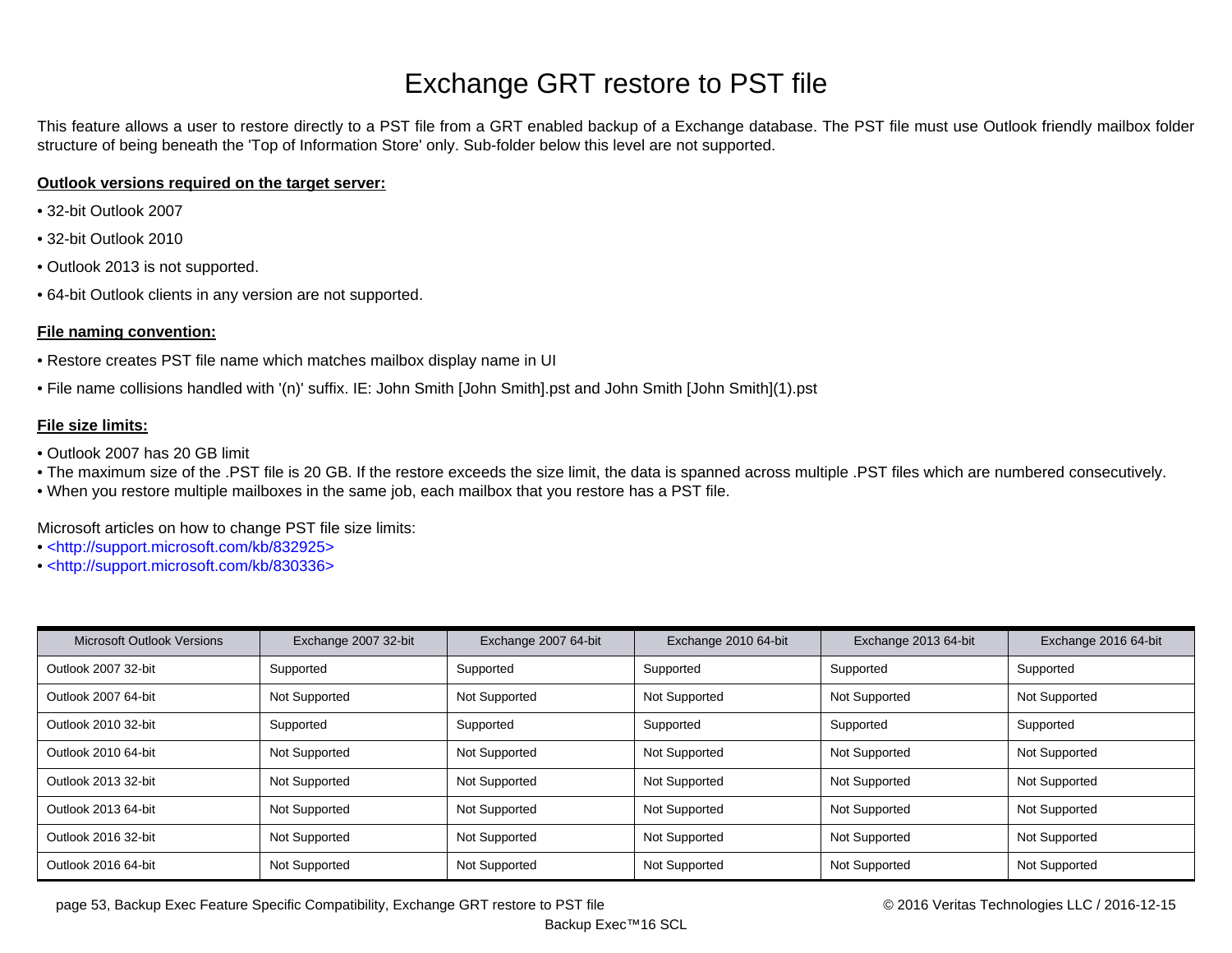# Exchange GRT restore to PST file

This feature allows a user to restore directly to a PST file from a GRT enabled backup of a Exchange database. The PST file must use Outlook friendly mailbox folder structure of being beneath the 'Top of Information Store' only. Sub-folder below this level are not supported.

**Outlook versions required on the target server:**

- 32-bit Outlook 2007
- 32-bit Outlook 2010
- Outlook 2013 is not supported.
- 64-bit Outlook clients in any version are not supported.

**File naming convention:**

- Restore creates PST file name which matches mailbox display name in UI
- File name collisions handled with '(n)' suffix. IE: John Smith [John Smith].pst and John Smith [John Smith](1).pst

**File size limits:**

- Outlook 2007 has 20 GB limit
- The maximum size of the .PST file is 20 GB. If the restore exceeds the size limit, the data is spanned across multiple .PST files which are numbered consecutively.
- When you restore multiple mailboxes in the same job, each mailbox that you restore has a PST file.

Microsoft articles on how to change PST file size limits:
- <http://support.microsoft.com/kb/832925>
- <http://support.microsoft.com/kb/830336>

| Microsoft Outlook Versions | Exchange 2007 32-bit | Exchange 2007 64-bit | Exchange 2010 64-bit | Exchange 2013 64-bit | Exchange 2016 64-bit |
|---|---|---|---|---|---|
| Outlook 2007 32-bit | Supported | Supported | Supported | Supported | Supported |
| Outlook 2007 64-bit | Not Supported | Not Supported | Not Supported | Not Supported | Not Supported |
| Outlook 2010 32-bit | Supported | Supported | Supported | Supported | Supported |
| Outlook 2010 64-bit | Not Supported | Not Supported | Not Supported | Not Supported | Not Supported |
| Outlook 2013 32-bit | Not Supported | Not Supported | Not Supported | Not Supported | Not Supported |
| Outlook 2013 64-bit | Not Supported | Not Supported | Not Supported | Not Supported | Not Supported |
| Outlook 2016 32-bit | Not Supported | Not Supported | Not Supported | Not Supported | Not Supported |
| Outlook 2016 64-bit | Not Supported | Not Supported | Not Supported | Not Supported | Not Supported |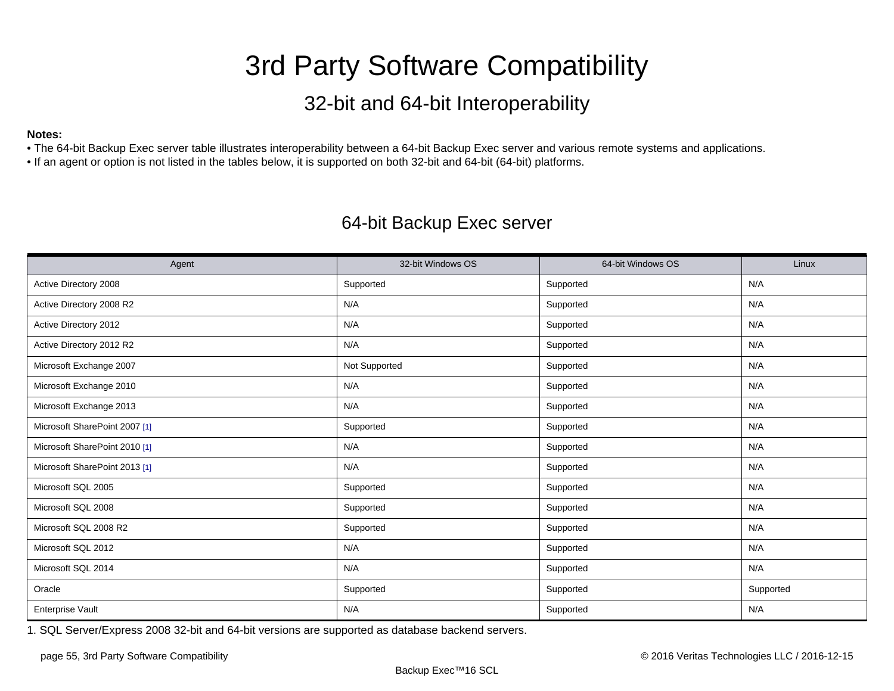# 3rd Party Software Compatibility

## 32-bit and 64-bit Interoperability

**Notes:**
- The 64-bit Backup Exec server table illustrates interoperability between a 64-bit Backup Exec server and various remote systems and applications.
- If an agent or option is not listed in the tables below, it is supported on both 32-bit and 64-bit (64-bit) platforms.

### 64-bit Backup Exec server

| Agent | 32-bit Windows OS | 64-bit Windows OS | Linux |
|---|---|---|---|
| Active Directory 2008 | Supported | Supported | N/A |
| Active Directory 2008 R2 | N/A | Supported | N/A |
| Active Directory 2012 | N/A | Supported | N/A |
| Active Directory 2012 R2 | N/A | Supported | N/A |
| Microsoft Exchange 2007 | Not Supported | Supported | N/A |
| Microsoft Exchange 2010 | N/A | Supported | N/A |
| Microsoft Exchange 2013 | N/A | Supported | N/A |
| Microsoft SharePoint 2007 [1] | Supported | Supported | N/A |
| Microsoft SharePoint 2010 [1] | N/A | Supported | N/A |
| Microsoft SharePoint 2013 [1] | N/A | Supported | N/A |
| Microsoft SQL 2005 | Supported | Supported | N/A |
| Microsoft SQL 2008 | Supported | Supported | N/A |
| Microsoft SQL 2008 R2 | Supported | Supported | N/A |
| Microsoft SQL 2012 | N/A | Supported | N/A |
| Microsoft SQL 2014 | N/A | Supported | N/A |
| Oracle | Supported | Supported | Supported |
| Enterprise Vault | N/A | Supported | N/A |

1. SQL Server/Express 2008 32-bit and 64-bit versions are supported as database backend servers.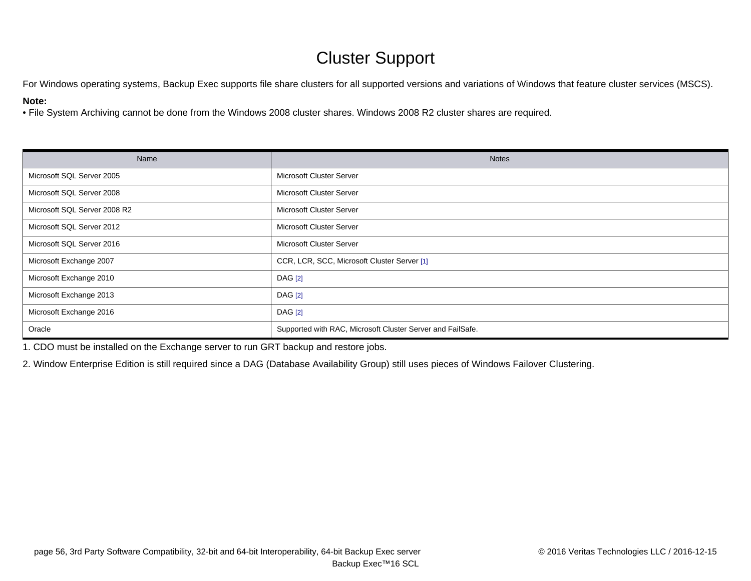# Cluster Support

For Windows operating systems, Backup Exec supports file share clusters for all supported versions and variations of Windows that feature cluster services (MSCS).

**Note:**
• File System Archiving cannot be done from the Windows 2008 cluster shares. Windows 2008 R2 cluster shares are required.

| Name | Notes |
|---|---|
| Microsoft SQL Server 2005 | Microsoft Cluster Server |
| Microsoft SQL Server 2008 | Microsoft Cluster Server |
| Microsoft SQL Server 2008 R2 | Microsoft Cluster Server |
| Microsoft SQL Server 2012 | Microsoft Cluster Server |
| Microsoft SQL Server 2016 | Microsoft Cluster Server |
| Microsoft Exchange 2007 | CCR, LCR, SCC, Microsoft Cluster Server [1] |
| Microsoft Exchange 2010 | DAG [2] |
| Microsoft Exchange 2013 | DAG [2] |
| Microsoft Exchange 2016 | DAG [2] |
| Oracle | Supported with RAC, Microsoft Cluster Server and FailSafe. |

1. CDO must be installed on the Exchange server to run GRT backup and restore jobs.

2. Window Enterprise Edition is still required since a DAG (Database Availability Group) still uses pieces of Windows Failover Clustering.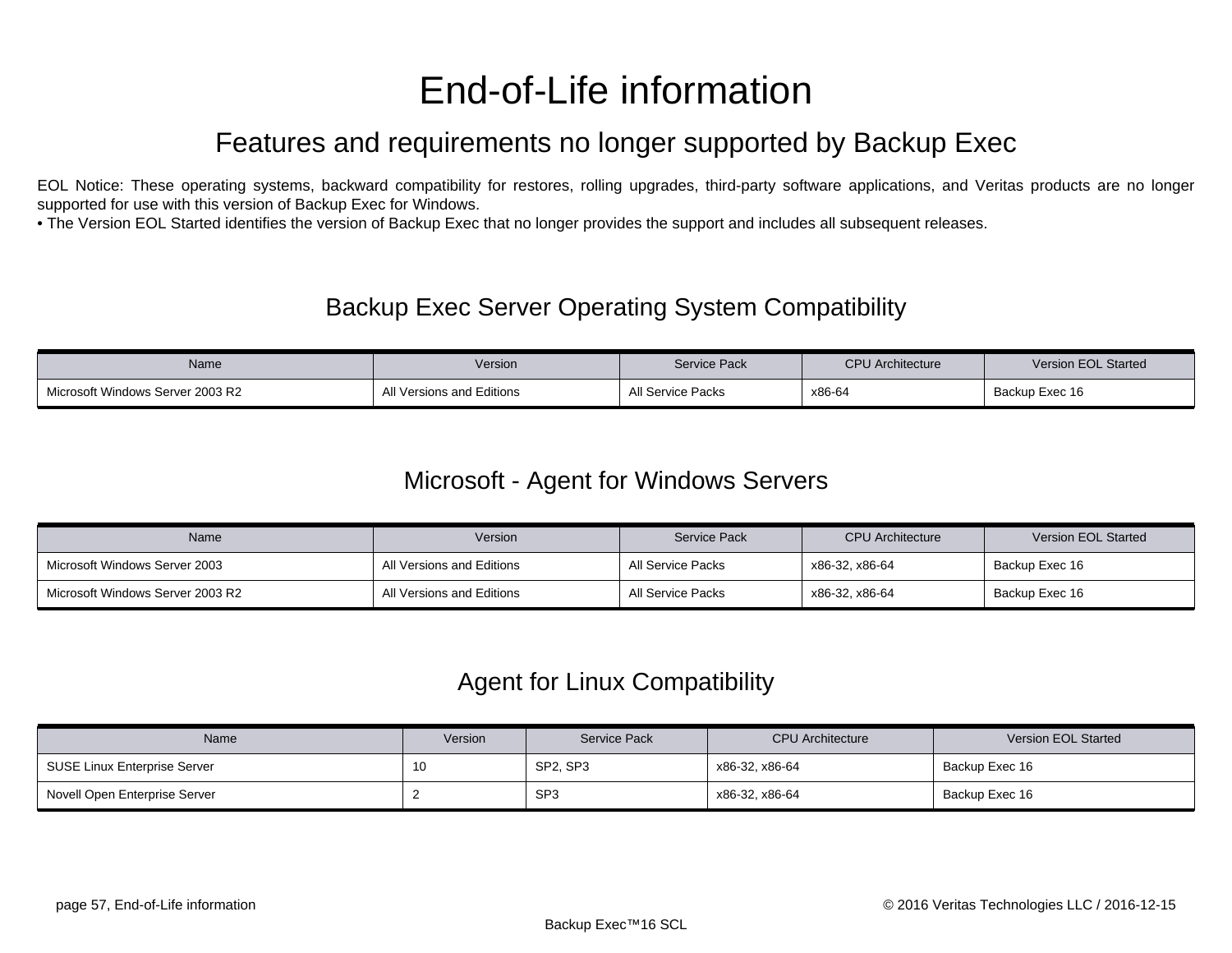# End-of-Life information

## Features and requirements no longer supported by Backup Exec

EOL Notice: These operating systems, backward compatibility for restores, rolling upgrades, third-party software applications, and Veritas products are no longer supported for use with this version of Backup Exec for Windows.
• The Version EOL Started identifies the version of Backup Exec that no longer provides the support and includes all subsequent releases.

### Backup Exec Server Operating System Compatibility

| Name | Version | Service Pack | CPU Architecture | Version EOL Started |
|---|---|---|---|---|
| Microsoft Windows Server 2003 R2 | All Versions and Editions | All Service Packs | x86-64 | Backup Exec 16 |

### Microsoft - Agent for Windows Servers

| Name | Version | Service Pack | CPU Architecture | Version EOL Started |
|---|---|---|---|---|
| Microsoft Windows Server 2003 | All Versions and Editions | All Service Packs | x86-32, x86-64 | Backup Exec 16 |
| Microsoft Windows Server 2003 R2 | All Versions and Editions | All Service Packs | x86-32, x86-64 | Backup Exec 16 |

### Agent for Linux Compatibility

| Name | Version | Service Pack | CPU Architecture | Version EOL Started |
|---|---|---|---|---|
| SUSE Linux Enterprise Server | 10 | SP2, SP3 | x86-32, x86-64 | Backup Exec 16 |
| Novell Open Enterprise Server | 2 | SP3 | x86-32, x86-64 | Backup Exec 16 |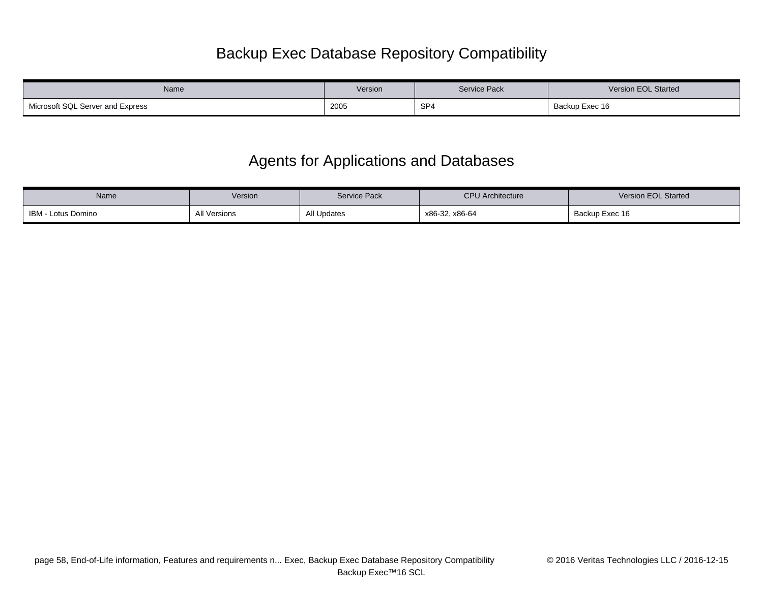## Backup Exec Database Repository Compatibility

| Name | Version | Service Pack | Version EOL Started |
|---|---|---|---|
| Microsoft SQL Server and Express | 2005 | SP4 | Backup Exec 16 |

## Agents for Applications and Databases

| Name | Version | Service Pack | CPU Architecture | Version EOL Started |
|---|---|---|---|---|
| IBM - Lotus Domino | All Versions | All Updates | x86-32, x86-64 | Backup Exec 16 |